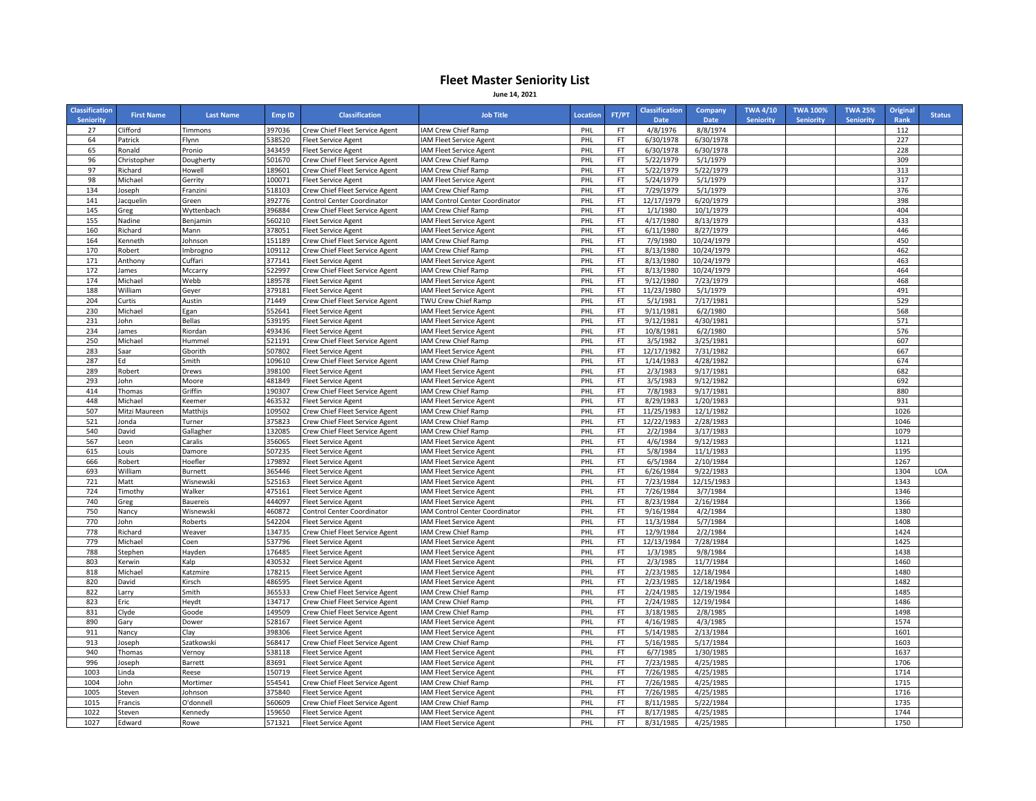# Fleet Master Seniority List

**June 14, 2021**

| Classification Seniority | First Name | Last Name | Emp ID | Classification | Job Title | Location | FT/PT | Classification Date | Company Date | TWA 4/10 Seniority | TWA 100% Seniority | TWA 25% Seniority | Original Rank | Status |
|---|---|---|---|---|---|---|---|---|---|---|---|---|---|---|
| 27 | Clifford | Timmons | 397036 | Crew Chief Fleet Service Agent | IAM Crew Chief Ramp | PHL | FT | 4/8/1976 | 8/8/1974 | | | | 112 | |
| 64 | Patrick | Flynn | 538520 | Fleet Service Agent | IAM Fleet Service Agent | PHL | FT | 6/30/1978 | 6/30/1978 | | | | 227 | |
| 65 | Ronald | Pronio | 343459 | Fleet Service Agent | IAM Fleet Service Agent | PHL | FT | 6/30/1978 | 6/30/1978 | | | | 228 | |
| 96 | Christopher | Dougherty | 501670 | Crew Chief Fleet Service Agent | IAM Crew Chief Ramp | PHL | FT | 5/22/1979 | 5/1/1979 | | | | 309 | |
| 97 | Richard | Howell | 189601 | Crew Chief Fleet Service Agent | IAM Crew Chief Ramp | PHL | FT | 5/22/1979 | 5/22/1979 | | | | 313 | |
| 98 | Michael | Gerrity | 100071 | Fleet Service Agent | IAM Fleet Service Agent | PHL | FT | 5/24/1979 | 5/1/1979 | | | | 317 | |
| 134 | Joseph | Franzini | 518103 | Crew Chief Fleet Service Agent | IAM Crew Chief Ramp | PHL | FT | 7/29/1979 | 5/1/1979 | | | | 376 | |
| 141 | Jacquelin | Green | 392776 | Control Center Coordinator | IAM Control Center Coordinator | PHL | FT | 12/17/1979 | 6/20/1979 | | | | 398 | |
| 145 | Greg | Wyttenbach | 396884 | Crew Chief Fleet Service Agent | IAM Crew Chief Ramp | PHL | FT | 1/1/1980 | 10/1/1979 | | | | 404 | |
| 155 | Nadine | Benjamin | 560210 | Fleet Service Agent | IAM Fleet Service Agent | PHL | FT | 4/17/1980 | 8/13/1979 | | | | 433 | |
| 160 | Richard | Mann | 378051 | Fleet Service Agent | IAM Fleet Service Agent | PHL | FT | 6/11/1980 | 8/27/1979 | | | | 446 | |
| 164 | Kenneth | Johnson | 151189 | Crew Chief Fleet Service Agent | IAM Crew Chief Ramp | PHL | FT | 7/9/1980 | 10/24/1979 | | | | 450 | |
| 170 | Robert | Imbrogno | 109112 | Crew Chief Fleet Service Agent | IAM Crew Chief Ramp | PHL | FT | 8/13/1980 | 10/24/1979 | | | | 462 | |
| 171 | Anthony | Cuffari | 377141 | Fleet Service Agent | IAM Fleet Service Agent | PHL | FT | 8/13/1980 | 10/24/1979 | | | | 463 | |
| 172 | James | Mccarry | 522997 | Crew Chief Fleet Service Agent | IAM Crew Chief Ramp | PHL | FT | 8/13/1980 | 10/24/1979 | | | | 464 | |
| 174 | Michael | Webb | 189578 | Fleet Service Agent | IAM Fleet Service Agent | PHL | FT | 9/12/1980 | 7/23/1979 | | | | 468 | |
| 188 | William | Geyer | 379181 | Fleet Service Agent | IAM Fleet Service Agent | PHL | FT | 11/23/1980 | 5/1/1979 | | | | 491 | |
| 204 | Curtis | Austin | 71449 | Crew Chief Fleet Service Agent | TWU Crew Chief Ramp | PHL | FT | 5/1/1981 | 7/17/1981 | | | | 529 | |
| 230 | Michael | Egan | 552641 | Fleet Service Agent | IAM Fleet Service Agent | PHL | FT | 9/11/1981 | 6/2/1980 | | | | 568 | |
| 231 | John | Bellas | 539195 | Fleet Service Agent | IAM Fleet Service Agent | PHL | FT | 9/12/1981 | 4/30/1981 | | | | 571 | |
| 234 | James | Riordan | 493436 | Fleet Service Agent | IAM Fleet Service Agent | PHL | FT | 10/8/1981 | 6/2/1980 | | | | 576 | |
| 250 | Michael | Hummel | 521191 | Crew Chief Fleet Service Agent | IAM Crew Chief Ramp | PHL | FT | 3/5/1982 | 3/25/1981 | | | | 607 | |
| 283 | Saar | Gborith | 507802 | Fleet Service Agent | IAM Fleet Service Agent | PHL | FT | 12/17/1982 | 7/31/1982 | | | | 667 | |
| 287 | Ed | Smith | 109610 | Crew Chief Fleet Service Agent | IAM Crew Chief Ramp | PHL | FT | 1/14/1983 | 4/28/1982 | | | | 674 | |
| 289 | Robert | Drews | 398100 | Fleet Service Agent | IAM Fleet Service Agent | PHL | FT | 2/3/1983 | 9/17/1981 | | | | 682 | |
| 293 | John | Moore | 481849 | Fleet Service Agent | IAM Fleet Service Agent | PHL | FT | 3/5/1983 | 9/12/1982 | | | | 692 | |
| 414 | Thomas | Griffin | 190307 | Crew Chief Fleet Service Agent | IAM Crew Chief Ramp | PHL | FT | 7/8/1983 | 9/17/1981 | | | | 880 | |
| 448 | Michael | Keemer | 463532 | Fleet Service Agent | IAM Fleet Service Agent | PHL | FT | 8/29/1983 | 1/20/1983 | | | | 931 | |
| 507 | Mitzi Maureen | Matthijs | 109502 | Crew Chief Fleet Service Agent | IAM Crew Chief Ramp | PHL | FT | 11/25/1983 | 12/1/1982 | | | | 1026 | |
| 521 | Jonda | Turner | 375823 | Crew Chief Fleet Service Agent | IAM Crew Chief Ramp | PHL | FT | 12/22/1983 | 2/28/1983 | | | | 1046 | |
| 540 | David | Gallagher | 132085 | Crew Chief Fleet Service Agent | IAM Crew Chief Ramp | PHL | FT | 2/2/1984 | 3/17/1983 | | | | 1079 | |
| 567 | Leon | Caralis | 356065 | Fleet Service Agent | IAM Fleet Service Agent | PHL | FT | 4/6/1984 | 9/12/1983 | | | | 1121 | |
| 615 | Louis | Damore | 507235 | Fleet Service Agent | IAM Fleet Service Agent | PHL | FT | 5/8/1984 | 11/1/1983 | | | | 1195 | |
| 666 | Robert | Hoefler | 179892 | Fleet Service Agent | IAM Fleet Service Agent | PHL | FT | 6/5/1984 | 2/10/1984 | | | | 1267 | |
| 693 | William | Burnett | 365446 | Fleet Service Agent | IAM Fleet Service Agent | PHL | FT | 6/26/1984 | 9/22/1983 | | | | 1304 | LOA |
| 721 | Matt | Wisnewski | 525163 | Fleet Service Agent | IAM Fleet Service Agent | PHL | FT | 7/23/1984 | 12/15/1983 | | | | 1343 | |
| 724 | Timothy | Walker | 475161 | Fleet Service Agent | IAM Fleet Service Agent | PHL | FT | 7/26/1984 | 3/7/1984 | | | | 1346 | |
| 740 | Greg | Bauereis | 444097 | Fleet Service Agent | IAM Fleet Service Agent | PHL | FT | 8/23/1984 | 2/16/1984 | | | | 1366 | |
| 750 | Nancy | Wisnewski | 460872 | Control Center Coordinator | IAM Control Center Coordinator | PHL | FT | 9/16/1984 | 4/2/1984 | | | | 1380 | |
| 770 | John | Roberts | 542204 | Fleet Service Agent | IAM Fleet Service Agent | PHL | FT | 11/3/1984 | 5/7/1984 | | | | 1408 | |
| 778 | Richard | Weaver | 134735 | Crew Chief Fleet Service Agent | IAM Crew Chief Ramp | PHL | FT | 12/9/1984 | 2/2/1984 | | | | 1424 | |
| 779 | Michael | Coen | 537796 | Fleet Service Agent | IAM Fleet Service Agent | PHL | FT | 12/13/1984 | 7/28/1984 | | | | 1425 | |
| 788 | Stephen | Hayden | 176485 | Fleet Service Agent | IAM Fleet Service Agent | PHL | FT | 1/3/1985 | 9/8/1984 | | | | 1438 | |
| 803 | Kerwin | Kalp | 430532 | Fleet Service Agent | IAM Fleet Service Agent | PHL | FT | 2/3/1985 | 11/7/1984 | | | | 1460 | |
| 818 | Michael | Katzmire | 178215 | Fleet Service Agent | IAM Fleet Service Agent | PHL | FT | 2/23/1985 | 12/18/1984 | | | | 1480 | |
| 820 | David | Kirsch | 486595 | Fleet Service Agent | IAM Fleet Service Agent | PHL | FT | 2/23/1985 | 12/18/1984 | | | | 1482 | |
| 822 | Larry | Smith | 365533 | Crew Chief Fleet Service Agent | IAM Crew Chief Ramp | PHL | FT | 2/24/1985 | 12/19/1984 | | | | 1485 | |
| 823 | Eric | Heydt | 134717 | Crew Chief Fleet Service Agent | IAM Crew Chief Ramp | PHL | FT | 2/24/1985 | 12/19/1984 | | | | 1486 | |
| 831 | Clyde | Goode | 149509 | Crew Chief Fleet Service Agent | IAM Crew Chief Ramp | PHL | FT | 3/18/1985 | 2/8/1985 | | | | 1498 | |
| 890 | Gary | Dower | 528167 | Fleet Service Agent | IAM Fleet Service Agent | PHL | FT | 4/16/1985 | 4/3/1985 | | | | 1574 | |
| 911 | Nancy | Clay | 398306 | Fleet Service Agent | IAM Fleet Service Agent | PHL | FT | 5/14/1985 | 2/13/1984 | | | | 1601 | |
| 913 | Joseph | Szatkowski | 568417 | Crew Chief Fleet Service Agent | IAM Crew Chief Ramp | PHL | FT | 5/16/1985 | 5/17/1984 | | | | 1603 | |
| 940 | Thomas | Vernoy | 538118 | Fleet Service Agent | IAM Fleet Service Agent | PHL | FT | 6/7/1985 | 1/30/1985 | | | | 1637 | |
| 996 | Joseph | Barrett | 83691 | Fleet Service Agent | IAM Fleet Service Agent | PHL | FT | 7/23/1985 | 4/25/1985 | | | | 1706 | |
| 1003 | Linda | Reese | 150719 | Fleet Service Agent | IAM Fleet Service Agent | PHL | FT | 7/26/1985 | 4/25/1985 | | | | 1714 | |
| 1004 | John | Mortimer | 554541 | Crew Chief Fleet Service Agent | IAM Crew Chief Ramp | PHL | FT | 7/26/1985 | 4/25/1985 | | | | 1715 | |
| 1005 | Steven | Johnson | 375840 | Fleet Service Agent | IAM Fleet Service Agent | PHL | FT | 7/26/1985 | 4/25/1985 | | | | 1716 | |
| 1015 | Francis | O'donnell | 560609 | Crew Chief Fleet Service Agent | IAM Crew Chief Ramp | PHL | FT | 8/11/1985 | 5/22/1984 | | | | 1735 | |
| 1022 | Steven | Kennedy | 159650 | Fleet Service Agent | IAM Fleet Service Agent | PHL | FT | 8/17/1985 | 4/25/1985 | | | | 1744 | |
| 1027 | Edward | Rowe | 571321 | Fleet Service Agent | IAM Fleet Service Agent | PHL | FT | 8/31/1985 | 4/25/1985 | | | | 1750 | |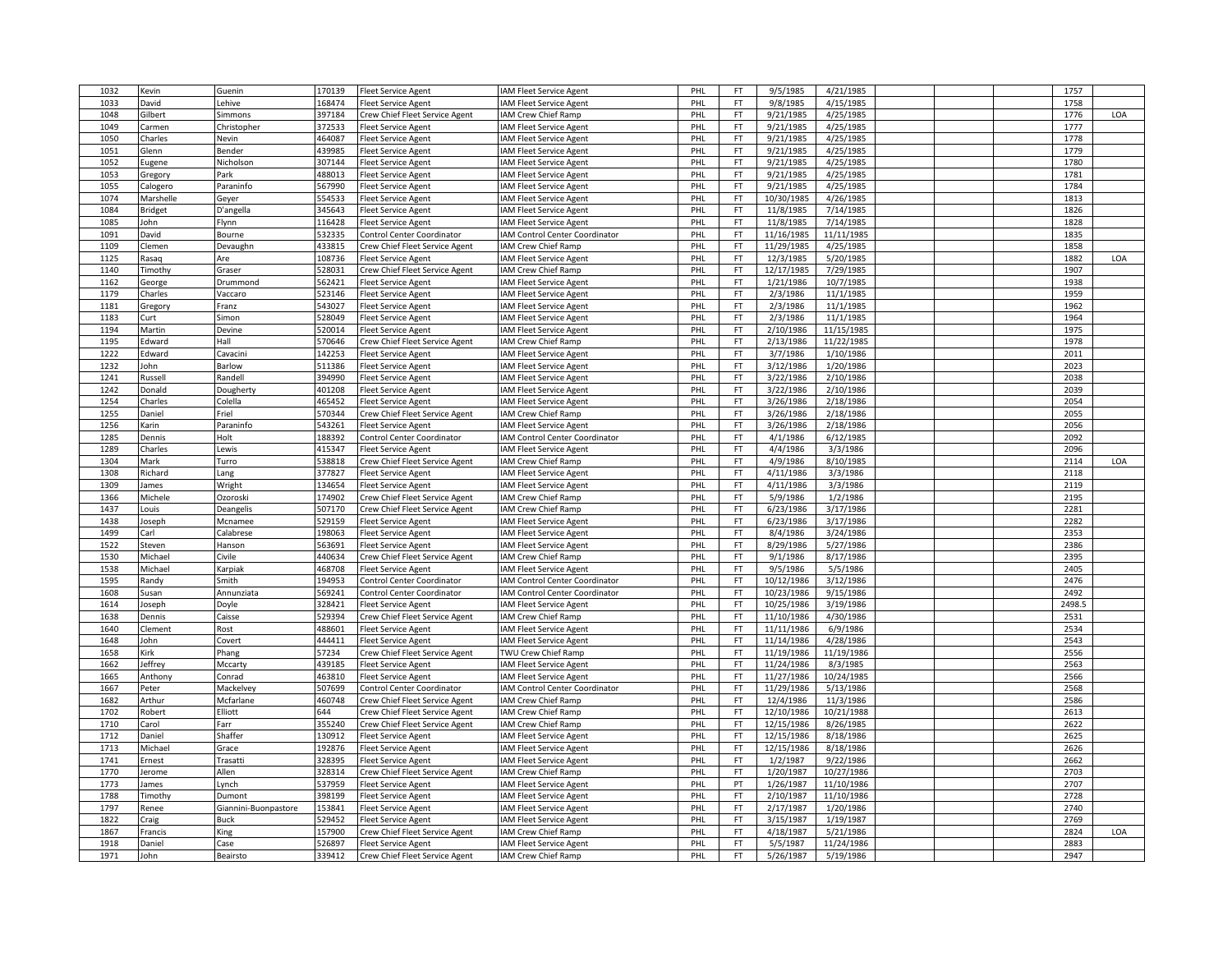| 1032 | Kevin | Guenin | 170139 | Fleet Service Agent | IAM Fleet Service Agent | PHL | FT | 9/5/1985 | 4/21/1985 | | | | 1757 | |
|---|---|---|---|---|---|---|---|---|---|---|---|---|---|---|
| 1033 | David | Lehive | 168474 | Fleet Service Agent | IAM Fleet Service Agent | PHL | FT | 9/8/1985 | 4/15/1985 | | | | 1758 | |
| 1048 | Gilbert | Simmons | 397184 | Crew Chief Fleet Service Agent | IAM Crew Chief Ramp | PHL | FT | 9/21/1985 | 4/25/1985 | | | | 1776 | LOA |
| 1049 | Carmen | Christopher | 372533 | Fleet Service Agent | IAM Fleet Service Agent | PHL | FT | 9/21/1985 | 4/25/1985 | | | | 1777 | |
| 1050 | Charles | Nevin | 464087 | Fleet Service Agent | IAM Fleet Service Agent | PHL | FT | 9/21/1985 | 4/25/1985 | | | | 1778 | |
| 1051 | Glenn | Bender | 439985 | Fleet Service Agent | IAM Fleet Service Agent | PHL | FT | 9/21/1985 | 4/25/1985 | | | | 1779 | |
| 1052 | Eugene | Nicholson | 307144 | Fleet Service Agent | IAM Fleet Service Agent | PHL | FT | 9/21/1985 | 4/25/1985 | | | | 1780 | |
| 1053 | Gregory | Park | 488013 | Fleet Service Agent | IAM Fleet Service Agent | PHL | FT | 9/21/1985 | 4/25/1985 | | | | 1781 | |
| 1055 | Calogero | Paraninfo | 567990 | Fleet Service Agent | IAM Fleet Service Agent | PHL | FT | 9/21/1985 | 4/25/1985 | | | | 1784 | |
| 1074 | Marshelle | Geyer | 554533 | Fleet Service Agent | IAM Fleet Service Agent | PHL | FT | 10/30/1985 | 4/26/1985 | | | | 1813 | |
| 1084 | Bridget | D'angella | 345643 | Fleet Service Agent | IAM Fleet Service Agent | PHL | FT | 11/8/1985 | 7/14/1985 | | | | 1826 | |
| 1085 | John | Flynn | 116428 | Fleet Service Agent | IAM Fleet Service Agent | PHL | FT | 11/8/1985 | 7/14/1985 | | | | 1828 | |
| 1091 | David | Bourne | 532335 | Control Center Coordinator | IAM Control Center Coordinator | PHL | FT | 11/16/1985 | 11/11/1985 | | | | 1835 | |
| 1109 | Clemen | Devaughn | 433815 | Crew Chief Fleet Service Agent | IAM Crew Chief Ramp | PHL | FT | 11/29/1985 | 4/25/1985 | | | | 1858 | |
| 1125 | Rasaq | Are | 108736 | Fleet Service Agent | IAM Fleet Service Agent | PHL | FT | 12/3/1985 | 5/20/1985 | | | | 1882 | LOA |
| 1140 | Timothy | Graser | 528031 | Crew Chief Fleet Service Agent | IAM Crew Chief Ramp | PHL | FT | 12/17/1985 | 7/29/1985 | | | | 1907 | |
| 1162 | George | Drummond | 562421 | Fleet Service Agent | IAM Fleet Service Agent | PHL | FT | 1/21/1986 | 10/7/1985 | | | | 1938 | |
| 1179 | Charles | Vaccaro | 523146 | Fleet Service Agent | IAM Fleet Service Agent | PHL | FT | 2/3/1986 | 11/1/1985 | | | | 1959 | |
| 1181 | Gregory | Franz | 543027 | Fleet Service Agent | IAM Fleet Service Agent | PHL | FT | 2/3/1986 | 11/1/1985 | | | | 1962 | |
| 1183 | Curt | Simon | 528049 | Fleet Service Agent | IAM Fleet Service Agent | PHL | FT | 2/3/1986 | 11/1/1985 | | | | 1964 | |
| 1194 | Martin | Devine | 520014 | Fleet Service Agent | IAM Fleet Service Agent | PHL | FT | 2/10/1986 | 11/15/1985 | | | | 1975 | |
| 1195 | Edward | Hall | 570646 | Crew Chief Fleet Service Agent | IAM Crew Chief Ramp | PHL | FT | 2/13/1986 | 11/22/1985 | | | | 1978 | |
| 1222 | Edward | Cavacini | 142253 | Fleet Service Agent | IAM Fleet Service Agent | PHL | FT | 3/7/1986 | 1/10/1986 | | | | 2011 | |
| 1232 | John | Barlow | 511386 | Fleet Service Agent | IAM Fleet Service Agent | PHL | FT | 3/12/1986 | 1/20/1986 | | | | 2023 | |
| 1241 | Russell | Randell | 394990 | Fleet Service Agent | IAM Fleet Service Agent | PHL | FT | 3/22/1986 | 2/10/1986 | | | | 2038 | |
| 1242 | Donald | Dougherty | 401208 | Fleet Service Agent | IAM Fleet Service Agent | PHL | FT | 3/22/1986 | 2/10/1986 | | | | 2039 | |
| 1254 | Charles | Colella | 465452 | Fleet Service Agent | IAM Fleet Service Agent | PHL | FT | 3/26/1986 | 2/18/1986 | | | | 2054 | |
| 1255 | Daniel | Friel | 570344 | Crew Chief Fleet Service Agent | IAM Crew Chief Ramp | PHL | FT | 3/26/1986 | 2/18/1986 | | | | 2055 | |
| 1256 | Karin | Paraninfo | 543261 | Fleet Service Agent | IAM Fleet Service Agent | PHL | FT | 3/26/1986 | 2/18/1986 | | | | 2056 | |
| 1285 | Dennis | Holt | 188392 | Control Center Coordinator | IAM Control Center Coordinator | PHL | FT | 4/1/1986 | 6/12/1985 | | | | 2092 | |
| 1289 | Charles | Lewis | 415347 | Fleet Service Agent | IAM Fleet Service Agent | PHL | FT | 4/4/1986 | 3/3/1986 | | | | 2096 | |
| 1304 | Mark | Turro | 538818 | Crew Chief Fleet Service Agent | IAM Crew Chief Ramp | PHL | FT | 4/9/1986 | 8/10/1985 | | | | 2114 | LOA |
| 1308 | Richard | Lang | 377827 | Fleet Service Agent | IAM Fleet Service Agent | PHL | FT | 4/11/1986 | 3/3/1986 | | | | 2118 | |
| 1309 | James | Wright | 134654 | Fleet Service Agent | IAM Fleet Service Agent | PHL | FT | 4/11/1986 | 3/3/1986 | | | | 2119 | |
| 1366 | Michele | Ozoroski | 174902 | Crew Chief Fleet Service Agent | IAM Crew Chief Ramp | PHL | FT | 5/9/1986 | 1/2/1986 | | | | 2195 | |
| 1437 | Louis | Deangelis | 507170 | Crew Chief Fleet Service Agent | IAM Crew Chief Ramp | PHL | FT | 6/23/1986 | 3/17/1986 | | | | 2281 | |
| 1438 | Joseph | Mcnamee | 529159 | Fleet Service Agent | IAM Fleet Service Agent | PHL | FT | 6/23/1986 | 3/17/1986 | | | | 2282 | |
| 1499 | Carl | Calabrese | 198063 | Fleet Service Agent | IAM Fleet Service Agent | PHL | FT | 8/4/1986 | 3/24/1986 | | | | 2353 | |
| 1522 | Steven | Hanson | 563691 | Fleet Service Agent | IAM Fleet Service Agent | PHL | FT | 8/29/1986 | 5/27/1986 | | | | 2386 | |
| 1530 | Michael | Civile | 440634 | Crew Chief Fleet Service Agent | IAM Crew Chief Ramp | PHL | FT | 9/1/1986 | 8/17/1986 | | | | 2395 | |
| 1538 | Michael | Karpiak | 468708 | Fleet Service Agent | IAM Fleet Service Agent | PHL | FT | 9/5/1986 | 5/5/1986 | | | | 2405 | |
| 1595 | Randy | Smith | 194953 | Control Center Coordinator | IAM Control Center Coordinator | PHL | FT | 10/12/1986 | 3/12/1986 | | | | 2476 | |
| 1608 | Susan | Annunziata | 569241 | Control Center Coordinator | IAM Control Center Coordinator | PHL | FT | 10/23/1986 | 9/15/1986 | | | | 2492 | |
| 1614 | Joseph | Doyle | 328421 | Fleet Service Agent | IAM Fleet Service Agent | PHL | FT | 10/25/1986 | 3/19/1986 | | | | 2498.5 | |
| 1638 | Dennis | Caisse | 529394 | Crew Chief Fleet Service Agent | IAM Crew Chief Ramp | PHL | FT | 11/10/1986 | 4/30/1986 | | | | 2531 | |
| 1640 | Clement | Rost | 488601 | Fleet Service Agent | IAM Fleet Service Agent | PHL | FT | 11/11/1986 | 6/9/1986 | | | | 2534 | |
| 1648 | John | Covert | 444411 | Fleet Service Agent | IAM Fleet Service Agent | PHL | FT | 11/14/1986 | 4/28/1986 | | | | 2543 | |
| 1658 | Kirk | Phang | 57234 | Crew Chief Fleet Service Agent | TWU Crew Chief Ramp | PHL | FT | 11/19/1986 | 11/19/1986 | | | | 2556 | |
| 1662 | Jeffrey | Mccarty | 439185 | Fleet Service Agent | IAM Fleet Service Agent | PHL | FT | 11/24/1986 | 8/3/1985 | | | | 2563 | |
| 1665 | Anthony | Conrad | 463810 | Fleet Service Agent | IAM Fleet Service Agent | PHL | FT | 11/27/1986 | 10/24/1985 | | | | 2566 | |
| 1667 | Peter | Mackelvey | 507699 | Control Center Coordinator | IAM Control Center Coordinator | PHL | FT | 11/29/1986 | 5/13/1986 | | | | 2568 | |
| 1682 | Arthur | Mcfarlane | 460748 | Crew Chief Fleet Service Agent | IAM Crew Chief Ramp | PHL | FT | 12/4/1986 | 11/3/1986 | | | | 2586 | |
| 1702 | Robert | Elliott | 644 | Crew Chief Fleet Service Agent | IAM Crew Chief Ramp | PHL | FT | 12/10/1986 | 10/21/1988 | | | | 2613 | |
| 1710 | Carol | Farr | 355240 | Crew Chief Fleet Service Agent | IAM Crew Chief Ramp | PHL | FT | 12/15/1986 | 8/26/1985 | | | | 2622 | |
| 1712 | Daniel | Shaffer | 130912 | Fleet Service Agent | IAM Fleet Service Agent | PHL | FT | 12/15/1986 | 8/18/1986 | | | | 2625 | |
| 1713 | Michael | Grace | 192876 | Fleet Service Agent | IAM Fleet Service Agent | PHL | FT | 12/15/1986 | 8/18/1986 | | | | 2626 | |
| 1741 | Ernest | Trasatti | 328395 | Fleet Service Agent | IAM Fleet Service Agent | PHL | FT | 1/2/1987 | 9/22/1986 | | | | 2662 | |
| 1770 | Jerome | Allen | 328314 | Crew Chief Fleet Service Agent | IAM Crew Chief Ramp | PHL | FT | 1/20/1987 | 10/27/1986 | | | | 2703 | |
| 1773 | James | Lynch | 537959 | Fleet Service Agent | IAM Fleet Service Agent | PHL | PT | 1/26/1987 | 11/10/1986 | | | | 2707 | |
| 1788 | Timothy | Dumont | 398199 | Fleet Service Agent | IAM Fleet Service Agent | PHL | FT | 2/10/1987 | 11/10/1986 | | | | 2728 | |
| 1797 | Renee | Giannini-Buonpastore | 153841 | Fleet Service Agent | IAM Fleet Service Agent | PHL | FT | 2/17/1987 | 1/20/1986 | | | | 2740 | |
| 1822 | Craig | Buck | 529452 | Fleet Service Agent | IAM Fleet Service Agent | PHL | FT | 3/15/1987 | 1/19/1987 | | | | 2769 | |
| 1867 | Francis | King | 157900 | Crew Chief Fleet Service Agent | IAM Crew Chief Ramp | PHL | FT | 4/18/1987 | 5/21/1986 | | | | 2824 | LOA |
| 1918 | Daniel | Case | 526897 | Fleet Service Agent | IAM Fleet Service Agent | PHL | FT | 5/5/1987 | 11/24/1986 | | | | 2883 | |
| 1971 | John | Beairsto | 339412 | Crew Chief Fleet Service Agent | IAM Crew Chief Ramp | PHL | FT | 5/26/1987 | 5/19/1986 | | | | 2947 | |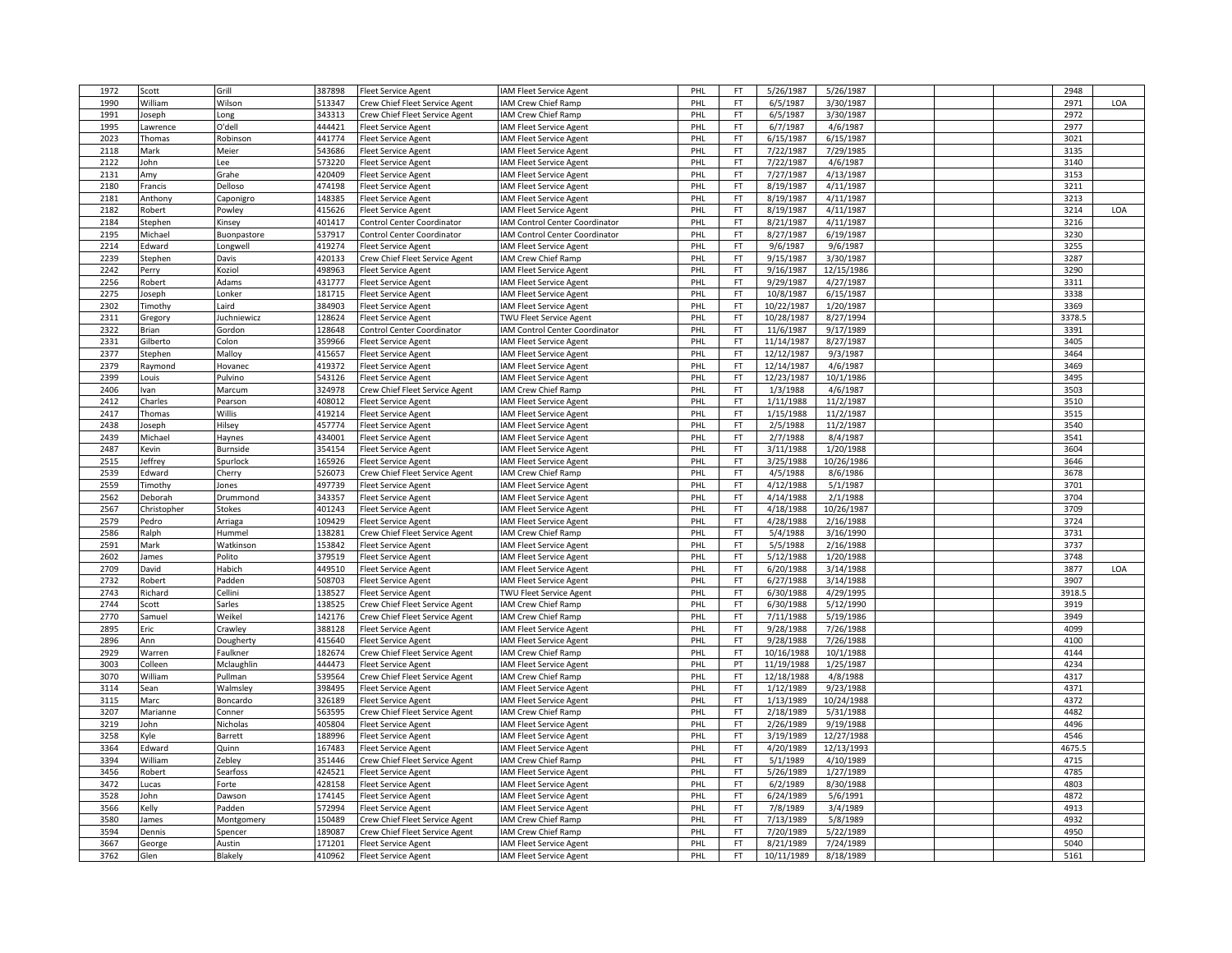| 1972 | Scott | Grill | 387898 | Fleet Service Agent | IAM Fleet Service Agent | PHL | FT | 5/26/1987 | 5/26/1987 | | | 2948 | |
|---|---|---|---|---|---|---|---|---|---|---|---|---|---|
| 1990 | William | Wilson | 513347 | Crew Chief Fleet Service Agent | IAM Crew Chief Ramp | PHL | FT | 6/5/1987 | 3/30/1987 | | | 2971 | LOA |
| 1991 | Joseph | Long | 343313 | Crew Chief Fleet Service Agent | IAM Crew Chief Ramp | PHL | FT | 6/5/1987 | 3/30/1987 | | | 2972 | |
| 1995 | Lawrence | O'dell | 444421 | Fleet Service Agent | IAM Fleet Service Agent | PHL | FT | 6/7/1987 | 4/6/1987 | | | 2977 | |
| 2023 | Thomas | Robinson | 441774 | Fleet Service Agent | IAM Fleet Service Agent | PHL | FT | 6/15/1987 | 6/15/1987 | | | 3021 | |
| 2118 | Mark | Meier | 543686 | Fleet Service Agent | IAM Fleet Service Agent | PHL | FT | 7/22/1987 | 7/29/1985 | | | 3135 | |
| 2122 | John | Lee | 573220 | Fleet Service Agent | IAM Fleet Service Agent | PHL | FT | 7/22/1987 | 4/6/1987 | | | 3140 | |
| 2131 | Amy | Grahe | 420409 | Fleet Service Agent | IAM Fleet Service Agent | PHL | FT | 7/27/1987 | 4/13/1987 | | | 3153 | |
| 2180 | Francis | Delloso | 474198 | Fleet Service Agent | IAM Fleet Service Agent | PHL | FT | 8/19/1987 | 4/11/1987 | | | 3211 | |
| 2181 | Anthony | Caponigro | 148385 | Fleet Service Agent | IAM Fleet Service Agent | PHL | FT | 8/19/1987 | 4/11/1987 | | | 3213 | |
| 2182 | Robert | Powley | 415626 | Fleet Service Agent | IAM Fleet Service Agent | PHL | FT | 8/19/1987 | 4/11/1987 | | | 3214 | LOA |
| 2184 | Stephen | Kinsey | 401417 | Control Center Coordinator | IAM Control Center Coordinator | PHL | FT | 8/21/1987 | 4/11/1987 | | | 3216 | |
| 2195 | Michael | Buonpastore | 537917 | Control Center Coordinator | IAM Control Center Coordinator | PHL | FT | 8/27/1987 | 6/19/1987 | | | 3230 | |
| 2214 | Edward | Longwell | 419274 | Fleet Service Agent | IAM Fleet Service Agent | PHL | FT | 9/6/1987 | 9/6/1987 | | | 3255 | |
| 2239 | Stephen | Davis | 420133 | Crew Chief Fleet Service Agent | IAM Crew Chief Ramp | PHL | FT | 9/15/1987 | 3/30/1987 | | | 3287 | |
| 2242 | Perry | Koziol | 498963 | Fleet Service Agent | IAM Fleet Service Agent | PHL | FT | 9/16/1987 | 12/15/1986 | | | 3290 | |
| 2256 | Robert | Adams | 431777 | Fleet Service Agent | IAM Fleet Service Agent | PHL | FT | 9/29/1987 | 4/27/1987 | | | 3311 | |
| 2275 | Joseph | Lonker | 181715 | Fleet Service Agent | IAM Fleet Service Agent | PHL | FT | 10/8/1987 | 6/15/1987 | | | 3338 | |
| 2302 | Timothy | Laird | 384903 | Fleet Service Agent | IAM Fleet Service Agent | PHL | FT | 10/22/1987 | 1/20/1987 | | | 3369 | |
| 2311 | Gregory | Juchniewicz | 128624 | Fleet Service Agent | TWU Fleet Service Agent | PHL | FT | 10/28/1987 | 8/27/1994 | | | 3378.5 | |
| 2322 | Brian | Gordon | 128648 | Control Center Coordinator | IAM Control Center Coordinator | PHL | FT | 11/6/1987 | 9/17/1989 | | | 3391 | |
| 2331 | Gilberto | Colon | 359966 | Fleet Service Agent | IAM Fleet Service Agent | PHL | FT | 11/14/1987 | 8/27/1987 | | | 3405 | |
| 2377 | Stephen | Malloy | 415657 | Fleet Service Agent | IAM Fleet Service Agent | PHL | FT | 12/12/1987 | 9/3/1987 | | | 3464 | |
| 2379 | Raymond | Hovanec | 419372 | Fleet Service Agent | IAM Fleet Service Agent | PHL | FT | 12/14/1987 | 4/6/1987 | | | 3469 | |
| 2399 | Louis | Pulvino | 543126 | Fleet Service Agent | IAM Fleet Service Agent | PHL | FT | 12/23/1987 | 10/1/1986 | | | 3495 | |
| 2406 | Ivan | Marcum | 324978 | Crew Chief Fleet Service Agent | IAM Crew Chief Ramp | PHL | FT | 1/3/1988 | 4/6/1987 | | | 3503 | |
| 2412 | Charles | Pearson | 408012 | Fleet Service Agent | IAM Fleet Service Agent | PHL | FT | 1/11/1988 | 11/2/1987 | | | 3510 | |
| 2417 | Thomas | Willis | 419214 | Fleet Service Agent | IAM Fleet Service Agent | PHL | FT | 1/15/1988 | 11/2/1987 | | | 3515 | |
| 2438 | Joseph | Hilsey | 457774 | Fleet Service Agent | IAM Fleet Service Agent | PHL | FT | 2/5/1988 | 11/2/1987 | | | 3540 | |
| 2439 | Michael | Haynes | 434001 | Fleet Service Agent | IAM Fleet Service Agent | PHL | FT | 2/7/1988 | 8/4/1987 | | | 3541 | |
| 2487 | Kevin | Burnside | 354154 | Fleet Service Agent | IAM Fleet Service Agent | PHL | FT | 3/11/1988 | 1/20/1988 | | | 3604 | |
| 2515 | Jeffrey | Spurlock | 165926 | Fleet Service Agent | IAM Fleet Service Agent | PHL | FT | 3/25/1988 | 10/26/1986 | | | 3646 | |
| 2539 | Edward | Cherry | 526073 | Crew Chief Fleet Service Agent | IAM Crew Chief Ramp | PHL | FT | 4/5/1988 | 8/6/1986 | | | 3678 | |
| 2559 | Timothy | Jones | 497739 | Fleet Service Agent | IAM Fleet Service Agent | PHL | FT | 4/12/1988 | 5/1/1987 | | | 3701 | |
| 2562 | Deborah | Drummond | 343357 | Fleet Service Agent | IAM Fleet Service Agent | PHL | FT | 4/14/1988 | 2/1/1988 | | | 3704 | |
| 2567 | Christopher | Stokes | 401243 | Fleet Service Agent | IAM Fleet Service Agent | PHL | FT | 4/18/1988 | 10/26/1987 | | | 3709 | |
| 2579 | Pedro | Arriaga | 109429 | Fleet Service Agent | IAM Fleet Service Agent | PHL | FT | 4/28/1988 | 2/16/1988 | | | 3724 | |
| 2586 | Ralph | Hummel | 138281 | Crew Chief Fleet Service Agent | IAM Crew Chief Ramp | PHL | FT | 5/4/1988 | 3/16/1990 | | | 3731 | |
| 2591 | Mark | Watkinson | 153842 | Fleet Service Agent | IAM Fleet Service Agent | PHL | FT | 5/5/1988 | 2/16/1988 | | | 3737 | |
| 2602 | James | Polito | 379519 | Fleet Service Agent | IAM Fleet Service Agent | PHL | FT | 5/12/1988 | 1/20/1988 | | | 3748 | |
| 2709 | David | Habich | 449510 | Fleet Service Agent | IAM Fleet Service Agent | PHL | FT | 6/20/1988 | 3/14/1988 | | | 3877 | LOA |
| 2732 | Robert | Padden | 508703 | Fleet Service Agent | IAM Fleet Service Agent | PHL | FT | 6/27/1988 | 3/14/1988 | | | 3907 | |
| 2743 | Richard | Cellini | 138527 | Fleet Service Agent | TWU Fleet Service Agent | PHL | FT | 6/30/1988 | 4/29/1995 | | | 3918.5 | |
| 2744 | Scott | Sarles | 138525 | Crew Chief Fleet Service Agent | IAM Crew Chief Ramp | PHL | FT | 6/30/1988 | 5/12/1990 | | | 3919 | |
| 2770 | Samuel | Weikel | 142176 | Crew Chief Fleet Service Agent | IAM Crew Chief Ramp | PHL | FT | 7/11/1988 | 5/19/1986 | | | 3949 | |
| 2895 | Eric | Crawley | 388128 | Fleet Service Agent | IAM Fleet Service Agent | PHL | FT | 9/28/1988 | 7/26/1988 | | | 4099 | |
| 2896 | Ann | Dougherty | 415640 | Fleet Service Agent | IAM Fleet Service Agent | PHL | FT | 9/28/1988 | 7/26/1988 | | | 4100 | |
| 2929 | Warren | Faulkner | 182674 | Crew Chief Fleet Service Agent | IAM Crew Chief Ramp | PHL | FT | 10/16/1988 | 10/1/1988 | | | 4144 | |
| 3003 | Colleen | Mclaughlin | 444473 | Fleet Service Agent | IAM Fleet Service Agent | PHL | PT | 11/19/1988 | 1/25/1987 | | | 4234 | |
| 3070 | William | Pullman | 539564 | Crew Chief Fleet Service Agent | IAM Crew Chief Ramp | PHL | FT | 12/18/1988 | 4/8/1988 | | | 4317 | |
| 3114 | Sean | Walmsley | 398495 | Fleet Service Agent | IAM Fleet Service Agent | PHL | FT | 1/12/1989 | 9/23/1988 | | | 4371 | |
| 3115 | Marc | Boncardo | 326189 | Fleet Service Agent | IAM Fleet Service Agent | PHL | FT | 1/13/1989 | 10/24/1988 | | | 4372 | |
| 3207 | Marianne | Conner | 563595 | Crew Chief Fleet Service Agent | IAM Crew Chief Ramp | PHL | FT | 2/18/1989 | 5/31/1988 | | | 4482 | |
| 3219 | John | Nicholas | 405804 | Fleet Service Agent | IAM Fleet Service Agent | PHL | FT | 2/26/1989 | 9/19/1988 | | | 4496 | |
| 3258 | Kyle | Barrett | 188996 | Fleet Service Agent | IAM Fleet Service Agent | PHL | FT | 3/19/1989 | 12/27/1988 | | | 4546 | |
| 3364 | Edward | Quinn | 167483 | Fleet Service Agent | IAM Fleet Service Agent | PHL | FT | 4/20/1989 | 12/13/1993 | | | 4675.5 | |
| 3394 | William | Zebley | 351446 | Crew Chief Fleet Service Agent | IAM Crew Chief Ramp | PHL | FT | 5/1/1989 | 4/10/1989 | | | 4715 | |
| 3456 | Robert | Searfoss | 424521 | Fleet Service Agent | IAM Fleet Service Agent | PHL | FT | 5/26/1989 | 1/27/1989 | | | 4785 | |
| 3472 | Lucas | Forte | 428158 | Fleet Service Agent | IAM Fleet Service Agent | PHL | FT | 6/2/1989 | 8/30/1988 | | | 4803 | |
| 3528 | John | Dawson | 174145 | Fleet Service Agent | IAM Fleet Service Agent | PHL | FT | 6/24/1989 | 5/6/1991 | | | 4872 | |
| 3566 | Kelly | Padden | 572994 | Fleet Service Agent | IAM Fleet Service Agent | PHL | FT | 7/8/1989 | 3/4/1989 | | | 4913 | |
| 3580 | James | Montgomery | 150489 | Crew Chief Fleet Service Agent | IAM Crew Chief Ramp | PHL | FT | 7/13/1989 | 5/8/1989 | | | 4932 | |
| 3594 | Dennis | Spencer | 189087 | Crew Chief Fleet Service Agent | IAM Crew Chief Ramp | PHL | FT | 7/20/1989 | 5/22/1989 | | | 4950 | |
| 3667 | George | Austin | 171201 | Fleet Service Agent | IAM Fleet Service Agent | PHL | FT | 8/21/1989 | 7/24/1989 | | | 5040 | |
| 3762 | Glen | Blakely | 410962 | Fleet Service Agent | IAM Fleet Service Agent | PHL | FT | 10/11/1989 | 8/18/1989 | | | 5161 | |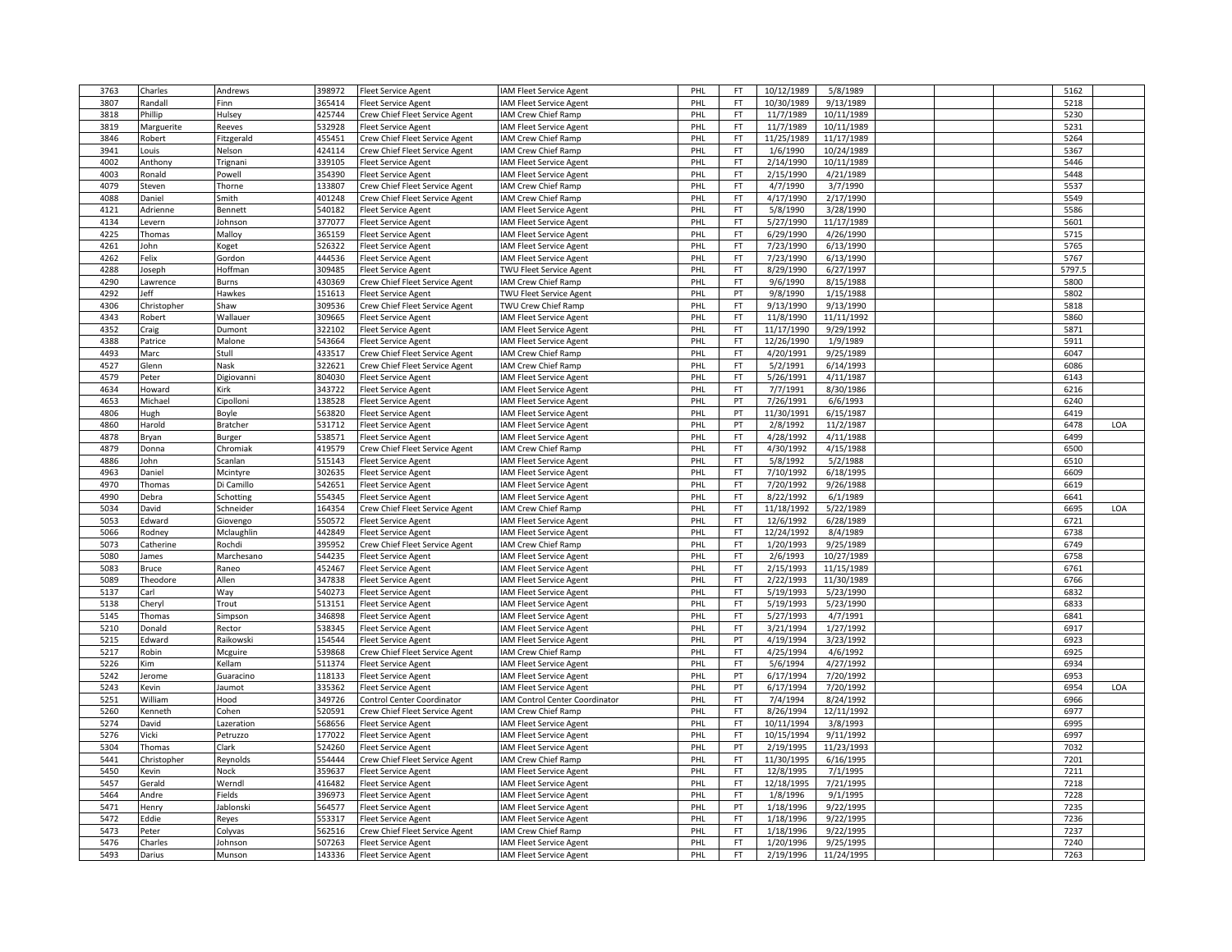| 3763 | Charles | Andrews | 398972 | Fleet Service Agent | IAM Fleet Service Agent | PHL | FT | 10/12/1989 | 5/8/1989 | | | | 5162 | |
|---|---|---|---|---|---|---|---|---|---|---|---|---|---|---|
| 3807 | Randall | Finn | 365414 | Fleet Service Agent | IAM Fleet Service Agent | PHL | FT | 10/30/1989 | 9/13/1989 | | | | 5218 | |
| 3818 | Phillip | Hulsey | 425744 | Crew Chief Fleet Service Agent | IAM Crew Chief Ramp | PHL | FT | 11/7/1989 | 10/11/1989 | | | | 5230 | |
| 3819 | Marguerite | Reeves | 532928 | Fleet Service Agent | IAM Fleet Service Agent | PHL | FT | 11/7/1989 | 10/11/1989 | | | | 5231 | |
| 3846 | Robert | Fitzgerald | 455451 | Crew Chief Fleet Service Agent | IAM Crew Chief Ramp | PHL | FT | 11/25/1989 | 11/17/1989 | | | | 5264 | |
| 3941 | Louis | Nelson | 424114 | Crew Chief Fleet Service Agent | IAM Crew Chief Ramp | PHL | FT | 1/6/1990 | 10/24/1989 | | | | 5367 | |
| 4002 | Anthony | Trignani | 339105 | Fleet Service Agent | IAM Fleet Service Agent | PHL | FT | 2/14/1990 | 10/11/1989 | | | | 5446 | |
| 4003 | Ronald | Powell | 354390 | Fleet Service Agent | IAM Fleet Service Agent | PHL | FT | 2/15/1990 | 4/21/1989 | | | | 5448 | |
| 4079 | Steven | Thorne | 133807 | Crew Chief Fleet Service Agent | IAM Crew Chief Ramp | PHL | FT | 4/7/1990 | 3/7/1990 | | | | 5537 | |
| 4088 | Daniel | Smith | 401248 | Crew Chief Fleet Service Agent | IAM Crew Chief Ramp | PHL | FT | 4/17/1990 | 2/17/1990 | | | | 5549 | |
| 4121 | Adrienne | Bennett | 540182 | Fleet Service Agent | IAM Fleet Service Agent | PHL | FT | 5/8/1990 | 3/28/1990 | | | | 5586 | |
| 4134 | Levern | Johnson | 377077 | Fleet Service Agent | IAM Fleet Service Agent | PHL | FT | 5/27/1990 | 11/17/1989 | | | | 5601 | |
| 4225 | Thomas | Malloy | 365159 | Fleet Service Agent | IAM Fleet Service Agent | PHL | FT | 6/29/1990 | 4/26/1990 | | | | 5715 | |
| 4261 | John | Koget | 526322 | Fleet Service Agent | IAM Fleet Service Agent | PHL | FT | 7/23/1990 | 6/13/1990 | | | | 5765 | |
| 4262 | Felix | Gordon | 444536 | Fleet Service Agent | IAM Fleet Service Agent | PHL | FT | 7/23/1990 | 6/13/1990 | | | | 5767 | |
| 4288 | Joseph | Hoffman | 309485 | Fleet Service Agent | TWU Fleet Service Agent | PHL | FT | 8/29/1990 | 6/27/1997 | | | | 5797.5 | |
| 4290 | Lawrence | Burns | 430369 | Crew Chief Fleet Service Agent | IAM Crew Chief Ramp | PHL | FT | 9/6/1990 | 8/15/1988 | | | | 5800 | |
| 4292 | Jeff | Hawkes | 151613 | Fleet Service Agent | TWU Fleet Service Agent | PHL | PT | 9/8/1990 | 1/15/1988 | | | | 5802 | |
| 4306 | Christopher | Shaw | 309536 | Crew Chief Fleet Service Agent | TWU Crew Chief Ramp | PHL | FT | 9/13/1990 | 9/13/1990 | | | | 5818 | |
| 4343 | Robert | Wallauer | 309665 | Fleet Service Agent | IAM Fleet Service Agent | PHL | FT | 11/8/1990 | 11/11/1992 | | | | 5860 | |
| 4352 | Craig | Dumont | 322102 | Fleet Service Agent | IAM Fleet Service Agent | PHL | FT | 11/17/1990 | 9/29/1992 | | | | 5871 | |
| 4388 | Patrice | Malone | 543664 | Fleet Service Agent | IAM Fleet Service Agent | PHL | FT | 12/26/1990 | 1/9/1989 | | | | 5911 | |
| 4493 | Marc | Stull | 433517 | Crew Chief Fleet Service Agent | IAM Crew Chief Ramp | PHL | FT | 4/20/1991 | 9/25/1989 | | | | 6047 | |
| 4527 | Glenn | Nask | 322621 | Crew Chief Fleet Service Agent | IAM Crew Chief Ramp | PHL | FT | 5/2/1991 | 6/14/1993 | | | | 6086 | |
| 4579 | Peter | Digiovanni | 804030 | Fleet Service Agent | IAM Fleet Service Agent | PHL | FT | 5/26/1991 | 4/11/1987 | | | | 6143 | |
| 4634 | Howard | Kirk | 343722 | Fleet Service Agent | IAM Fleet Service Agent | PHL | FT | 7/7/1991 | 8/30/1986 | | | | 6216 | |
| 4653 | Michael | Cipolloni | 138528 | Fleet Service Agent | IAM Fleet Service Agent | PHL | PT | 7/26/1991 | 6/6/1993 | | | | 6240 | |
| 4806 | Hugh | Boyle | 563820 | Fleet Service Agent | IAM Fleet Service Agent | PHL | PT | 11/30/1991 | 6/15/1987 | | | | 6419 | |
| 4860 | Harold | Bratcher | 531712 | Fleet Service Agent | IAM Fleet Service Agent | PHL | PT | 2/8/1992 | 11/2/1987 | | | | 6478 | LOA |
| 4878 | Bryan | Burger | 538571 | Fleet Service Agent | IAM Fleet Service Agent | PHL | FT | 4/28/1992 | 4/11/1988 | | | | 6499 | |
| 4879 | Donna | Chromiak | 419579 | Crew Chief Fleet Service Agent | IAM Crew Chief Ramp | PHL | FT | 4/30/1992 | 4/15/1988 | | | | 6500 | |
| 4886 | John | Scanlan | 515143 | Fleet Service Agent | IAM Fleet Service Agent | PHL | FT | 5/8/1992 | 5/2/1988 | | | | 6510 | |
| 4963 | Daniel | Mcintyre | 302635 | Fleet Service Agent | IAM Fleet Service Agent | PHL | FT | 7/10/1992 | 6/18/1995 | | | | 6609 | |
| 4970 | Thomas | Di Camillo | 542651 | Fleet Service Agent | IAM Fleet Service Agent | PHL | FT | 7/20/1992 | 9/26/1988 | | | | 6619 | |
| 4990 | Debra | Schotting | 554345 | Fleet Service Agent | IAM Fleet Service Agent | PHL | FT | 8/22/1992 | 6/1/1989 | | | | 6641 | |
| 5034 | David | Schneider | 164354 | Crew Chief Fleet Service Agent | IAM Crew Chief Ramp | PHL | FT | 11/18/1992 | 5/22/1989 | | | | 6695 | LOA |
| 5053 | Edward | Giovengo | 550572 | Fleet Service Agent | IAM Fleet Service Agent | PHL | FT | 12/6/1992 | 6/28/1989 | | | | 6721 | |
| 5066 | Rodney | Mclaughlin | 442849 | Fleet Service Agent | IAM Fleet Service Agent | PHL | FT | 12/24/1992 | 8/4/1989 | | | | 6738 | |
| 5073 | Catherine | Rochdi | 395952 | Crew Chief Fleet Service Agent | IAM Crew Chief Ramp | PHL | FT | 1/20/1993 | 9/25/1989 | | | | 6749 | |
| 5080 | James | Marchesano | 544235 | Fleet Service Agent | IAM Fleet Service Agent | PHL | FT | 2/6/1993 | 10/27/1989 | | | | 6758 | |
| 5083 | Bruce | Raneo | 452467 | Fleet Service Agent | IAM Fleet Service Agent | PHL | FT | 2/15/1993 | 11/15/1989 | | | | 6761 | |
| 5089 | Theodore | Allen | 347838 | Fleet Service Agent | IAM Fleet Service Agent | PHL | FT | 2/22/1993 | 11/30/1989 | | | | 6766 | |
| 5137 | Carl | Way | 540273 | Fleet Service Agent | IAM Fleet Service Agent | PHL | FT | 5/19/1993 | 5/23/1990 | | | | 6832 | |
| 5138 | Cheryl | Trout | 513151 | Fleet Service Agent | IAM Fleet Service Agent | PHL | FT | 5/19/1993 | 5/23/1990 | | | | 6833 | |
| 5145 | Thomas | Simpson | 346898 | Fleet Service Agent | IAM Fleet Service Agent | PHL | FT | 5/27/1993 | 4/7/1991 | | | | 6841 | |
| 5210 | Donald | Rector | 538345 | Fleet Service Agent | IAM Fleet Service Agent | PHL | FT | 3/21/1994 | 1/27/1992 | | | | 6917 | |
| 5215 | Edward | Raikowski | 154544 | Fleet Service Agent | IAM Fleet Service Agent | PHL | PT | 4/19/1994 | 3/23/1992 | | | | 6923 | |
| 5217 | Robin | Mcguire | 539868 | Crew Chief Fleet Service Agent | IAM Crew Chief Ramp | PHL | FT | 4/25/1994 | 4/6/1992 | | | | 6925 | |
| 5226 | Kim | Kellam | 511374 | Fleet Service Agent | IAM Fleet Service Agent | PHL | FT | 5/6/1994 | 4/27/1992 | | | | 6934 | |
| 5242 | Jerome | Guaracino | 118133 | Fleet Service Agent | IAM Fleet Service Agent | PHL | PT | 6/17/1994 | 7/20/1992 | | | | 6953 | |
| 5243 | Kevin | Jaumot | 335362 | Fleet Service Agent | IAM Fleet Service Agent | PHL | PT | 6/17/1994 | 7/20/1992 | | | | 6954 | LOA |
| 5251 | William | Hood | 349726 | Control Center Coordinator | IAM Control Center Coordinator | PHL | FT | 7/4/1994 | 8/24/1992 | | | | 6966 | |
| 5260 | Kenneth | Cohen | 520591 | Crew Chief Fleet Service Agent | IAM Crew Chief Ramp | PHL | FT | 8/26/1994 | 12/11/1992 | | | | 6977 | |
| 5274 | David | Lazeration | 568656 | Fleet Service Agent | IAM Fleet Service Agent | PHL | FT | 10/11/1994 | 3/8/1993 | | | | 6995 | |
| 5276 | Vicki | Petruzzo | 177022 | Fleet Service Agent | IAM Fleet Service Agent | PHL | FT | 10/15/1994 | 9/11/1992 | | | | 6997 | |
| 5304 | Thomas | Clark | 524260 | Fleet Service Agent | IAM Fleet Service Agent | PHL | PT | 2/19/1995 | 11/23/1993 | | | | 7032 | |
| 5441 | Christopher | Reynolds | 554444 | Crew Chief Fleet Service Agent | IAM Crew Chief Ramp | PHL | FT | 11/30/1995 | 6/16/1995 | | | | 7201 | |
| 5450 | Kevin | Nock | 359637 | Fleet Service Agent | IAM Fleet Service Agent | PHL | FT | 12/8/1995 | 7/1/1995 | | | | 7211 | |
| 5457 | Gerald | Werndl | 416482 | Fleet Service Agent | IAM Fleet Service Agent | PHL | FT | 12/18/1995 | 7/21/1995 | | | | 7218 | |
| 5464 | Andre | Fields | 396973 | Fleet Service Agent | IAM Fleet Service Agent | PHL | FT | 1/8/1996 | 9/1/1995 | | | | 7228 | |
| 5471 | Henry | Jablonski | 564577 | Fleet Service Agent | IAM Fleet Service Agent | PHL | PT | 1/18/1996 | 9/22/1995 | | | | 7235 | |
| 5472 | Eddie | Reyes | 553317 | Fleet Service Agent | IAM Fleet Service Agent | PHL | FT | 1/18/1996 | 9/22/1995 | | | | 7236 | |
| 5473 | Peter | Colyvas | 562516 | Crew Chief Fleet Service Agent | IAM Crew Chief Ramp | PHL | FT | 1/18/1996 | 9/22/1995 | | | | 7237 | |
| 5476 | Charles | Johnson | 507263 | Fleet Service Agent | IAM Fleet Service Agent | PHL | FT | 1/20/1996 | 9/25/1995 | | | | 7240 | |
| 5493 | Darius | Munson | 143336 | Fleet Service Agent | IAM Fleet Service Agent | PHL | FT | 2/19/1996 | 11/24/1995 | | | | 7263 | |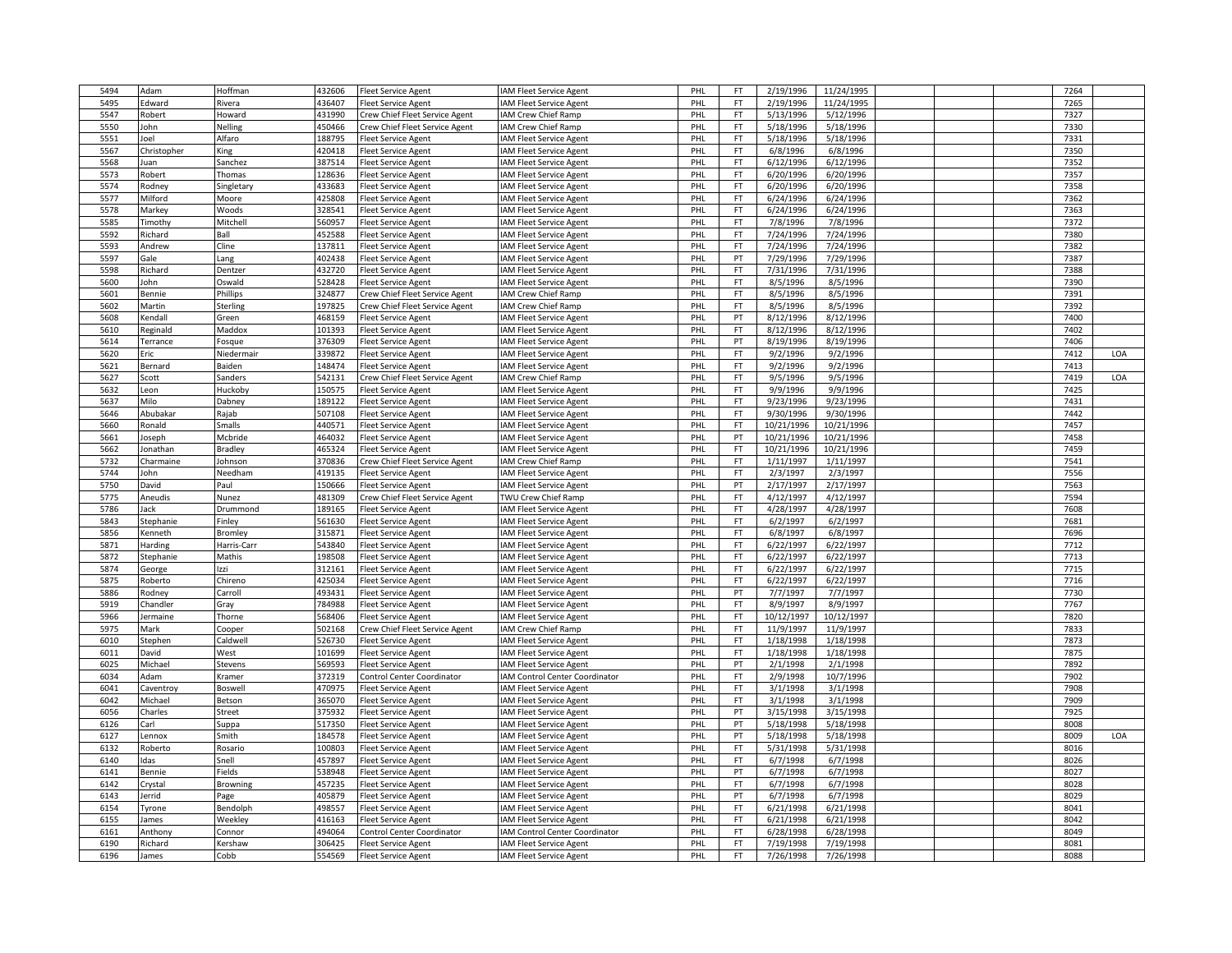| | | | | | | | | | | | | | |
|---|---|---|---|---|---|---|---|---|---|---|---|---|---|
| 5494 | Adam | Hoffman | 432606 | Fleet Service Agent | IAM Fleet Service Agent | PHL | FT | 2/19/1996 | 11/24/1995 | | | 7264 | |
| 5495 | Edward | Rivera | 436407 | Fleet Service Agent | IAM Fleet Service Agent | PHL | FT | 2/19/1996 | 11/24/1995 | | | 7265 | |
| 5547 | Robert | Howard | 431990 | Crew Chief Fleet Service Agent | IAM Crew Chief Ramp | PHL | FT | 5/13/1996 | 5/12/1996 | | | 7327 | |
| 5550 | John | Nelling | 450466 | Crew Chief Fleet Service Agent | IAM Crew Chief Ramp | PHL | FT | 5/18/1996 | 5/18/1996 | | | 7330 | |
| 5551 | Joel | Alfaro | 188795 | Fleet Service Agent | IAM Fleet Service Agent | PHL | FT | 5/18/1996 | 5/18/1996 | | | 7331 | |
| 5567 | Christopher | King | 420418 | Fleet Service Agent | IAM Fleet Service Agent | PHL | FT | 6/8/1996 | 6/8/1996 | | | 7350 | |
| 5568 | Juan | Sanchez | 387514 | Fleet Service Agent | IAM Fleet Service Agent | PHL | FT | 6/12/1996 | 6/12/1996 | | | 7352 | |
| 5573 | Robert | Thomas | 128636 | Fleet Service Agent | IAM Fleet Service Agent | PHL | FT | 6/20/1996 | 6/20/1996 | | | 7357 | |
| 5574 | Rodney | Singletary | 433683 | Fleet Service Agent | IAM Fleet Service Agent | PHL | FT | 6/20/1996 | 6/20/1996 | | | 7358 | |
| 5577 | Milford | Moore | 425808 | Fleet Service Agent | IAM Fleet Service Agent | PHL | FT | 6/24/1996 | 6/24/1996 | | | 7362 | |
| 5578 | Markey | Woods | 328541 | Fleet Service Agent | IAM Fleet Service Agent | PHL | FT | 6/24/1996 | 6/24/1996 | | | 7363 | |
| 5585 | Timothy | Mitchell | 560957 | Fleet Service Agent | IAM Fleet Service Agent | PHL | FT | 7/8/1996 | 7/8/1996 | | | 7372 | |
| 5592 | Richard | Ball | 452588 | Fleet Service Agent | IAM Fleet Service Agent | PHL | FT | 7/24/1996 | 7/24/1996 | | | 7380 | |
| 5593 | Andrew | Cline | 137811 | Fleet Service Agent | IAM Fleet Service Agent | PHL | FT | 7/24/1996 | 7/24/1996 | | | 7382 | |
| 5597 | Gale | Lang | 402438 | Fleet Service Agent | IAM Fleet Service Agent | PHL | PT | 7/29/1996 | 7/29/1996 | | | 7387 | |
| 5598 | Richard | Dentzer | 432720 | Fleet Service Agent | IAM Fleet Service Agent | PHL | FT | 7/31/1996 | 7/31/1996 | | | 7388 | |
| 5600 | John | Oswald | 528428 | Fleet Service Agent | IAM Fleet Service Agent | PHL | FT | 8/5/1996 | 8/5/1996 | | | 7390 | |
| 5601 | Bennie | Phillips | 324877 | Crew Chief Fleet Service Agent | IAM Crew Chief Ramp | PHL | FT | 8/5/1996 | 8/5/1996 | | | 7391 | |
| 5602 | Martin | Sterling | 197825 | Crew Chief Fleet Service Agent | IAM Crew Chief Ramp | PHL | FT | 8/5/1996 | 8/5/1996 | | | 7392 | |
| 5608 | Kendall | Green | 468159 | Fleet Service Agent | IAM Fleet Service Agent | PHL | PT | 8/12/1996 | 8/12/1996 | | | 7400 | |
| 5610 | Reginald | Maddox | 101393 | Fleet Service Agent | IAM Fleet Service Agent | PHL | FT | 8/12/1996 | 8/12/1996 | | | 7402 | |
| 5614 | Terrance | Fosque | 376309 | Fleet Service Agent | IAM Fleet Service Agent | PHL | PT | 8/19/1996 | 8/19/1996 | | | 7406 | |
| 5620 | Eric | Niedermair | 339872 | Fleet Service Agent | IAM Fleet Service Agent | PHL | FT | 9/2/1996 | 9/2/1996 | | | 7412 | LOA |
| 5621 | Bernard | Baiden | 148474 | Fleet Service Agent | IAM Fleet Service Agent | PHL | FT | 9/2/1996 | 9/2/1996 | | | 7413 | |
| 5627 | Scott | Sanders | 542131 | Crew Chief Fleet Service Agent | IAM Crew Chief Ramp | PHL | FT | 9/5/1996 | 9/5/1996 | | | 7419 | LOA |
| 5632 | Leon | Huckoby | 150575 | Fleet Service Agent | IAM Fleet Service Agent | PHL | FT | 9/9/1996 | 9/9/1996 | | | 7425 | |
| 5637 | Milo | Dabney | 189122 | Fleet Service Agent | IAM Fleet Service Agent | PHL | FT | 9/23/1996 | 9/23/1996 | | | 7431 | |
| 5646 | Abubakar | Rajab | 507108 | Fleet Service Agent | IAM Fleet Service Agent | PHL | FT | 9/30/1996 | 9/30/1996 | | | 7442 | |
| 5660 | Ronald | Smalls | 440571 | Fleet Service Agent | IAM Fleet Service Agent | PHL | FT | 10/21/1996 | 10/21/1996 | | | 7457 | |
| 5661 | Joseph | Mcbride | 464032 | Fleet Service Agent | IAM Fleet Service Agent | PHL | PT | 10/21/1996 | 10/21/1996 | | | 7458 | |
| 5662 | Jonathan | Bradley | 465324 | Fleet Service Agent | IAM Fleet Service Agent | PHL | FT | 10/21/1996 | 10/21/1996 | | | 7459 | |
| 5732 | Charmaine | Johnson | 370836 | Crew Chief Fleet Service Agent | IAM Crew Chief Ramp | PHL | FT | 1/11/1997 | 1/11/1997 | | | 7541 | |
| 5744 | John | Needham | 419135 | Fleet Service Agent | IAM Fleet Service Agent | PHL | FT | 2/3/1997 | 2/3/1997 | | | 7556 | |
| 5750 | David | Paul | 150666 | Fleet Service Agent | IAM Fleet Service Agent | PHL | PT | 2/17/1997 | 2/17/1997 | | | 7563 | |
| 5775 | Aneudis | Nunez | 481309 | Crew Chief Fleet Service Agent | TWU Crew Chief Ramp | PHL | FT | 4/12/1997 | 4/12/1997 | | | 7594 | |
| 5786 | Jack | Drummond | 189165 | Fleet Service Agent | IAM Fleet Service Agent | PHL | FT | 4/28/1997 | 4/28/1997 | | | 7608 | |
| 5843 | Stephanie | Finley | 561630 | Fleet Service Agent | IAM Fleet Service Agent | PHL | FT | 6/2/1997 | 6/2/1997 | | | 7681 | |
| 5856 | Kenneth | Bromley | 315871 | Fleet Service Agent | IAM Fleet Service Agent | PHL | FT | 6/8/1997 | 6/8/1997 | | | 7696 | |
| 5871 | Harding | Harris-Carr | 543840 | Fleet Service Agent | IAM Fleet Service Agent | PHL | FT | 6/22/1997 | 6/22/1997 | | | 7712 | |
| 5872 | Stephanie | Mathis | 198508 | Fleet Service Agent | IAM Fleet Service Agent | PHL | FT | 6/22/1997 | 6/22/1997 | | | 7713 | |
| 5874 | George | Izzi | 312161 | Fleet Service Agent | IAM Fleet Service Agent | PHL | FT | 6/22/1997 | 6/22/1997 | | | 7715 | |
| 5875 | Roberto | Chireno | 425034 | Fleet Service Agent | IAM Fleet Service Agent | PHL | FT | 6/22/1997 | 6/22/1997 | | | 7716 | |
| 5886 | Rodney | Carroll | 493431 | Fleet Service Agent | IAM Fleet Service Agent | PHL | PT | 7/7/1997 | 7/7/1997 | | | 7730 | |
| 5919 | Chandler | Gray | 784988 | Fleet Service Agent | IAM Fleet Service Agent | PHL | FT | 8/9/1997 | 8/9/1997 | | | 7767 | |
| 5966 | Jermaine | Thorne | 568406 | Fleet Service Agent | IAM Fleet Service Agent | PHL | FT | 10/12/1997 | 10/12/1997 | | | 7820 | |
| 5975 | Mark | Cooper | 502168 | Crew Chief Fleet Service Agent | IAM Crew Chief Ramp | PHL | FT | 11/9/1997 | 11/9/1997 | | | 7833 | |
| 6010 | Stephen | Caldwell | 526730 | Fleet Service Agent | IAM Fleet Service Agent | PHL | FT | 1/18/1998 | 1/18/1998 | | | 7873 | |
| 6011 | David | West | 101699 | Fleet Service Agent | IAM Fleet Service Agent | PHL | FT | 1/18/1998 | 1/18/1998 | | | 7875 | |
| 6025 | Michael | Stevens | 569593 | Fleet Service Agent | IAM Fleet Service Agent | PHL | PT | 2/1/1998 | 2/1/1998 | | | 7892 | |
| 6034 | Adam | Kramer | 372319 | Control Center Coordinator | IAM Control Center Coordinator | PHL | FT | 2/9/1998 | 10/7/1996 | | | 7902 | |
| 6041 | Caventroy | Boswell | 470975 | Fleet Service Agent | IAM Fleet Service Agent | PHL | FT | 3/1/1998 | 3/1/1998 | | | 7908 | |
| 6042 | Michael | Betson | 365070 | Fleet Service Agent | IAM Fleet Service Agent | PHL | FT | 3/1/1998 | 3/1/1998 | | | 7909 | |
| 6056 | Charles | Street | 375932 | Fleet Service Agent | IAM Fleet Service Agent | PHL | PT | 3/15/1998 | 3/15/1998 | | | 7925 | |
| 6126 | Carl | Suppa | 517350 | Fleet Service Agent | IAM Fleet Service Agent | PHL | PT | 5/18/1998 | 5/18/1998 | | | 8008 | |
| 6127 | Lennox | Smith | 184578 | Fleet Service Agent | IAM Fleet Service Agent | PHL | PT | 5/18/1998 | 5/18/1998 | | | 8009 | LOA |
| 6132 | Roberto | Rosario | 100803 | Fleet Service Agent | IAM Fleet Service Agent | PHL | FT | 5/31/1998 | 5/31/1998 | | | 8016 | |
| 6140 | Idas | Snell | 457897 | Fleet Service Agent | IAM Fleet Service Agent | PHL | FT | 6/7/1998 | 6/7/1998 | | | 8026 | |
| 6141 | Bennie | Fields | 538948 | Fleet Service Agent | IAM Fleet Service Agent | PHL | PT | 6/7/1998 | 6/7/1998 | | | 8027 | |
| 6142 | Crystal | Browning | 457235 | Fleet Service Agent | IAM Fleet Service Agent | PHL | FT | 6/7/1998 | 6/7/1998 | | | 8028 | |
| 6143 | Jerrid | Page | 405879 | Fleet Service Agent | IAM Fleet Service Agent | PHL | PT | 6/7/1998 | 6/7/1998 | | | 8029 | |
| 6154 | Tyrone | Bendolph | 498557 | Fleet Service Agent | IAM Fleet Service Agent | PHL | FT | 6/21/1998 | 6/21/1998 | | | 8041 | |
| 6155 | James | Weekley | 416163 | Fleet Service Agent | IAM Fleet Service Agent | PHL | FT | 6/21/1998 | 6/21/1998 | | | 8042 | |
| 6161 | Anthony | Connor | 494064 | Control Center Coordinator | IAM Control Center Coordinator | PHL | FT | 6/28/1998 | 6/28/1998 | | | 8049 | |
| 6190 | Richard | Kershaw | 306425 | Fleet Service Agent | IAM Fleet Service Agent | PHL | FT | 7/19/1998 | 7/19/1998 | | | 8081 | |
| 6196 | James | Cobb | 554569 | Fleet Service Agent | IAM Fleet Service Agent | PHL | FT | 7/26/1998 | 7/26/1998 | | | 8088 | |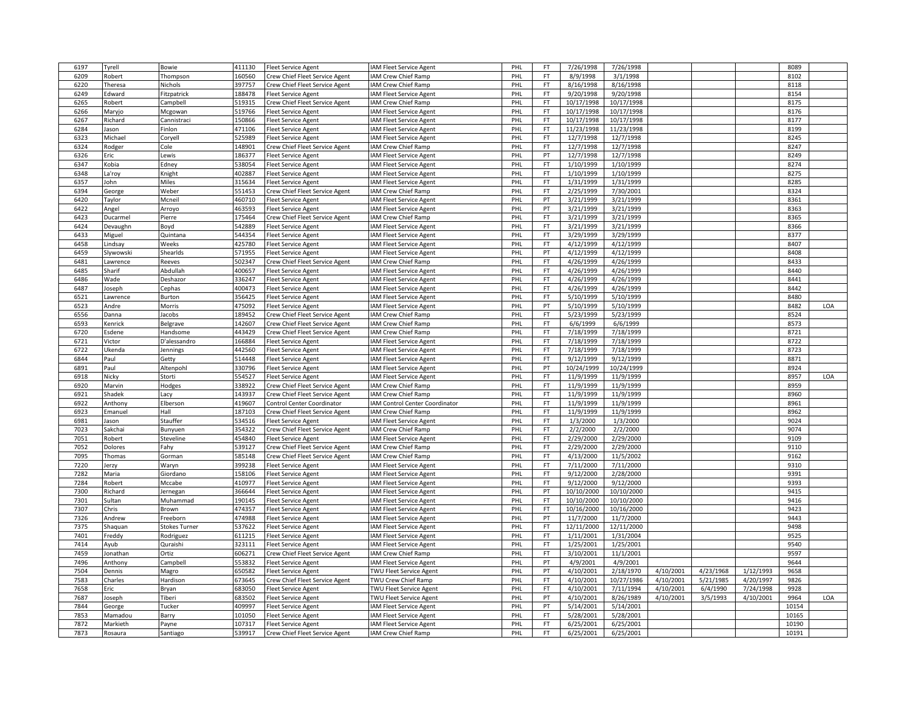| | | | | | | | | | | | | | | | |
|---|---|---|---|---|---|---|---|---|---|---|---|---|---|---|---|
| 6197 | Tyrell | Bowie | 411130 | Fleet Service Agent | IAM Fleet Service Agent | PHL | FT | 7/26/1998 | 7/26/1998 | | | | 8089 | |
| 6209 | Robert | Thompson | 160560 | Crew Chief Fleet Service Agent | IAM Crew Chief Ramp | PHL | FT | 8/9/1998 | 3/1/1998 | | | | 8102 | |
| 6220 | Theresa | Nichols | 397757 | Crew Chief Fleet Service Agent | IAM Crew Chief Ramp | PHL | FT | 8/16/1998 | 8/16/1998 | | | | 8118 | |
| 6249 | Edward | Fitzpatrick | 188478 | Fleet Service Agent | IAM Fleet Service Agent | PHL | FT | 9/20/1998 | 9/20/1998 | | | | 8154 | |
| 6265 | Robert | Campbell | 519315 | Crew Chief Fleet Service Agent | IAM Crew Chief Ramp | PHL | FT | 10/17/1998 | 10/17/1998 | | | | 8175 | |
| 6266 | Maryjo | Mcgowan | 519766 | Fleet Service Agent | IAM Fleet Service Agent | PHL | FT | 10/17/1998 | 10/17/1998 | | | | 8176 | |
| 6267 | Richard | Cannistraci | 150866 | Fleet Service Agent | IAM Fleet Service Agent | PHL | FT | 10/17/1998 | 10/17/1998 | | | | 8177 | |
| 6284 | Jason | Finlon | 471106 | Fleet Service Agent | IAM Fleet Service Agent | PHL | FT | 11/23/1998 | 11/23/1998 | | | | 8199 | |
| 6323 | Michael | Coryell | 525989 | Fleet Service Agent | IAM Fleet Service Agent | PHL | FT | 12/7/1998 | 12/7/1998 | | | | 8245 | |
| 6324 | Rodger | Cole | 148901 | Crew Chief Fleet Service Agent | IAM Crew Chief Ramp | PHL | FT | 12/7/1998 | 12/7/1998 | | | | 8247 | |
| 6326 | Eric | Lewis | 186377 | Fleet Service Agent | IAM Fleet Service Agent | PHL | PT | 12/7/1998 | 12/7/1998 | | | | 8249 | |
| 6347 | Kobia | Edney | 538054 | Fleet Service Agent | IAM Fleet Service Agent | PHL | FT | 1/10/1999 | 1/10/1999 | | | | 8274 | |
| 6348 | La'roy | Knight | 402887 | Fleet Service Agent | IAM Fleet Service Agent | PHL | FT | 1/10/1999 | 1/10/1999 | | | | 8275 | |
| 6357 | John | Miles | 315634 | Fleet Service Agent | IAM Fleet Service Agent | PHL | FT | 1/31/1999 | 1/31/1999 | | | | 8285 | |
| 6394 | George | Weber | 551453 | Crew Chief Fleet Service Agent | IAM Crew Chief Ramp | PHL | FT | 2/25/1999 | 7/30/2001 | | | | 8324 | |
| 6420 | Taylor | Mcneil | 460710 | Fleet Service Agent | IAM Fleet Service Agent | PHL | PT | 3/21/1999 | 3/21/1999 | | | | 8361 | |
| 6422 | Angel | Arroyo | 463593 | Fleet Service Agent | IAM Fleet Service Agent | PHL | PT | 3/21/1999 | 3/21/1999 | | | | 8363 | |
| 6423 | Ducarmel | Pierre | 175464 | Crew Chief Fleet Service Agent | IAM Crew Chief Ramp | PHL | FT | 3/21/1999 | 3/21/1999 | | | | 8365 | |
| 6424 | Devaughn | Boyd | 542889 | Fleet Service Agent | IAM Fleet Service Agent | PHL | FT | 3/21/1999 | 3/21/1999 | | | | 8366 | |
| 6433 | Miguel | Quintana | 544354 | Fleet Service Agent | IAM Fleet Service Agent | PHL | FT | 3/29/1999 | 3/29/1999 | | | | 8377 | |
| 6458 | Lindsay | Weeks | 425780 | Fleet Service Agent | IAM Fleet Service Agent | PHL | FT | 4/12/1999 | 4/12/1999 | | | | 8407 | |
| 6459 | Slywowski | Shearlds | 571955 | Fleet Service Agent | IAM Fleet Service Agent | PHL | PT | 4/12/1999 | 4/12/1999 | | | | 8408 | |
| 6481 | Lawrence | Reeves | 502347 | Crew Chief Fleet Service Agent | IAM Crew Chief Ramp | PHL | FT | 4/26/1999 | 4/26/1999 | | | | 8433 | |
| 6485 | Sharif | Abdullah | 400657 | Fleet Service Agent | IAM Fleet Service Agent | PHL | FT | 4/26/1999 | 4/26/1999 | | | | 8440 | |
| 6486 | Wade | Deshazor | 336247 | Fleet Service Agent | IAM Fleet Service Agent | PHL | FT | 4/26/1999 | 4/26/1999 | | | | 8441 | |
| 6487 | Joseph | Cephas | 400473 | Fleet Service Agent | IAM Fleet Service Agent | PHL | FT | 4/26/1999 | 4/26/1999 | | | | 8442 | |
| 6521 | Lawrence | Burton | 356425 | Fleet Service Agent | IAM Fleet Service Agent | PHL | FT | 5/10/1999 | 5/10/1999 | | | | 8480 | |
| 6523 | Andre | Morris | 475092 | Fleet Service Agent | IAM Fleet Service Agent | PHL | PT | 5/10/1999 | 5/10/1999 | | | | 8482 | LOA |
| 6556 | Danna | Jacobs | 189452 | Crew Chief Fleet Service Agent | IAM Crew Chief Ramp | PHL | FT | 5/23/1999 | 5/23/1999 | | | | 8524 | |
| 6593 | Kenrick | Belgrave | 142607 | Crew Chief Fleet Service Agent | IAM Crew Chief Ramp | PHL | FT | 6/6/1999 | 6/6/1999 | | | | 8573 | |
| 6720 | Esdene | Handsome | 443429 | Crew Chief Fleet Service Agent | IAM Crew Chief Ramp | PHL | FT | 7/18/1999 | 7/18/1999 | | | | 8721 | |
| 6721 | Victor | D'alessandro | 166884 | Fleet Service Agent | IAM Fleet Service Agent | PHL | FT | 7/18/1999 | 7/18/1999 | | | | 8722 | |
| 6722 | Ukenda | Jennings | 442560 | Fleet Service Agent | IAM Fleet Service Agent | PHL | FT | 7/18/1999 | 7/18/1999 | | | | 8723 | |
| 6844 | Paul | Getty | 514448 | Fleet Service Agent | IAM Fleet Service Agent | PHL | FT | 9/12/1999 | 9/12/1999 | | | | 8871 | |
| 6891 | Paul | Altenpohl | 330796 | Fleet Service Agent | IAM Fleet Service Agent | PHL | PT | 10/24/1999 | 10/24/1999 | | | | 8924 | |
| 6918 | Nicky | Storti | 554527 | Fleet Service Agent | IAM Fleet Service Agent | PHL | FT | 11/9/1999 | 11/9/1999 | | | | 8957 | LOA |
| 6920 | Marvin | Hodges | 338922 | Crew Chief Fleet Service Agent | IAM Crew Chief Ramp | PHL | FT | 11/9/1999 | 11/9/1999 | | | | 8959 | |
| 6921 | Shadek | Lacy | 143937 | Crew Chief Fleet Service Agent | IAM Crew Chief Ramp | PHL | FT | 11/9/1999 | 11/9/1999 | | | | 8960 | |
| 6922 | Anthony | Elberson | 419607 | Control Center Coordinator | IAM Control Center Coordinator | PHL | FT | 11/9/1999 | 11/9/1999 | | | | 8961 | |
| 6923 | Emanuel | Hall | 187103 | Crew Chief Fleet Service Agent | IAM Crew Chief Ramp | PHL | FT | 11/9/1999 | 11/9/1999 | | | | 8962 | |
| 6981 | Jason | Stauffer | 534516 | Fleet Service Agent | IAM Fleet Service Agent | PHL | FT | 1/3/2000 | 1/3/2000 | | | | 9024 | |
| 7023 | Sakchai | Bunyuen | 354322 | Crew Chief Fleet Service Agent | IAM Crew Chief Ramp | PHL | FT | 2/2/2000 | 2/2/2000 | | | | 9074 | |
| 7051 | Robert | Steveline | 454840 | Fleet Service Agent | IAM Fleet Service Agent | PHL | FT | 2/29/2000 | 2/29/2000 | | | | 9109 | |
| 7052 | Dolores | Fahy | 539127 | Crew Chief Fleet Service Agent | IAM Crew Chief Ramp | PHL | FT | 2/29/2000 | 2/29/2000 | | | | 9110 | |
| 7095 | Thomas | Gorman | 585148 | Crew Chief Fleet Service Agent | IAM Crew Chief Ramp | PHL | FT | 4/13/2000 | 11/5/2002 | | | | 9162 | |
| 7220 | Jerzy | Waryn | 399238 | Fleet Service Agent | IAM Fleet Service Agent | PHL | FT | 7/11/2000 | 7/11/2000 | | | | 9310 | |
| 7282 | Maria | Giordano | 158106 | Fleet Service Agent | IAM Fleet Service Agent | PHL | FT | 9/12/2000 | 2/28/2000 | | | | 9391 | |
| 7284 | Robert | Mccabe | 410977 | Fleet Service Agent | IAM Fleet Service Agent | PHL | FT | 9/12/2000 | 9/12/2000 | | | | 9393 | |
| 7300 | Richard | Jernegan | 366644 | Fleet Service Agent | IAM Fleet Service Agent | PHL | PT | 10/10/2000 | 10/10/2000 | | | | 9415 | |
| 7301 | Sultan | Muhammad | 190145 | Fleet Service Agent | IAM Fleet Service Agent | PHL | FT | 10/10/2000 | 10/10/2000 | | | | 9416 | |
| 7307 | Chris | Brown | 474357 | Fleet Service Agent | IAM Fleet Service Agent | PHL | FT | 10/16/2000 | 10/16/2000 | | | | 9423 | |
| 7326 | Andrew | Freeborn | 474988 | Fleet Service Agent | IAM Fleet Service Agent | PHL | PT | 11/7/2000 | 11/7/2000 | | | | 9443 | |
| 7375 | Shaquan | Stokes Turner | 537622 | Fleet Service Agent | IAM Fleet Service Agent | PHL | FT | 12/11/2000 | 12/11/2000 | | | | 9498 | |
| 7401 | Freddy | Rodriguez | 611215 | Fleet Service Agent | IAM Fleet Service Agent | PHL | FT | 1/11/2001 | 1/31/2004 | | | | 9525 | |
| 7414 | Ayub | Quraishi | 323111 | Fleet Service Agent | IAM Fleet Service Agent | PHL | FT | 1/25/2001 | 1/25/2001 | | | | 9540 | |
| 7459 | Jonathan | Ortiz | 606271 | Crew Chief Fleet Service Agent | IAM Crew Chief Ramp | PHL | FT | 3/10/2001 | 11/1/2001 | | | | 9597 | |
| 7496 | Anthony | Campbell | 553832 | Fleet Service Agent | IAM Fleet Service Agent | PHL | PT | 4/9/2001 | 4/9/2001 | | | | 9644 | |
| 7504 | Dennis | Magro | 650582 | Fleet Service Agent | TWU Fleet Service Agent | PHL | PT | 4/10/2001 | 2/18/1970 | 4/10/2001 | 4/23/1968 | 1/12/1993 | 9658 | |
| 7583 | Charles | Hardison | 673645 | Crew Chief Fleet Service Agent | TWU Crew Chief Ramp | PHL | FT | 4/10/2001 | 10/27/1986 | 4/10/2001 | 5/21/1985 | 4/20/1997 | 9826 | |
| 7658 | Eric | Bryan | 683050 | Fleet Service Agent | TWU Fleet Service Agent | PHL | FT | 4/10/2001 | 7/11/1994 | 4/10/2001 | 6/4/1990 | 7/24/1998 | 9928 | |
| 7687 | Joseph | Tiberi | 683502 | Fleet Service Agent | TWU Fleet Service Agent | PHL | PT | 4/10/2001 | 8/26/1989 | 4/10/2001 | 3/5/1993 | 4/10/2001 | 9964 | LOA |
| 7844 | George | Tucker | 409997 | Fleet Service Agent | IAM Fleet Service Agent | PHL | PT | 5/14/2001 | 5/14/2001 | | | | 10154 | |
| 7853 | Mamadou | Barry | 101050 | Fleet Service Agent | IAM Fleet Service Agent | PHL | FT | 5/28/2001 | 5/28/2001 | | | | 10165 | |
| 7872 | Markieth | Payne | 107317 | Fleet Service Agent | IAM Fleet Service Agent | PHL | FT | 6/25/2001 | 6/25/2001 | | | | 10190 | |
| 7873 | Rosaura | Santiago | 539917 | Crew Chief Fleet Service Agent | IAM Crew Chief Ramp | PHL | FT | 6/25/2001 | 6/25/2001 | | | | 10191 | |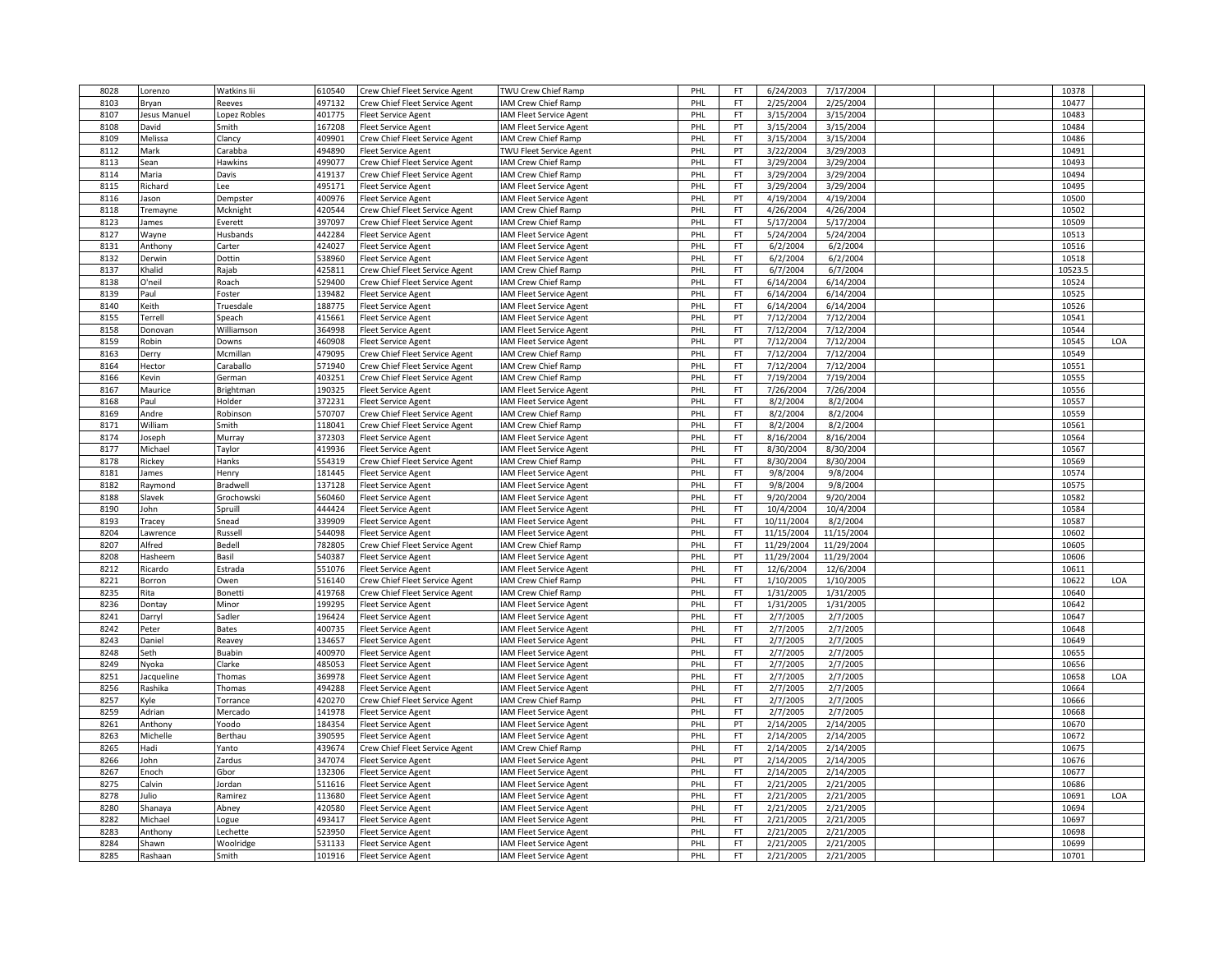| 8028 | Lorenzo | Watkins Iii | 610540 | Crew Chief Fleet Service Agent | TWU Crew Chief Ramp | PHL | FT | 6/24/2003 | 7/17/2004 | | | | 10378 | |
|---|---|---|---|---|---|---|---|---|---|---|---|---|---|---|
| 8103 | Bryan | Reeves | 497132 | Crew Chief Fleet Service Agent | IAM Crew Chief Ramp | PHL | FT | 2/25/2004 | 2/25/2004 | | | | 10477 | |
| 8107 | Jesus Manuel | Lopez Robles | 401775 | Fleet Service Agent | IAM Fleet Service Agent | PHL | FT | 3/15/2004 | 3/15/2004 | | | | 10483 | |
| 8108 | David | Smith | 167208 | Fleet Service Agent | IAM Fleet Service Agent | PHL | PT | 3/15/2004 | 3/15/2004 | | | | 10484 | |
| 8109 | Melissa | Clancy | 409901 | Crew Chief Fleet Service Agent | IAM Crew Chief Ramp | PHL | FT | 3/15/2004 | 3/15/2004 | | | | 10486 | |
| 8112 | Mark | Carabba | 494890 | Fleet Service Agent | TWU Fleet Service Agent | PHL | PT | 3/22/2004 | 3/29/2003 | | | | 10491 | |
| 8113 | Sean | Hawkins | 499077 | Crew Chief Fleet Service Agent | IAM Crew Chief Ramp | PHL | FT | 3/29/2004 | 3/29/2004 | | | | 10493 | |
| 8114 | Maria | Davis | 419137 | Crew Chief Fleet Service Agent | IAM Crew Chief Ramp | PHL | FT | 3/29/2004 | 3/29/2004 | | | | 10494 | |
| 8115 | Richard | Lee | 495171 | Fleet Service Agent | IAM Fleet Service Agent | PHL | FT | 3/29/2004 | 3/29/2004 | | | | 10495 | |
| 8116 | Jason | Dempster | 400976 | Fleet Service Agent | IAM Fleet Service Agent | PHL | PT | 4/19/2004 | 4/19/2004 | | | | 10500 | |
| 8118 | Tremayne | Mcknight | 420544 | Crew Chief Fleet Service Agent | IAM Crew Chief Ramp | PHL | FT | 4/26/2004 | 4/26/2004 | | | | 10502 | |
| 8123 | James | Everett | 397097 | Crew Chief Fleet Service Agent | IAM Crew Chief Ramp | PHL | FT | 5/17/2004 | 5/17/2004 | | | | 10509 | |
| 8127 | Wayne | Husbands | 442284 | Fleet Service Agent | IAM Fleet Service Agent | PHL | FT | 5/24/2004 | 5/24/2004 | | | | 10513 | |
| 8131 | Anthony | Carter | 424027 | Fleet Service Agent | IAM Fleet Service Agent | PHL | FT | 6/2/2004 | 6/2/2004 | | | | 10516 | |
| 8132 | Derwin | Dottin | 538960 | Fleet Service Agent | IAM Fleet Service Agent | PHL | FT | 6/2/2004 | 6/2/2004 | | | | 10518 | |
| 8137 | Khalid | Rajab | 425811 | Crew Chief Fleet Service Agent | IAM Crew Chief Ramp | PHL | FT | 6/7/2004 | 6/7/2004 | | | | 10523.5 | |
| 8138 | O'neil | Roach | 529400 | Crew Chief Fleet Service Agent | IAM Crew Chief Ramp | PHL | FT | 6/14/2004 | 6/14/2004 | | | | 10524 | |
| 8139 | Paul | Foster | 139482 | Fleet Service Agent | IAM Fleet Service Agent | PHL | FT | 6/14/2004 | 6/14/2004 | | | | 10525 | |
| 8140 | Keith | Truesdale | 188775 | Fleet Service Agent | IAM Fleet Service Agent | PHL | FT | 6/14/2004 | 6/14/2004 | | | | 10526 | |
| 8155 | Terrell | Speach | 415661 | Fleet Service Agent | IAM Fleet Service Agent | PHL | PT | 7/12/2004 | 7/12/2004 | | | | 10541 | |
| 8158 | Donovan | Williamson | 364998 | Fleet Service Agent | IAM Fleet Service Agent | PHL | FT | 7/12/2004 | 7/12/2004 | | | | 10544 | |
| 8159 | Robin | Downs | 460908 | Fleet Service Agent | IAM Fleet Service Agent | PHL | PT | 7/12/2004 | 7/12/2004 | | | | 10545 | LOA |
| 8163 | Derry | Mcmillan | 479095 | Crew Chief Fleet Service Agent | IAM Crew Chief Ramp | PHL | FT | 7/12/2004 | 7/12/2004 | | | | 10549 | |
| 8164 | Hector | Caraballo | 571940 | Crew Chief Fleet Service Agent | IAM Crew Chief Ramp | PHL | FT | 7/12/2004 | 7/12/2004 | | | | 10551 | |
| 8166 | Kevin | German | 403251 | Crew Chief Fleet Service Agent | IAM Crew Chief Ramp | PHL | FT | 7/19/2004 | 7/19/2004 | | | | 10555 | |
| 8167 | Maurice | Brightman | 190325 | Fleet Service Agent | IAM Fleet Service Agent | PHL | FT | 7/26/2004 | 7/26/2004 | | | | 10556 | |
| 8168 | Paul | Holder | 372231 | Fleet Service Agent | IAM Fleet Service Agent | PHL | FT | 8/2/2004 | 8/2/2004 | | | | 10557 | |
| 8169 | Andre | Robinson | 570707 | Crew Chief Fleet Service Agent | IAM Crew Chief Ramp | PHL | FT | 8/2/2004 | 8/2/2004 | | | | 10559 | |
| 8171 | William | Smith | 118041 | Crew Chief Fleet Service Agent | IAM Crew Chief Ramp | PHL | FT | 8/2/2004 | 8/2/2004 | | | | 10561 | |
| 8174 | Joseph | Murray | 372303 | Fleet Service Agent | IAM Fleet Service Agent | PHL | FT | 8/16/2004 | 8/16/2004 | | | | 10564 | |
| 8177 | Michael | Taylor | 419936 | Fleet Service Agent | IAM Fleet Service Agent | PHL | FT | 8/30/2004 | 8/30/2004 | | | | 10567 | |
| 8178 | Rickey | Hanks | 554319 | Crew Chief Fleet Service Agent | IAM Crew Chief Ramp | PHL | FT | 8/30/2004 | 8/30/2004 | | | | 10569 | |
| 8181 | James | Henry | 181445 | Fleet Service Agent | IAM Fleet Service Agent | PHL | FT | 9/8/2004 | 9/8/2004 | | | | 10574 | |
| 8182 | Raymond | Bradwell | 137128 | Fleet Service Agent | IAM Fleet Service Agent | PHL | FT | 9/8/2004 | 9/8/2004 | | | | 10575 | |
| 8188 | Slavek | Grochowski | 560460 | Fleet Service Agent | IAM Fleet Service Agent | PHL | FT | 9/20/2004 | 9/20/2004 | | | | 10582 | |
| 8190 | John | Spruill | 444424 | Fleet Service Agent | IAM Fleet Service Agent | PHL | FT | 10/4/2004 | 10/4/2004 | | | | 10584 | |
| 8193 | Tracey | Snead | 339909 | Fleet Service Agent | IAM Fleet Service Agent | PHL | FT | 10/11/2004 | 8/2/2004 | | | | 10587 | |
| 8204 | Lawrence | Russell | 544098 | Fleet Service Agent | IAM Fleet Service Agent | PHL | FT | 11/15/2004 | 11/15/2004 | | | | 10602 | |
| 8207 | Alfred | Bedell | 782805 | Crew Chief Fleet Service Agent | IAM Crew Chief Ramp | PHL | FT | 11/29/2004 | 11/29/2004 | | | | 10605 | |
| 8208 | Hasheem | Basil | 540387 | Fleet Service Agent | IAM Fleet Service Agent | PHL | PT | 11/29/2004 | 11/29/2004 | | | | 10606 | |
| 8212 | Ricardo | Estrada | 551076 | Fleet Service Agent | IAM Fleet Service Agent | PHL | FT | 12/6/2004 | 12/6/2004 | | | | 10611 | |
| 8221 | Borron | Owen | 516140 | Crew Chief Fleet Service Agent | IAM Crew Chief Ramp | PHL | FT | 1/10/2005 | 1/10/2005 | | | | 10622 | LOA |
| 8235 | Rita | Bonetti | 419768 | Crew Chief Fleet Service Agent | IAM Crew Chief Ramp | PHL | FT | 1/31/2005 | 1/31/2005 | | | | 10640 | |
| 8236 | Dontay | Minor | 199295 | Fleet Service Agent | IAM Fleet Service Agent | PHL | FT | 1/31/2005 | 1/31/2005 | | | | 10642 | |
| 8241 | Darryl | Sadler | 196424 | Fleet Service Agent | IAM Fleet Service Agent | PHL | FT | 2/7/2005 | 2/7/2005 | | | | 10647 | |
| 8242 | Peter | Bates | 400735 | Fleet Service Agent | IAM Fleet Service Agent | PHL | FT | 2/7/2005 | 2/7/2005 | | | | 10648 | |
| 8243 | Daniel | Reavey | 134657 | Fleet Service Agent | IAM Fleet Service Agent | PHL | FT | 2/7/2005 | 2/7/2005 | | | | 10649 | |
| 8248 | Seth | Buabin | 400970 | Fleet Service Agent | IAM Fleet Service Agent | PHL | FT | 2/7/2005 | 2/7/2005 | | | | 10655 | |
| 8249 | Nyoka | Clarke | 485053 | Fleet Service Agent | IAM Fleet Service Agent | PHL | FT | 2/7/2005 | 2/7/2005 | | | | 10656 | |
| 8251 | Jacqueline | Thomas | 369978 | Fleet Service Agent | IAM Fleet Service Agent | PHL | FT | 2/7/2005 | 2/7/2005 | | | | 10658 | LOA |
| 8256 | Rashika | Thomas | 494288 | Fleet Service Agent | IAM Fleet Service Agent | PHL | FT | 2/7/2005 | 2/7/2005 | | | | 10664 | |
| 8257 | Kyle | Torrance | 420270 | Crew Chief Fleet Service Agent | IAM Crew Chief Ramp | PHL | FT | 2/7/2005 | 2/7/2005 | | | | 10666 | |
| 8259 | Adrian | Mercado | 141978 | Fleet Service Agent | IAM Fleet Service Agent | PHL | FT | 2/7/2005 | 2/7/2005 | | | | 10668 | |
| 8261 | Anthony | Yoodo | 184354 | Fleet Service Agent | IAM Fleet Service Agent | PHL | PT | 2/14/2005 | 2/14/2005 | | | | 10670 | |
| 8263 | Michelle | Berthau | 390595 | Fleet Service Agent | IAM Fleet Service Agent | PHL | FT | 2/14/2005 | 2/14/2005 | | | | 10672 | |
| 8265 | Hadi | Yanto | 439674 | Crew Chief Fleet Service Agent | IAM Crew Chief Ramp | PHL | FT | 2/14/2005 | 2/14/2005 | | | | 10675 | |
| 8266 | John | Zardus | 347074 | Fleet Service Agent | IAM Fleet Service Agent | PHL | PT | 2/14/2005 | 2/14/2005 | | | | 10676 | |
| 8267 | Enoch | Gbor | 132306 | Fleet Service Agent | IAM Fleet Service Agent | PHL | FT | 2/14/2005 | 2/14/2005 | | | | 10677 | |
| 8275 | Calvin | Jordan | 511616 | Fleet Service Agent | IAM Fleet Service Agent | PHL | FT | 2/21/2005 | 2/21/2005 | | | | 10686 | |
| 8278 | Julio | Ramirez | 113680 | Fleet Service Agent | IAM Fleet Service Agent | PHL | FT | 2/21/2005 | 2/21/2005 | | | | 10691 | LOA |
| 8280 | Shanaya | Abney | 420580 | Fleet Service Agent | IAM Fleet Service Agent | PHL | FT | 2/21/2005 | 2/21/2005 | | | | 10694 | |
| 8282 | Michael | Logue | 493417 | Fleet Service Agent | IAM Fleet Service Agent | PHL | FT | 2/21/2005 | 2/21/2005 | | | | 10697 | |
| 8283 | Anthony | Lechette | 523950 | Fleet Service Agent | IAM Fleet Service Agent | PHL | FT | 2/21/2005 | 2/21/2005 | | | | 10698 | |
| 8284 | Shawn | Woolridge | 531133 | Fleet Service Agent | IAM Fleet Service Agent | PHL | FT | 2/21/2005 | 2/21/2005 | | | | 10699 | |
| 8285 | Rashaan | Smith | 101916 | Fleet Service Agent | IAM Fleet Service Agent | PHL | FT | 2/21/2005 | 2/21/2005 | | | | 10701 | |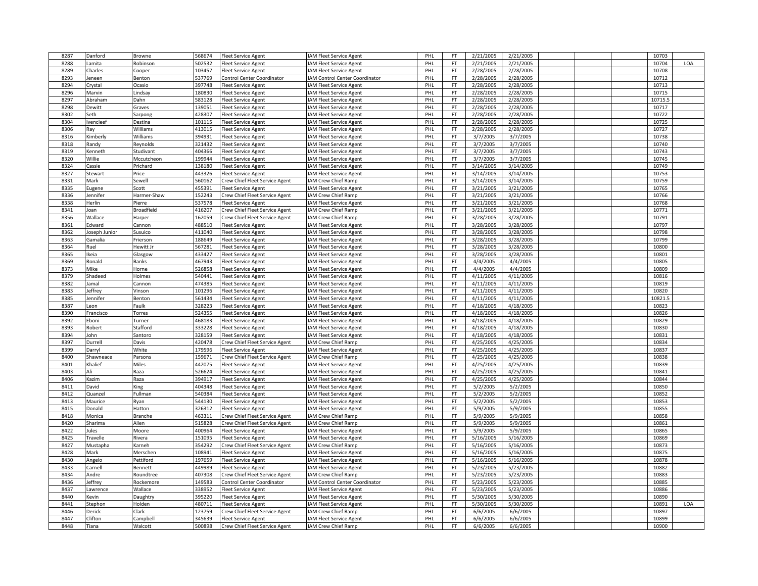| | | | | | | | | | | | | | | |
|---|---|---|---|---|---|---|---|---|---|---|---|---|---|---|
| 8287 | Danford | Browne | 568674 | Fleet Service Agent | IAM Fleet Service Agent | PHL | FT | 2/21/2005 | 2/21/2005 | | | | 10703 | |
| 8288 | Lamita | Robinson | 502532 | Fleet Service Agent | IAM Fleet Service Agent | PHL | FT | 2/21/2005 | 2/21/2005 | | | | 10704 | LOA |
| 8289 | Charles | Cooper | 103457 | Fleet Service Agent | IAM Fleet Service Agent | PHL | FT | 2/28/2005 | 2/28/2005 | | | | 10708 | |
| 8293 | Jeneen | Benton | 537769 | Control Center Coordinator | IAM Control Center Coordinator | PHL | FT | 2/28/2005 | 2/28/2005 | | | | 10712 | |
| 8294 | Crystal | Ocasio | 397748 | Fleet Service Agent | IAM Fleet Service Agent | PHL | FT | 2/28/2005 | 2/28/2005 | | | | 10713 | |
| 8296 | Marvin | Lindsay | 180830 | Fleet Service Agent | IAM Fleet Service Agent | PHL | FT | 2/28/2005 | 2/28/2005 | | | | 10715 | |
| 8297 | Abraham | Dahn | 583128 | Fleet Service Agent | IAM Fleet Service Agent | PHL | FT | 2/28/2005 | 2/28/2005 | | | | 10715.5 | |
| 8298 | Dewitt | Graves | 139051 | Fleet Service Agent | IAM Fleet Service Agent | PHL | PT | 2/28/2005 | 2/28/2005 | | | | 10717 | |
| 8302 | Seth | Sarpong | 428307 | Fleet Service Agent | IAM Fleet Service Agent | PHL | FT | 2/28/2005 | 2/28/2005 | | | | 10722 | |
| 8304 | Ivencleef | Destina | 101115 | Fleet Service Agent | IAM Fleet Service Agent | PHL | FT | 2/28/2005 | 2/28/2005 | | | | 10725 | |
| 8306 | Ray | Williams | 413015 | Fleet Service Agent | IAM Fleet Service Agent | PHL | FT | 2/28/2005 | 2/28/2005 | | | | 10727 | |
| 8316 | Kimberly | Williams | 394931 | Fleet Service Agent | IAM Fleet Service Agent | PHL | FT | 3/7/2005 | 3/7/2005 | | | | 10738 | |
| 8318 | Randy | Reynolds | 321432 | Fleet Service Agent | IAM Fleet Service Agent | PHL | FT | 3/7/2005 | 3/7/2005 | | | | 10740 | |
| 8319 | Kenneth | Studivant | 404366 | Fleet Service Agent | IAM Fleet Service Agent | PHL | PT | 3/7/2005 | 3/7/2005 | | | | 10743 | |
| 8320 | Willie | Mccutcheon | 199944 | Fleet Service Agent | IAM Fleet Service Agent | PHL | FT | 3/7/2005 | 3/7/2005 | | | | 10745 | |
| 8324 | Cassie | Prichard | 138180 | Fleet Service Agent | IAM Fleet Service Agent | PHL | PT | 3/14/2005 | 3/14/2005 | | | | 10749 | |
| 8327 | Stewart | Price | 443326 | Fleet Service Agent | IAM Fleet Service Agent | PHL | FT | 3/14/2005 | 3/14/2005 | | | | 10753 | |
| 8331 | Mark | Sewell | 560162 | Crew Chief Fleet Service Agent | IAM Crew Chief Ramp | PHL | FT | 3/14/2005 | 3/14/2005 | | | | 10759 | |
| 8335 | Eugene | Scott | 455391 | Fleet Service Agent | IAM Fleet Service Agent | PHL | FT | 3/21/2005 | 3/21/2005 | | | | 10765 | |
| 8336 | Jennifer | Harmer-Shaw | 152243 | Crew Chief Fleet Service Agent | IAM Crew Chief Ramp | PHL | FT | 3/21/2005 | 3/21/2005 | | | | 10766 | |
| 8338 | Herlin | Pierre | 537578 | Fleet Service Agent | IAM Fleet Service Agent | PHL | FT | 3/21/2005 | 3/21/2005 | | | | 10768 | |
| 8341 | Joan | Broadfield | 416207 | Crew Chief Fleet Service Agent | IAM Crew Chief Ramp | PHL | FT | 3/21/2005 | 3/21/2005 | | | | 10771 | |
| 8356 | Wallace | Harper | 162059 | Crew Chief Fleet Service Agent | IAM Crew Chief Ramp | PHL | FT | 3/28/2005 | 3/28/2005 | | | | 10791 | |
| 8361 | Edward | Cannon | 488510 | Fleet Service Agent | IAM Fleet Service Agent | PHL | FT | 3/28/2005 | 3/28/2005 | | | | 10797 | |
| 8362 | Joseph Junior | Susuico | 411040 | Fleet Service Agent | IAM Fleet Service Agent | PHL | FT | 3/28/2005 | 3/28/2005 | | | | 10798 | |
| 8363 | Gamalia | Frierson | 188649 | Fleet Service Agent | IAM Fleet Service Agent | PHL | FT | 3/28/2005 | 3/28/2005 | | | | 10799 | |
| 8364 | Ruel | Hewitt Jr | 567281 | Fleet Service Agent | IAM Fleet Service Agent | PHL | FT | 3/28/2005 | 3/28/2005 | | | | 10800 | |
| 8365 | Ikeia | Glasgow | 433427 | Fleet Service Agent | IAM Fleet Service Agent | PHL | FT | 3/28/2005 | 3/28/2005 | | | | 10801 | |
| 8369 | Ronald | Banks | 467943 | Fleet Service Agent | IAM Fleet Service Agent | PHL | FT | 4/4/2005 | 4/4/2005 | | | | 10805 | |
| 8373 | Mike | Horne | 526858 | Fleet Service Agent | IAM Fleet Service Agent | PHL | FT | 4/4/2005 | 4/4/2005 | | | | 10809 | |
| 8379 | Shadeed | Holmes | 540441 | Fleet Service Agent | IAM Fleet Service Agent | PHL | FT | 4/11/2005 | 4/11/2005 | | | | 10816 | |
| 8382 | Jamal | Cannon | 474385 | Fleet Service Agent | IAM Fleet Service Agent | PHL | FT | 4/11/2005 | 4/11/2005 | | | | 10819 | |
| 8383 | Jeffrey | Vinson | 101296 | Fleet Service Agent | IAM Fleet Service Agent | PHL | FT | 4/11/2005 | 4/11/2005 | | | | 10820 | |
| 8385 | Jennifer | Benton | 561434 | Fleet Service Agent | IAM Fleet Service Agent | PHL | FT | 4/11/2005 | 4/11/2005 | | | | 10821.5 | |
| 8387 | Leon | Faulk | 328223 | Fleet Service Agent | IAM Fleet Service Agent | PHL | PT | 4/18/2005 | 4/18/2005 | | | | 10823 | |
| 8390 | Francisco | Torres | 524355 | Fleet Service Agent | IAM Fleet Service Agent | PHL | FT | 4/18/2005 | 4/18/2005 | | | | 10826 | |
| 8392 | Eboni | Turner | 468183 | Fleet Service Agent | IAM Fleet Service Agent | PHL | FT | 4/18/2005 | 4/18/2005 | | | | 10829 | |
| 8393 | Robert | Stafford | 333228 | Fleet Service Agent | IAM Fleet Service Agent | PHL | FT | 4/18/2005 | 4/18/2005 | | | | 10830 | |
| 8394 | John | Santoro | 328159 | Fleet Service Agent | IAM Fleet Service Agent | PHL | FT | 4/18/2005 | 4/18/2005 | | | | 10831 | |
| 8397 | Durrell | Davis | 420478 | Crew Chief Fleet Service Agent | IAM Crew Chief Ramp | PHL | FT | 4/25/2005 | 4/25/2005 | | | | 10834 | |
| 8399 | Darryl | White | 179596 | Fleet Service Agent | IAM Fleet Service Agent | PHL | FT | 4/25/2005 | 4/25/2005 | | | | 10837 | |
| 8400 | Shawneace | Parsons | 159671 | Crew Chief Fleet Service Agent | IAM Crew Chief Ramp | PHL | FT | 4/25/2005 | 4/25/2005 | | | | 10838 | |
| 8401 | Khalief | Miles | 442075 | Fleet Service Agent | IAM Fleet Service Agent | PHL | FT | 4/25/2005 | 4/25/2005 | | | | 10839 | |
| 8403 | Ali | Raza | 526624 | Fleet Service Agent | IAM Fleet Service Agent | PHL | FT | 4/25/2005 | 4/25/2005 | | | | 10841 | |
| 8406 | Kazim | Raza | 394917 | Fleet Service Agent | IAM Fleet Service Agent | PHL | FT | 4/25/2005 | 4/25/2005 | | | | 10844 | |
| 8411 | David | King | 404348 | Fleet Service Agent | IAM Fleet Service Agent | PHL | PT | 5/2/2005 | 5/2/2005 | | | | 10850 | |
| 8412 | Quanzel | Fullman | 540384 | Fleet Service Agent | IAM Fleet Service Agent | PHL | FT | 5/2/2005 | 5/2/2005 | | | | 10852 | |
| 8413 | Maurice | Ryan | 544130 | Fleet Service Agent | IAM Fleet Service Agent | PHL | FT | 5/2/2005 | 5/2/2005 | | | | 10853 | |
| 8415 | Donald | Hatton | 326312 | Fleet Service Agent | IAM Fleet Service Agent | PHL | PT | 5/9/2005 | 5/9/2005 | | | | 10855 | |
| 8418 | Monica | Branche | 463311 | Crew Chief Fleet Service Agent | IAM Crew Chief Ramp | PHL | FT | 5/9/2005 | 5/9/2005 | | | | 10858 | |
| 8420 | Sharima | Allen | 515828 | Crew Chief Fleet Service Agent | IAM Crew Chief Ramp | PHL | FT | 5/9/2005 | 5/9/2005 | | | | 10861 | |
| 8422 | Jules | Moore | 400964 | Fleet Service Agent | IAM Fleet Service Agent | PHL | FT | 5/9/2005 | 5/9/2005 | | | | 10865 | |
| 8425 | Travelle | Rivera | 151095 | Fleet Service Agent | IAM Fleet Service Agent | PHL | FT | 5/16/2005 | 5/16/2005 | | | | 10869 | |
| 8427 | Mustapha | Karneh | 354292 | Crew Chief Fleet Service Agent | IAM Crew Chief Ramp | PHL | FT | 5/16/2005 | 5/16/2005 | | | | 10873 | |
| 8428 | Mark | Merschen | 108941 | Fleet Service Agent | IAM Fleet Service Agent | PHL | FT | 5/16/2005 | 5/16/2005 | | | | 10875 | |
| 8430 | Angelo | Pettiford | 197659 | Fleet Service Agent | IAM Fleet Service Agent | PHL | FT | 5/16/2005 | 5/16/2005 | | | | 10878 | |
| 8433 | Carnell | Bennett | 449989 | Fleet Service Agent | IAM Fleet Service Agent | PHL | FT | 5/23/2005 | 5/23/2005 | | | | 10882 | |
| 8434 | Andre | Roundtree | 407308 | Crew Chief Fleet Service Agent | IAM Crew Chief Ramp | PHL | FT | 5/23/2005 | 5/23/2005 | | | | 10883 | |
| 8436 | Jeffrey | Rockemore | 149583 | Control Center Coordinator | IAM Control Center Coordinator | PHL | FT | 5/23/2005 | 5/23/2005 | | | | 10885 | |
| 8437 | Lawrence | Wallace | 338952 | Fleet Service Agent | IAM Fleet Service Agent | PHL | FT | 5/23/2005 | 5/23/2005 | | | | 10886 | |
| 8440 | Kevin | Daughtry | 395220 | Fleet Service Agent | IAM Fleet Service Agent | PHL | FT | 5/30/2005 | 5/30/2005 | | | | 10890 | |
| 8441 | Stephon | Holden | 480711 | Fleet Service Agent | IAM Fleet Service Agent | PHL | FT | 5/30/2005 | 5/30/2005 | | | | 10891 | LOA |
| 8446 | Derick | Clark | 123759 | Crew Chief Fleet Service Agent | IAM Crew Chief Ramp | PHL | FT | 6/6/2005 | 6/6/2005 | | | | 10897 | |
| 8447 | Clifton | Campbell | 345639 | Fleet Service Agent | IAM Fleet Service Agent | PHL | FT | 6/6/2005 | 6/6/2005 | | | | 10899 | |
| 8448 | Tiana | Walcott | 500898 | Crew Chief Fleet Service Agent | IAM Crew Chief Ramp | PHL | FT | 6/6/2005 | 6/6/2005 | | | | 10900 | |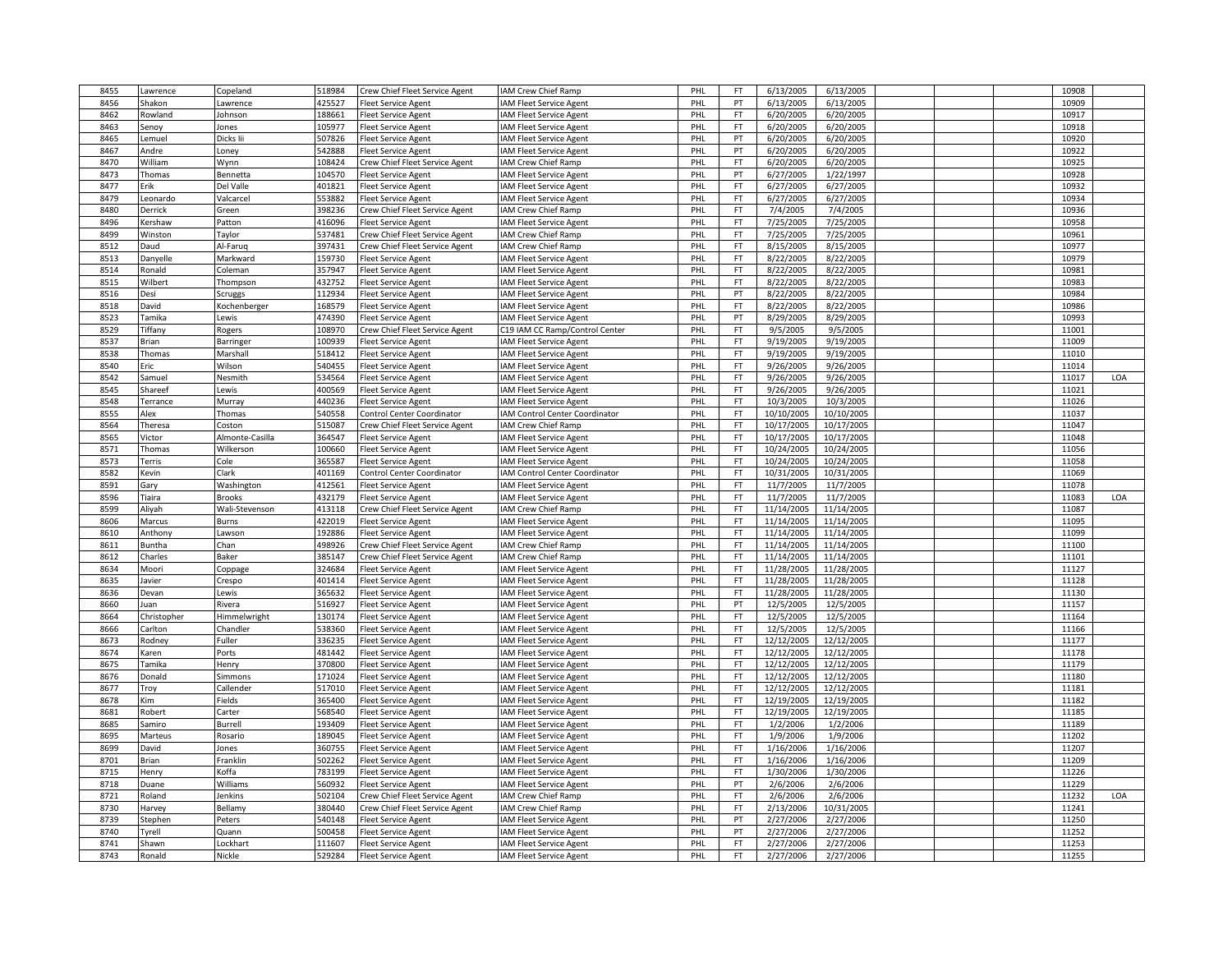| 8455 | Lawrence | Copeland | 518984 | Crew Chief Fleet Service Agent | IAM Crew Chief Ramp | PHL | FT | 6/13/2005 | 6/13/2005 | | | | 10908 | |
|---|---|---|---|---|---|---|---|---|---|---|---|---|---|---|
| 8456 | Shakon | Lawrence | 425527 | Fleet Service Agent | IAM Fleet Service Agent | PHL | PT | 6/13/2005 | 6/13/2005 | | | | 10909 | |
| 8462 | Rowland | Johnson | 188661 | Fleet Service Agent | IAM Fleet Service Agent | PHL | FT | 6/20/2005 | 6/20/2005 | | | | 10917 | |
| 8463 | Senoy | Jones | 105977 | Fleet Service Agent | IAM Fleet Service Agent | PHL | FT | 6/20/2005 | 6/20/2005 | | | | 10918 | |
| 8465 | Lemuel | Dicks Iii | 507826 | Fleet Service Agent | IAM Fleet Service Agent | PHL | PT | 6/20/2005 | 6/20/2005 | | | | 10920 | |
| 8467 | Andre | Loney | 542888 | Fleet Service Agent | IAM Fleet Service Agent | PHL | PT | 6/20/2005 | 6/20/2005 | | | | 10922 | |
| 8470 | William | Wynn | 108424 | Crew Chief Fleet Service Agent | IAM Crew Chief Ramp | PHL | FT | 6/20/2005 | 6/20/2005 | | | | 10925 | |
| 8473 | Thomas | Bennetta | 104570 | Fleet Service Agent | IAM Fleet Service Agent | PHL | PT | 6/27/2005 | 1/22/1997 | | | | 10928 | |
| 8477 | Erik | Del Valle | 401821 | Fleet Service Agent | IAM Fleet Service Agent | PHL | FT | 6/27/2005 | 6/27/2005 | | | | 10932 | |
| 8479 | Leonardo | Valcarcel | 553882 | Fleet Service Agent | IAM Fleet Service Agent | PHL | FT | 6/27/2005 | 6/27/2005 | | | | 10934 | |
| 8480 | Derrick | Green | 398236 | Crew Chief Fleet Service Agent | IAM Crew Chief Ramp | PHL | FT | 7/4/2005 | 7/4/2005 | | | | 10936 | |
| 8496 | Kershaw | Patton | 416096 | Fleet Service Agent | IAM Fleet Service Agent | PHL | FT | 7/25/2005 | 7/25/2005 | | | | 10958 | |
| 8499 | Winston | Taylor | 537481 | Crew Chief Fleet Service Agent | IAM Crew Chief Ramp | PHL | FT | 7/25/2005 | 7/25/2005 | | | | 10961 | |
| 8512 | Daud | Al-Faruq | 397431 | Crew Chief Fleet Service Agent | IAM Crew Chief Ramp | PHL | FT | 8/15/2005 | 8/15/2005 | | | | 10977 | |
| 8513 | Danyelle | Markward | 159730 | Fleet Service Agent | IAM Fleet Service Agent | PHL | FT | 8/22/2005 | 8/22/2005 | | | | 10979 | |
| 8514 | Ronald | Coleman | 357947 | Fleet Service Agent | IAM Fleet Service Agent | PHL | FT | 8/22/2005 | 8/22/2005 | | | | 10981 | |
| 8515 | Wilbert | Thompson | 432752 | Fleet Service Agent | IAM Fleet Service Agent | PHL | FT | 8/22/2005 | 8/22/2005 | | | | 10983 | |
| 8516 | Desi | Scruggs | 112934 | Fleet Service Agent | IAM Fleet Service Agent | PHL | PT | 8/22/2005 | 8/22/2005 | | | | 10984 | |
| 8518 | David | Kochenberger | 168579 | Fleet Service Agent | IAM Fleet Service Agent | PHL | FT | 8/22/2005 | 8/22/2005 | | | | 10986 | |
| 8523 | Tamika | Lewis | 474390 | Fleet Service Agent | IAM Fleet Service Agent | PHL | PT | 8/29/2005 | 8/29/2005 | | | | 10993 | |
| 8529 | Tiffany | Rogers | 108970 | Crew Chief Fleet Service Agent | C19 IAM CC Ramp/Control Center | PHL | FT | 9/5/2005 | 9/5/2005 | | | | 11001 | |
| 8537 | Brian | Barringer | 100939 | Fleet Service Agent | IAM Fleet Service Agent | PHL | FT | 9/19/2005 | 9/19/2005 | | | | 11009 | |
| 8538 | Thomas | Marshall | 518412 | Fleet Service Agent | IAM Fleet Service Agent | PHL | FT | 9/19/2005 | 9/19/2005 | | | | 11010 | |
| 8540 | Eric | Wilson | 540455 | Fleet Service Agent | IAM Fleet Service Agent | PHL | FT | 9/26/2005 | 9/26/2005 | | | | 11014 | |
| 8542 | Samuel | Nesmith | 534564 | Fleet Service Agent | IAM Fleet Service Agent | PHL | FT | 9/26/2005 | 9/26/2005 | | | | 11017 | LOA |
| 8545 | Shareef | Lewis | 400569 | Fleet Service Agent | IAM Fleet Service Agent | PHL | FT | 9/26/2005 | 9/26/2005 | | | | 11021 | |
| 8548 | Terrance | Murray | 440236 | Fleet Service Agent | IAM Fleet Service Agent | PHL | FT | 10/3/2005 | 10/3/2005 | | | | 11026 | |
| 8555 | Alex | Thomas | 540558 | Control Center Coordinator | IAM Control Center Coordinator | PHL | FT | 10/10/2005 | 10/10/2005 | | | | 11037 | |
| 8564 | Theresa | Coston | 515087 | Crew Chief Fleet Service Agent | IAM Crew Chief Ramp | PHL | FT | 10/17/2005 | 10/17/2005 | | | | 11047 | |
| 8565 | Victor | Almonte-Casilla | 364547 | Fleet Service Agent | IAM Fleet Service Agent | PHL | FT | 10/17/2005 | 10/17/2005 | | | | 11048 | |
| 8571 | Thomas | Wilkerson | 100660 | Fleet Service Agent | IAM Fleet Service Agent | PHL | FT | 10/24/2005 | 10/24/2005 | | | | 11056 | |
| 8573 | Terris | Cole | 365587 | Fleet Service Agent | IAM Fleet Service Agent | PHL | FT | 10/24/2005 | 10/24/2005 | | | | 11058 | |
| 8582 | Kevin | Clark | 401169 | Control Center Coordinator | IAM Control Center Coordinator | PHL | FT | 10/31/2005 | 10/31/2005 | | | | 11069 | |
| 8591 | Gary | Washington | 412561 | Fleet Service Agent | IAM Fleet Service Agent | PHL | FT | 11/7/2005 | 11/7/2005 | | | | 11078 | |
| 8596 | Tiaira | Brooks | 432179 | Fleet Service Agent | IAM Fleet Service Agent | PHL | FT | 11/7/2005 | 11/7/2005 | | | | 11083 | LOA |
| 8599 | Aliyah | Wali-Stevenson | 413118 | Crew Chief Fleet Service Agent | IAM Crew Chief Ramp | PHL | FT | 11/14/2005 | 11/14/2005 | | | | 11087 | |
| 8606 | Marcus | Burns | 422019 | Fleet Service Agent | IAM Fleet Service Agent | PHL | FT | 11/14/2005 | 11/14/2005 | | | | 11095 | |
| 8610 | Anthony | Lawson | 192886 | Fleet Service Agent | IAM Fleet Service Agent | PHL | FT | 11/14/2005 | 11/14/2005 | | | | 11099 | |
| 8611 | Buntha | Chan | 498926 | Crew Chief Fleet Service Agent | IAM Crew Chief Ramp | PHL | FT | 11/14/2005 | 11/14/2005 | | | | 11100 | |
| 8612 | Charles | Baker | 385147 | Crew Chief Fleet Service Agent | IAM Crew Chief Ramp | PHL | FT | 11/14/2005 | 11/14/2005 | | | | 11101 | |
| 8634 | Moori | Coppage | 324684 | Fleet Service Agent | IAM Fleet Service Agent | PHL | FT | 11/28/2005 | 11/28/2005 | | | | 11127 | |
| 8635 | Javier | Crespo | 401414 | Fleet Service Agent | IAM Fleet Service Agent | PHL | FT | 11/28/2005 | 11/28/2005 | | | | 11128 | |
| 8636 | Devan | Lewis | 365632 | Fleet Service Agent | IAM Fleet Service Agent | PHL | FT | 11/28/2005 | 11/28/2005 | | | | 11130 | |
| 8660 | Juan | Rivera | 516927 | Fleet Service Agent | IAM Fleet Service Agent | PHL | PT | 12/5/2005 | 12/5/2005 | | | | 11157 | |
| 8664 | Christopher | Himmelwright | 130174 | Fleet Service Agent | IAM Fleet Service Agent | PHL | FT | 12/5/2005 | 12/5/2005 | | | | 11164 | |
| 8666 | Carlton | Chandler | 538360 | Fleet Service Agent | IAM Fleet Service Agent | PHL | FT | 12/5/2005 | 12/5/2005 | | | | 11166 | |
| 8673 | Rodney | Fuller | 336235 | Fleet Service Agent | IAM Fleet Service Agent | PHL | FT | 12/12/2005 | 12/12/2005 | | | | 11177 | |
| 8674 | Karen | Ports | 481442 | Fleet Service Agent | IAM Fleet Service Agent | PHL | FT | 12/12/2005 | 12/12/2005 | | | | 11178 | |
| 8675 | Tamika | Henry | 370800 | Fleet Service Agent | IAM Fleet Service Agent | PHL | FT | 12/12/2005 | 12/12/2005 | | | | 11179 | |
| 8676 | Donald | Simmons | 171024 | Fleet Service Agent | IAM Fleet Service Agent | PHL | FT | 12/12/2005 | 12/12/2005 | | | | 11180 | |
| 8677 | Troy | Callender | 517010 | Fleet Service Agent | IAM Fleet Service Agent | PHL | FT | 12/12/2005 | 12/12/2005 | | | | 11181 | |
| 8678 | Kim | Fields | 365400 | Fleet Service Agent | IAM Fleet Service Agent | PHL | FT | 12/19/2005 | 12/19/2005 | | | | 11182 | |
| 8681 | Robert | Carter | 568540 | Fleet Service Agent | IAM Fleet Service Agent | PHL | FT | 12/19/2005 | 12/19/2005 | | | | 11185 | |
| 8685 | Samiro | Burrell | 193409 | Fleet Service Agent | IAM Fleet Service Agent | PHL | FT | 1/2/2006 | 1/2/2006 | | | | 11189 | |
| 8695 | Marteus | Rosario | 189045 | Fleet Service Agent | IAM Fleet Service Agent | PHL | FT | 1/9/2006 | 1/9/2006 | | | | 11202 | |
| 8699 | David | Jones | 360755 | Fleet Service Agent | IAM Fleet Service Agent | PHL | FT | 1/16/2006 | 1/16/2006 | | | | 11207 | |
| 8701 | Brian | Franklin | 502262 | Fleet Service Agent | IAM Fleet Service Agent | PHL | FT | 1/16/2006 | 1/16/2006 | | | | 11209 | |
| 8715 | Henry | Koffa | 783199 | Fleet Service Agent | IAM Fleet Service Agent | PHL | FT | 1/30/2006 | 1/30/2006 | | | | 11226 | |
| 8718 | Duane | Williams | 560932 | Fleet Service Agent | IAM Fleet Service Agent | PHL | PT | 2/6/2006 | 2/6/2006 | | | | 11229 | |
| 8721 | Roland | Jenkins | 502104 | Crew Chief Fleet Service Agent | IAM Crew Chief Ramp | PHL | FT | 2/6/2006 | 2/6/2006 | | | | 11232 | LOA |
| 8730 | Harvey | Bellamy | 380440 | Crew Chief Fleet Service Agent | IAM Crew Chief Ramp | PHL | FT | 2/13/2006 | 10/31/2005 | | | | 11241 | |
| 8739 | Stephen | Peters | 540148 | Fleet Service Agent | IAM Fleet Service Agent | PHL | PT | 2/27/2006 | 2/27/2006 | | | | 11250 | |
| 8740 | Tyrell | Quann | 500458 | Fleet Service Agent | IAM Fleet Service Agent | PHL | PT | 2/27/2006 | 2/27/2006 | | | | 11252 | |
| 8741 | Shawn | Lockhart | 111607 | Fleet Service Agent | IAM Fleet Service Agent | PHL | FT | 2/27/2006 | 2/27/2006 | | | | 11253 | |
| 8743 | Ronald | Nickle | 529284 | Fleet Service Agent | IAM Fleet Service Agent | PHL | FT | 2/27/2006 | 2/27/2006 | | | | 11255 | |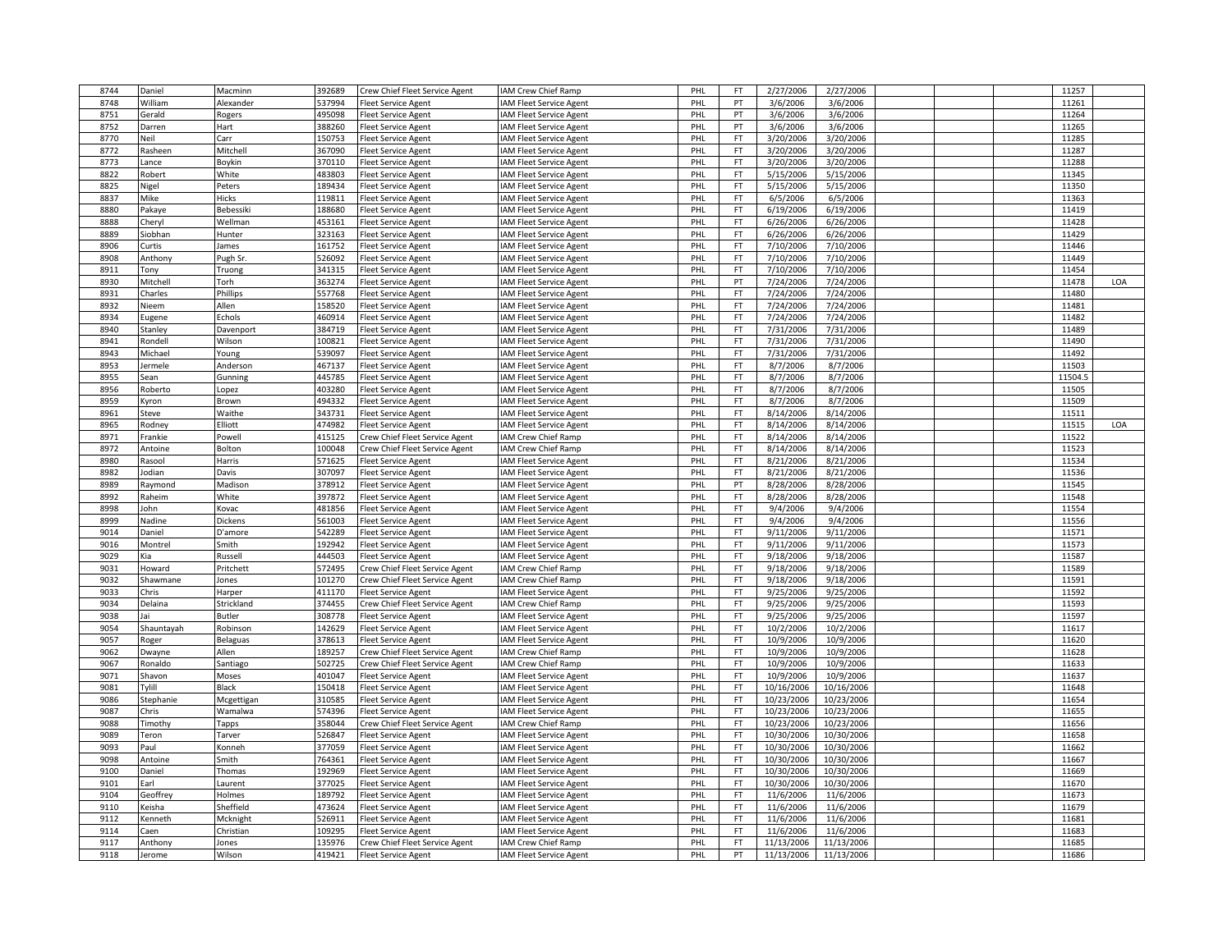| | | | | | | | | | | | | | |
|---|---|---|---|---|---|---|---|---|---|---|---|---|---|
| 8744 | Daniel | Macminn | 392689 | Crew Chief Fleet Service Agent | IAM Crew Chief Ramp | PHL | FT | 2/27/2006 | 2/27/2006 | | | 11257 | |
| 8748 | William | Alexander | 537994 | Fleet Service Agent | IAM Fleet Service Agent | PHL | PT | 3/6/2006 | 3/6/2006 | | | 11261 | |
| 8751 | Gerald | Rogers | 495098 | Fleet Service Agent | IAM Fleet Service Agent | PHL | PT | 3/6/2006 | 3/6/2006 | | | 11264 | |
| 8752 | Darren | Hart | 388260 | Fleet Service Agent | IAM Fleet Service Agent | PHL | PT | 3/6/2006 | 3/6/2006 | | | 11265 | |
| 8770 | Neil | Carr | 150753 | Fleet Service Agent | IAM Fleet Service Agent | PHL | FT | 3/20/2006 | 3/20/2006 | | | 11285 | |
| 8772 | Rasheen | Mitchell | 367090 | Fleet Service Agent | IAM Fleet Service Agent | PHL | FT | 3/20/2006 | 3/20/2006 | | | 11287 | |
| 8773 | Lance | Boykin | 370110 | Fleet Service Agent | IAM Fleet Service Agent | PHL | FT | 3/20/2006 | 3/20/2006 | | | 11288 | |
| 8822 | Robert | White | 483803 | Fleet Service Agent | IAM Fleet Service Agent | PHL | FT | 5/15/2006 | 5/15/2006 | | | 11345 | |
| 8825 | Nigel | Peters | 189434 | Fleet Service Agent | IAM Fleet Service Agent | PHL | FT | 5/15/2006 | 5/15/2006 | | | 11350 | |
| 8837 | Mike | Hicks | 119811 | Fleet Service Agent | IAM Fleet Service Agent | PHL | FT | 6/5/2006 | 6/5/2006 | | | 11363 | |
| 8880 | Pakaye | Bebessiki | 188680 | Fleet Service Agent | IAM Fleet Service Agent | PHL | FT | 6/19/2006 | 6/19/2006 | | | 11419 | |
| 8888 | Cheryl | Wellman | 453161 | Fleet Service Agent | IAM Fleet Service Agent | PHL | FT | 6/26/2006 | 6/26/2006 | | | 11428 | |
| 8889 | Siobhan | Hunter | 323163 | Fleet Service Agent | IAM Fleet Service Agent | PHL | FT | 6/26/2006 | 6/26/2006 | | | 11429 | |
| 8906 | Curtis | James | 161752 | Fleet Service Agent | IAM Fleet Service Agent | PHL | FT | 7/10/2006 | 7/10/2006 | | | 11446 | |
| 8908 | Anthony | Pugh Sr. | 526092 | Fleet Service Agent | IAM Fleet Service Agent | PHL | FT | 7/10/2006 | 7/10/2006 | | | 11449 | |
| 8911 | Tony | Truong | 341315 | Fleet Service Agent | IAM Fleet Service Agent | PHL | FT | 7/10/2006 | 7/10/2006 | | | 11454 | |
| 8930 | Mitchell | Torh | 363274 | Fleet Service Agent | IAM Fleet Service Agent | PHL | PT | 7/24/2006 | 7/24/2006 | | | 11478 | LOA |
| 8931 | Charles | Phillips | 557768 | Fleet Service Agent | IAM Fleet Service Agent | PHL | FT | 7/24/2006 | 7/24/2006 | | | 11480 | |
| 8932 | Nieem | Allen | 158520 | Fleet Service Agent | IAM Fleet Service Agent | PHL | FT | 7/24/2006 | 7/24/2006 | | | 11481 | |
| 8934 | Eugene | Echols | 460914 | Fleet Service Agent | IAM Fleet Service Agent | PHL | FT | 7/24/2006 | 7/24/2006 | | | 11482 | |
| 8940 | Stanley | Davenport | 384719 | Fleet Service Agent | IAM Fleet Service Agent | PHL | FT | 7/31/2006 | 7/31/2006 | | | 11489 | |
| 8941 | Rondell | Wilson | 100821 | Fleet Service Agent | IAM Fleet Service Agent | PHL | FT | 7/31/2006 | 7/31/2006 | | | 11490 | |
| 8943 | Michael | Young | 539097 | Fleet Service Agent | IAM Fleet Service Agent | PHL | FT | 7/31/2006 | 7/31/2006 | | | 11492 | |
| 8953 | Jermele | Anderson | 467137 | Fleet Service Agent | IAM Fleet Service Agent | PHL | FT | 8/7/2006 | 8/7/2006 | | | 11503 | |
| 8955 | Sean | Gunning | 445785 | Fleet Service Agent | IAM Fleet Service Agent | PHL | FT | 8/7/2006 | 8/7/2006 | | | 11504.5 | |
| 8956 | Roberto | Lopez | 403280 | Fleet Service Agent | IAM Fleet Service Agent | PHL | FT | 8/7/2006 | 8/7/2006 | | | 11505 | |
| 8959 | Kyron | Brown | 494332 | Fleet Service Agent | IAM Fleet Service Agent | PHL | FT | 8/7/2006 | 8/7/2006 | | | 11509 | |
| 8961 | Steve | Waithe | 343731 | Fleet Service Agent | IAM Fleet Service Agent | PHL | FT | 8/14/2006 | 8/14/2006 | | | 11511 | |
| 8965 | Rodney | Elliott | 474982 | Fleet Service Agent | IAM Fleet Service Agent | PHL | FT | 8/14/2006 | 8/14/2006 | | | 11515 | LOA |
| 8971 | Frankie | Powell | 415125 | Crew Chief Fleet Service Agent | IAM Crew Chief Ramp | PHL | FT | 8/14/2006 | 8/14/2006 | | | 11522 | |
| 8972 | Antoine | Bolton | 100048 | Crew Chief Fleet Service Agent | IAM Crew Chief Ramp | PHL | FT | 8/14/2006 | 8/14/2006 | | | 11523 | |
| 8980 | Rasool | Harris | 571625 | Fleet Service Agent | IAM Fleet Service Agent | PHL | FT | 8/21/2006 | 8/21/2006 | | | 11534 | |
| 8982 | Jodian | Davis | 307097 | Fleet Service Agent | IAM Fleet Service Agent | PHL | FT | 8/21/2006 | 8/21/2006 | | | 11536 | |
| 8989 | Raymond | Madison | 378912 | Fleet Service Agent | IAM Fleet Service Agent | PHL | PT | 8/28/2006 | 8/28/2006 | | | 11545 | |
| 8992 | Raheim | White | 397872 | Fleet Service Agent | IAM Fleet Service Agent | PHL | FT | 8/28/2006 | 8/28/2006 | | | 11548 | |
| 8998 | John | Kovac | 481856 | Fleet Service Agent | IAM Fleet Service Agent | PHL | FT | 9/4/2006 | 9/4/2006 | | | 11554 | |
| 8999 | Nadine | Dickens | 561003 | Fleet Service Agent | IAM Fleet Service Agent | PHL | FT | 9/4/2006 | 9/4/2006 | | | 11556 | |
| 9014 | Daniel | D'amore | 542289 | Fleet Service Agent | IAM Fleet Service Agent | PHL | FT | 9/11/2006 | 9/11/2006 | | | 11571 | |
| 9016 | Montrel | Smith | 192942 | Fleet Service Agent | IAM Fleet Service Agent | PHL | FT | 9/11/2006 | 9/11/2006 | | | 11573 | |
| 9029 | Kia | Russell | 444503 | Fleet Service Agent | IAM Fleet Service Agent | PHL | FT | 9/18/2006 | 9/18/2006 | | | 11587 | |
| 9031 | Howard | Pritchett | 572495 | Crew Chief Fleet Service Agent | IAM Crew Chief Ramp | PHL | FT | 9/18/2006 | 9/18/2006 | | | 11589 | |
| 9032 | Shawmane | Jones | 101270 | Crew Chief Fleet Service Agent | IAM Crew Chief Ramp | PHL | FT | 9/18/2006 | 9/18/2006 | | | 11591 | |
| 9033 | Chris | Harper | 411170 | Fleet Service Agent | IAM Fleet Service Agent | PHL | FT | 9/25/2006 | 9/25/2006 | | | 11592 | |
| 9034 | Delaina | Strickland | 374455 | Crew Chief Fleet Service Agent | IAM Crew Chief Ramp | PHL | FT | 9/25/2006 | 9/25/2006 | | | 11593 | |
| 9038 | Jai | Butler | 308778 | Fleet Service Agent | IAM Fleet Service Agent | PHL | FT | 9/25/2006 | 9/25/2006 | | | 11597 | |
| 9054 | Shauntayah | Robinson | 142629 | Fleet Service Agent | IAM Fleet Service Agent | PHL | FT | 10/2/2006 | 10/2/2006 | | | 11617 | |
| 9057 | Roger | Belaguas | 378613 | Fleet Service Agent | IAM Fleet Service Agent | PHL | FT | 10/9/2006 | 10/9/2006 | | | 11620 | |
| 9062 | Dwayne | Allen | 189257 | Crew Chief Fleet Service Agent | IAM Crew Chief Ramp | PHL | FT | 10/9/2006 | 10/9/2006 | | | 11628 | |
| 9067 | Ronaldo | Santiago | 502725 | Crew Chief Fleet Service Agent | IAM Crew Chief Ramp | PHL | FT | 10/9/2006 | 10/9/2006 | | | 11633 | |
| 9071 | Shavon | Moses | 401047 | Fleet Service Agent | IAM Fleet Service Agent | PHL | FT | 10/9/2006 | 10/9/2006 | | | 11637 | |
| 9081 | Tylill | Black | 150418 | Fleet Service Agent | IAM Fleet Service Agent | PHL | FT | 10/16/2006 | 10/16/2006 | | | 11648 | |
| 9086 | Stephanie | Mcgettigan | 310585 | Fleet Service Agent | IAM Fleet Service Agent | PHL | FT | 10/23/2006 | 10/23/2006 | | | 11654 | |
| 9087 | Chris | Wamalwa | 574396 | Fleet Service Agent | IAM Fleet Service Agent | PHL | FT | 10/23/2006 | 10/23/2006 | | | 11655 | |
| 9088 | Timothy | Tapps | 358044 | Crew Chief Fleet Service Agent | IAM Crew Chief Ramp | PHL | FT | 10/23/2006 | 10/23/2006 | | | 11656 | |
| 9089 | Teron | Tarver | 526847 | Fleet Service Agent | IAM Fleet Service Agent | PHL | FT | 10/30/2006 | 10/30/2006 | | | 11658 | |
| 9093 | Paul | Konneh | 377059 | Fleet Service Agent | IAM Fleet Service Agent | PHL | FT | 10/30/2006 | 10/30/2006 | | | 11662 | |
| 9098 | Antoine | Smith | 764361 | Fleet Service Agent | IAM Fleet Service Agent | PHL | FT | 10/30/2006 | 10/30/2006 | | | 11667 | |
| 9100 | Daniel | Thomas | 192969 | Fleet Service Agent | IAM Fleet Service Agent | PHL | FT | 10/30/2006 | 10/30/2006 | | | 11669 | |
| 9101 | Earl | Laurent | 377025 | Fleet Service Agent | IAM Fleet Service Agent | PHL | FT | 10/30/2006 | 10/30/2006 | | | 11670 | |
| 9104 | Geoffrey | Holmes | 189792 | Fleet Service Agent | IAM Fleet Service Agent | PHL | FT | 11/6/2006 | 11/6/2006 | | | 11673 | |
| 9110 | Keisha | Sheffield | 473624 | Fleet Service Agent | IAM Fleet Service Agent | PHL | FT | 11/6/2006 | 11/6/2006 | | | 11679 | |
| 9112 | Kenneth | Mcknight | 526911 | Fleet Service Agent | IAM Fleet Service Agent | PHL | FT | 11/6/2006 | 11/6/2006 | | | 11681 | |
| 9114 | Caen | Christian | 109295 | Fleet Service Agent | IAM Fleet Service Agent | PHL | FT | 11/6/2006 | 11/6/2006 | | | 11683 | |
| 9117 | Anthony | Jones | 135976 | Crew Chief Fleet Service Agent | IAM Crew Chief Ramp | PHL | FT | 11/13/2006 | 11/13/2006 | | | 11685 | |
| 9118 | Jerome | Wilson | 419421 | Fleet Service Agent | IAM Fleet Service Agent | PHL | PT | 11/13/2006 | 11/13/2006 | | | 11686 | |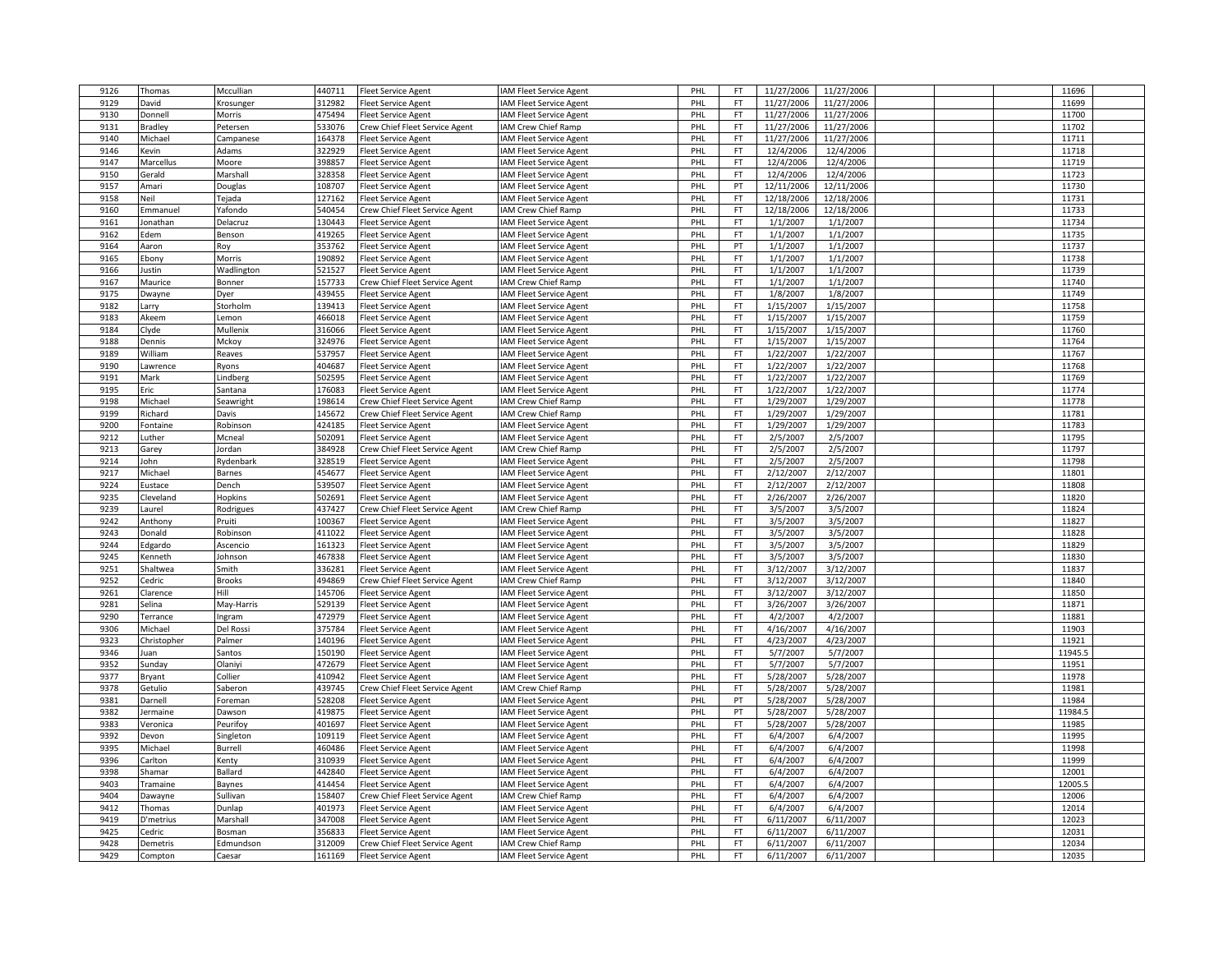| | | | | | | | | | | | | | |
|---|---|---|---|---|---|---|---|---|---|---|---|---|---|
| 9126 | Thomas | Mccullian | 440711 | Fleet Service Agent | IAM Fleet Service Agent | PHL | FT | 11/27/2006 | 11/27/2006 | | | 11696 | |
| 9129 | David | Krosunger | 312982 | Fleet Service Agent | IAM Fleet Service Agent | PHL | FT | 11/27/2006 | 11/27/2006 | | | 11699 | |
| 9130 | Donnell | Morris | 475494 | Fleet Service Agent | IAM Fleet Service Agent | PHL | FT | 11/27/2006 | 11/27/2006 | | | 11700 | |
| 9131 | Bradley | Petersen | 533076 | Crew Chief Fleet Service Agent | IAM Crew Chief Ramp | PHL | FT | 11/27/2006 | 11/27/2006 | | | 11702 | |
| 9140 | Michael | Campanese | 164378 | Fleet Service Agent | IAM Fleet Service Agent | PHL | FT | 11/27/2006 | 11/27/2006 | | | 11711 | |
| 9146 | Kevin | Adams | 322929 | Fleet Service Agent | IAM Fleet Service Agent | PHL | FT | 12/4/2006 | 12/4/2006 | | | 11718 | |
| 9147 | Marcellus | Moore | 398857 | Fleet Service Agent | IAM Fleet Service Agent | PHL | FT | 12/4/2006 | 12/4/2006 | | | 11719 | |
| 9150 | Gerald | Marshall | 328358 | Fleet Service Agent | IAM Fleet Service Agent | PHL | FT | 12/4/2006 | 12/4/2006 | | | 11723 | |
| 9157 | Amari | Douglas | 108707 | Fleet Service Agent | IAM Fleet Service Agent | PHL | PT | 12/11/2006 | 12/11/2006 | | | 11730 | |
| 9158 | Neil | Tejada | 127162 | Fleet Service Agent | IAM Fleet Service Agent | PHL | FT | 12/18/2006 | 12/18/2006 | | | 11731 | |
| 9160 | Emmanuel | Yafondo | 540454 | Crew Chief Fleet Service Agent | IAM Crew Chief Ramp | PHL | FT | 12/18/2006 | 12/18/2006 | | | 11733 | |
| 9161 | Jonathan | Delacruz | 130443 | Fleet Service Agent | IAM Fleet Service Agent | PHL | FT | 1/1/2007 | 1/1/2007 | | | 11734 | |
| 9162 | Edem | Benson | 419265 | Fleet Service Agent | IAM Fleet Service Agent | PHL | FT | 1/1/2007 | 1/1/2007 | | | 11735 | |
| 9164 | Aaron | Roy | 353762 | Fleet Service Agent | IAM Fleet Service Agent | PHL | PT | 1/1/2007 | 1/1/2007 | | | 11737 | |
| 9165 | Ebony | Morris | 190892 | Fleet Service Agent | IAM Fleet Service Agent | PHL | FT | 1/1/2007 | 1/1/2007 | | | 11738 | |
| 9166 | Justin | Wadlington | 521527 | Fleet Service Agent | IAM Fleet Service Agent | PHL | FT | 1/1/2007 | 1/1/2007 | | | 11739 | |
| 9167 | Maurice | Bonner | 157733 | Crew Chief Fleet Service Agent | IAM Crew Chief Ramp | PHL | FT | 1/1/2007 | 1/1/2007 | | | 11740 | |
| 9175 | Dwayne | Dyer | 439455 | Fleet Service Agent | IAM Fleet Service Agent | PHL | FT | 1/8/2007 | 1/8/2007 | | | 11749 | |
| 9182 | Larry | Storholm | 139413 | Fleet Service Agent | IAM Fleet Service Agent | PHL | FT | 1/15/2007 | 1/15/2007 | | | 11758 | |
| 9183 | Akeem | Lemon | 466018 | Fleet Service Agent | IAM Fleet Service Agent | PHL | FT | 1/15/2007 | 1/15/2007 | | | 11759 | |
| 9184 | Clyde | Mullenix | 316066 | Fleet Service Agent | IAM Fleet Service Agent | PHL | FT | 1/15/2007 | 1/15/2007 | | | 11760 | |
| 9188 | Dennis | Mckoy | 324976 | Fleet Service Agent | IAM Fleet Service Agent | PHL | FT | 1/15/2007 | 1/15/2007 | | | 11764 | |
| 9189 | William | Reaves | 537957 | Fleet Service Agent | IAM Fleet Service Agent | PHL | FT | 1/22/2007 | 1/22/2007 | | | 11767 | |
| 9190 | Lawrence | Ryons | 404687 | Fleet Service Agent | IAM Fleet Service Agent | PHL | FT | 1/22/2007 | 1/22/2007 | | | 11768 | |
| 9191 | Mark | Lindberg | 502595 | Fleet Service Agent | IAM Fleet Service Agent | PHL | FT | 1/22/2007 | 1/22/2007 | | | 11769 | |
| 9195 | Eric | Santana | 176083 | Fleet Service Agent | IAM Fleet Service Agent | PHL | FT | 1/22/2007 | 1/22/2007 | | | 11774 | |
| 9198 | Michael | Seawright | 198614 | Crew Chief Fleet Service Agent | IAM Crew Chief Ramp | PHL | FT | 1/29/2007 | 1/29/2007 | | | 11778 | |
| 9199 | Richard | Davis | 145672 | Crew Chief Fleet Service Agent | IAM Crew Chief Ramp | PHL | FT | 1/29/2007 | 1/29/2007 | | | 11781 | |
| 9200 | Fontaine | Robinson | 424185 | Fleet Service Agent | IAM Fleet Service Agent | PHL | FT | 1/29/2007 | 1/29/2007 | | | 11783 | |
| 9212 | Luther | Mcneal | 502091 | Fleet Service Agent | IAM Fleet Service Agent | PHL | FT | 2/5/2007 | 2/5/2007 | | | 11795 | |
| 9213 | Garey | Jordan | 384928 | Crew Chief Fleet Service Agent | IAM Crew Chief Ramp | PHL | FT | 2/5/2007 | 2/5/2007 | | | 11797 | |
| 9214 | John | Rydenbark | 328519 | Fleet Service Agent | IAM Fleet Service Agent | PHL | FT | 2/5/2007 | 2/5/2007 | | | 11798 | |
| 9217 | Michael | Barnes | 454677 | Fleet Service Agent | IAM Fleet Service Agent | PHL | FT | 2/12/2007 | 2/12/2007 | | | 11801 | |
| 9224 | Eustace | Dench | 539507 | Fleet Service Agent | IAM Fleet Service Agent | PHL | FT | 2/12/2007 | 2/12/2007 | | | 11808 | |
| 9235 | Cleveland | Hopkins | 502691 | Fleet Service Agent | IAM Fleet Service Agent | PHL | FT | 2/26/2007 | 2/26/2007 | | | 11820 | |
| 9239 | Laurel | Rodrigues | 437427 | Crew Chief Fleet Service Agent | IAM Crew Chief Ramp | PHL | FT | 3/5/2007 | 3/5/2007 | | | 11824 | |
| 9242 | Anthony | Pruiti | 100367 | Fleet Service Agent | IAM Fleet Service Agent | PHL | FT | 3/5/2007 | 3/5/2007 | | | 11827 | |
| 9243 | Donald | Robinson | 411022 | Fleet Service Agent | IAM Fleet Service Agent | PHL | FT | 3/5/2007 | 3/5/2007 | | | 11828 | |
| 9244 | Edgardo | Ascencio | 161323 | Fleet Service Agent | IAM Fleet Service Agent | PHL | FT | 3/5/2007 | 3/5/2007 | | | 11829 | |
| 9245 | Kenneth | Johnson | 467838 | Fleet Service Agent | IAM Fleet Service Agent | PHL | FT | 3/5/2007 | 3/5/2007 | | | 11830 | |
| 9251 | Shaltwea | Smith | 336281 | Fleet Service Agent | IAM Fleet Service Agent | PHL | FT | 3/12/2007 | 3/12/2007 | | | 11837 | |
| 9252 | Cedric | Brooks | 494869 | Crew Chief Fleet Service Agent | IAM Crew Chief Ramp | PHL | FT | 3/12/2007 | 3/12/2007 | | | 11840 | |
| 9261 | Clarence | Hill | 145706 | Fleet Service Agent | IAM Fleet Service Agent | PHL | FT | 3/12/2007 | 3/12/2007 | | | 11850 | |
| 9281 | Selina | May-Harris | 529139 | Fleet Service Agent | IAM Fleet Service Agent | PHL | FT | 3/26/2007 | 3/26/2007 | | | 11871 | |
| 9290 | Terrance | Ingram | 472979 | Fleet Service Agent | IAM Fleet Service Agent | PHL | FT | 4/2/2007 | 4/2/2007 | | | 11881 | |
| 9306 | Michael | Del Rossi | 375784 | Fleet Service Agent | IAM Fleet Service Agent | PHL | FT | 4/16/2007 | 4/16/2007 | | | 11903 | |
| 9323 | Christopher | Palmer | 140196 | Fleet Service Agent | IAM Fleet Service Agent | PHL | FT | 4/23/2007 | 4/23/2007 | | | 11921 | |
| 9346 | Juan | Santos | 150190 | Fleet Service Agent | IAM Fleet Service Agent | PHL | FT | 5/7/2007 | 5/7/2007 | | | 11945.5 | |
| 9352 | Sunday | Olaniyi | 472679 | Fleet Service Agent | IAM Fleet Service Agent | PHL | FT | 5/7/2007 | 5/7/2007 | | | 11951 | |
| 9377 | Bryant | Collier | 410942 | Fleet Service Agent | IAM Fleet Service Agent | PHL | FT | 5/28/2007 | 5/28/2007 | | | 11978 | |
| 9378 | Getulio | Saberon | 439745 | Crew Chief Fleet Service Agent | IAM Crew Chief Ramp | PHL | FT | 5/28/2007 | 5/28/2007 | | | 11981 | |
| 9381 | Darnell | Foreman | 528208 | Fleet Service Agent | IAM Fleet Service Agent | PHL | PT | 5/28/2007 | 5/28/2007 | | | 11984 | |
| 9382 | Jermaine | Dawson | 419875 | Fleet Service Agent | IAM Fleet Service Agent | PHL | PT | 5/28/2007 | 5/28/2007 | | | 11984.5 | |
| 9383 | Veronica | Peurifoy | 401697 | Fleet Service Agent | IAM Fleet Service Agent | PHL | FT | 5/28/2007 | 5/28/2007 | | | 11985 | |
| 9392 | Devon | Singleton | 109119 | Fleet Service Agent | IAM Fleet Service Agent | PHL | FT | 6/4/2007 | 6/4/2007 | | | 11995 | |
| 9395 | Michael | Burrell | 460486 | Fleet Service Agent | IAM Fleet Service Agent | PHL | FT | 6/4/2007 | 6/4/2007 | | | 11998 | |
| 9396 | Carlton | Kenty | 310939 | Fleet Service Agent | IAM Fleet Service Agent | PHL | FT | 6/4/2007 | 6/4/2007 | | | 11999 | |
| 9398 | Shamar | Ballard | 442840 | Fleet Service Agent | IAM Fleet Service Agent | PHL | FT | 6/4/2007 | 6/4/2007 | | | 12001 | |
| 9403 | Tramaine | Baynes | 414454 | Fleet Service Agent | IAM Fleet Service Agent | PHL | FT | 6/4/2007 | 6/4/2007 | | | 12005.5 | |
| 9404 | Dawayne | Sullivan | 158407 | Crew Chief Fleet Service Agent | IAM Crew Chief Ramp | PHL | FT | 6/4/2007 | 6/4/2007 | | | 12006 | |
| 9412 | Thomas | Dunlap | 401973 | Fleet Service Agent | IAM Fleet Service Agent | PHL | FT | 6/4/2007 | 6/4/2007 | | | 12014 | |
| 9419 | D'metrius | Marshall | 347008 | Fleet Service Agent | IAM Fleet Service Agent | PHL | FT | 6/11/2007 | 6/11/2007 | | | 12023 | |
| 9425 | Cedric | Bosman | 356833 | Fleet Service Agent | IAM Fleet Service Agent | PHL | FT | 6/11/2007 | 6/11/2007 | | | 12031 | |
| 9428 | Demetris | Edmundson | 312009 | Crew Chief Fleet Service Agent | IAM Crew Chief Ramp | PHL | FT | 6/11/2007 | 6/11/2007 | | | 12034 | |
| 9429 | Compton | Caesar | 161169 | Fleet Service Agent | IAM Fleet Service Agent | PHL | FT | 6/11/2007 | 6/11/2007 | | | 12035 | |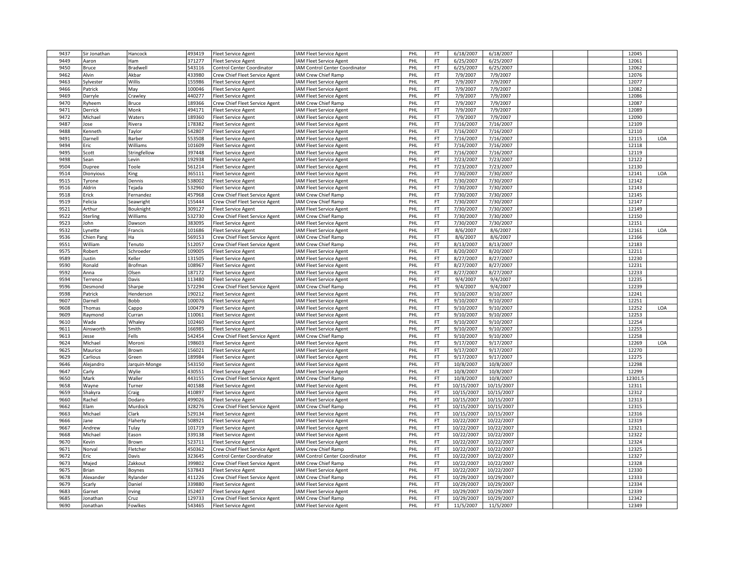| 9437 | Sir Jonathan | Hancock | 493419 | Fleet Service Agent | IAM Fleet Service Agent | PHL | FT | 6/18/2007 | 6/18/2007 | | | | 12045 | |
|---|---|---|---|---|---|---|---|---|---|---|---|---|---|---|
| 9449 | Aaron | Ham | 371277 | Fleet Service Agent | IAM Fleet Service Agent | PHL | FT | 6/25/2007 | 6/25/2007 | | | | 12061 | |
| 9450 | Bruce | Bradwell | 543116 | Control Center Coordinator | IAM Control Center Coordinator | PHL | FT | 6/25/2007 | 6/25/2007 | | | | 12062 | |
| 9462 | Alvin | Akbar | 433980 | Crew Chief Fleet Service Agent | IAM Crew Chief Ramp | PHL | FT | 7/9/2007 | 7/9/2007 | | | | 12076 | |
| 9463 | Sylvester | Willis | 155986 | Fleet Service Agent | IAM Fleet Service Agent | PHL | PT | 7/9/2007 | 7/9/2007 | | | | 12077 | |
| 9466 | Patrick | May | 100046 | Fleet Service Agent | IAM Fleet Service Agent | PHL | FT | 7/9/2007 | 7/9/2007 | | | | 12082 | |
| 9469 | Darryle | Crawley | 440277 | Fleet Service Agent | IAM Fleet Service Agent | PHL | PT | 7/9/2007 | 7/9/2007 | | | | 12086 | |
| 9470 | Ryheem | Bruce | 189366 | Crew Chief Fleet Service Agent | IAM Crew Chief Ramp | PHL | FT | 7/9/2007 | 7/9/2007 | | | | 12087 | |
| 9471 | Derrick | Monk | 494171 | Fleet Service Agent | IAM Fleet Service Agent | PHL | FT | 7/9/2007 | 7/9/2007 | | | | 12089 | |
| 9472 | Michael | Waters | 189360 | Fleet Service Agent | IAM Fleet Service Agent | PHL | FT | 7/9/2007 | 7/9/2007 | | | | 12090 | |
| 9487 | Jose | Rivera | 178382 | Fleet Service Agent | IAM Fleet Service Agent | PHL | FT | 7/16/2007 | 7/16/2007 | | | | 12109 | |
| 9488 | Kenneth | Taylor | 542807 | Fleet Service Agent | IAM Fleet Service Agent | PHL | FT | 7/16/2007 | 7/16/2007 | | | | 12110 | |
| 9491 | Darnell | Barber | 553508 | Fleet Service Agent | IAM Fleet Service Agent | PHL | FT | 7/16/2007 | 7/16/2007 | | | | 12115 | LOA |
| 9494 | Eric | Williams | 101609 | Fleet Service Agent | IAM Fleet Service Agent | PHL | FT | 7/16/2007 | 7/16/2007 | | | | 12118 | |
| 9495 | Scott | Stringfellow | 397448 | Fleet Service Agent | IAM Fleet Service Agent | PHL | PT | 7/16/2007 | 7/16/2007 | | | | 12119 | |
| 9498 | Sean | Levin | 192938 | Fleet Service Agent | IAM Fleet Service Agent | PHL | FT | 7/23/2007 | 7/23/2007 | | | | 12122 | |
| 9504 | Dupree | Toole | 561214 | Fleet Service Agent | IAM Fleet Service Agent | PHL | FT | 7/23/2007 | 7/23/2007 | | | | 12130 | |
| 9514 | Dionyious | King | 365111 | Fleet Service Agent | IAM Fleet Service Agent | PHL | FT | 7/30/2007 | 7/30/2007 | | | | 12141 | LOA |
| 9515 | Tyrone | Dennis | 538002 | Fleet Service Agent | IAM Fleet Service Agent | PHL | FT | 7/30/2007 | 7/30/2007 | | | | 12142 | |
| 9516 | Aldrin | Tejada | 532960 | Fleet Service Agent | IAM Fleet Service Agent | PHL | FT | 7/30/2007 | 7/30/2007 | | | | 12143 | |
| 9518 | Erick | Fernandez | 457968 | Crew Chief Fleet Service Agent | IAM Crew Chief Ramp | PHL | FT | 7/30/2007 | 7/30/2007 | | | | 12145 | |
| 9519 | Felicia | Seawright | 155444 | Crew Chief Fleet Service Agent | IAM Crew Chief Ramp | PHL | FT | 7/30/2007 | 7/30/2007 | | | | 12147 | |
| 9521 | Arthur | Bouknight | 309127 | Fleet Service Agent | IAM Fleet Service Agent | PHL | FT | 7/30/2007 | 7/30/2007 | | | | 12149 | |
| 9522 | Sterling | Williams | 532730 | Crew Chief Fleet Service Agent | IAM Crew Chief Ramp | PHL | FT | 7/30/2007 | 7/30/2007 | | | | 12150 | |
| 9523 | John | Dawson | 383095 | Fleet Service Agent | IAM Fleet Service Agent | PHL | FT | 7/30/2007 | 7/30/2007 | | | | 12151 | |
| 9532 | Lynette | Francis | 101686 | Fleet Service Agent | IAM Fleet Service Agent | PHL | FT | 8/6/2007 | 8/6/2007 | | | | 12161 | LOA |
| 9536 | Chien Pang | Ha | 569153 | Crew Chief Fleet Service Agent | IAM Crew Chief Ramp | PHL | FT | 8/6/2007 | 8/6/2007 | | | | 12166 | |
| 9551 | William | Tenuto | 512057 | Crew Chief Fleet Service Agent | IAM Crew Chief Ramp | PHL | FT | 8/13/2007 | 8/13/2007 | | | | 12183 | |
| 9575 | Robert | Schroeder | 109005 | Fleet Service Agent | IAM Fleet Service Agent | PHL | FT | 8/20/2007 | 8/20/2007 | | | | 12211 | |
| 9589 | Justin | Keller | 131505 | Fleet Service Agent | IAM Fleet Service Agent | PHL | FT | 8/27/2007 | 8/27/2007 | | | | 12230 | |
| 9590 | Ronald | Brofman | 108967 | Fleet Service Agent | IAM Fleet Service Agent | PHL | FT | 8/27/2007 | 8/27/2007 | | | | 12231 | |
| 9592 | Anna | Olsen | 187172 | Fleet Service Agent | IAM Fleet Service Agent | PHL | FT | 8/27/2007 | 8/27/2007 | | | | 12233 | |
| 9594 | Terrence | Davis | 113480 | Fleet Service Agent | IAM Fleet Service Agent | PHL | FT | 9/4/2007 | 9/4/2007 | | | | 12235 | |
| 9596 | Desmond | Sharpe | 572294 | Crew Chief Fleet Service Agent | IAM Crew Chief Ramp | PHL | FT | 9/4/2007 | 9/4/2007 | | | | 12239 | |
| 9598 | Patrick | Henderson | 190212 | Fleet Service Agent | IAM Fleet Service Agent | PHL | FT | 9/10/2007 | 9/10/2007 | | | | 12241 | |
| 9607 | Darnell | Bobb | 100076 | Fleet Service Agent | IAM Fleet Service Agent | PHL | FT | 9/10/2007 | 9/10/2007 | | | | 12251 | |
| 9608 | Thomas | Cappo | 100479 | Fleet Service Agent | IAM Fleet Service Agent | PHL | FT | 9/10/2007 | 9/10/2007 | | | | 12252 | LOA |
| 9609 | Raymond | Curran | 110061 | Fleet Service Agent | IAM Fleet Service Agent | PHL | FT | 9/10/2007 | 9/10/2007 | | | | 12253 | |
| 9610 | Wade | Whaley | 102460 | Fleet Service Agent | IAM Fleet Service Agent | PHL | FT | 9/10/2007 | 9/10/2007 | | | | 12254 | |
| 9611 | Ainsworth | Smith | 166985 | Fleet Service Agent | IAM Fleet Service Agent | PHL | PT | 9/10/2007 | 9/10/2007 | | | | 12255 | |
| 9613 | Jesse | Fells | 542454 | Crew Chief Fleet Service Agent | IAM Crew Chief Ramp | PHL | FT | 9/10/2007 | 9/10/2007 | | | | 12258 | |
| 9624 | Michael | Moroni | 198603 | Fleet Service Agent | IAM Fleet Service Agent | PHL | FT | 9/17/2007 | 9/17/2007 | | | | 12269 | LOA |
| 9625 | Maurice | Brown | 156021 | Fleet Service Agent | IAM Fleet Service Agent | PHL | FT | 9/17/2007 | 9/17/2007 | | | | 12270 | |
| 9629 | Carlious | Green | 189984 | Fleet Service Agent | IAM Fleet Service Agent | PHL | FT | 9/17/2007 | 9/17/2007 | | | | 12275 | |
| 9646 | Alejandro | Jarquin-Monge | 543150 | Fleet Service Agent | IAM Fleet Service Agent | PHL | FT | 10/8/2007 | 10/8/2007 | | | | 12298 | |
| 9647 | Carly | Wylie | 430551 | Fleet Service Agent | IAM Fleet Service Agent | PHL | FT | 10/8/2007 | 10/8/2007 | | | | 12299 | |
| 9650 | Mark | Waller | 443155 | Crew Chief Fleet Service Agent | IAM Crew Chief Ramp | PHL | FT | 10/8/2007 | 10/8/2007 | | | | 12301.5 | |
| 9658 | Wayne | Turner | 401588 | Fleet Service Agent | IAM Fleet Service Agent | PHL | FT | 10/15/2007 | 10/15/2007 | | | | 12311 | |
| 9659 | Shakyra | Craig | 410897 | Fleet Service Agent | IAM Fleet Service Agent | PHL | FT | 10/15/2007 | 10/15/2007 | | | | 12312 | |
| 9660 | Rachel | Dodaro | 499026 | Fleet Service Agent | IAM Fleet Service Agent | PHL | FT | 10/15/2007 | 10/15/2007 | | | | 12313 | |
| 9662 | Elam | Murdock | 328276 | Crew Chief Fleet Service Agent | IAM Crew Chief Ramp | PHL | FT | 10/15/2007 | 10/15/2007 | | | | 12315 | |
| 9663 | Michael | Clark | 529134 | Fleet Service Agent | IAM Fleet Service Agent | PHL | FT | 10/15/2007 | 10/15/2007 | | | | 12316 | |
| 9666 | Jane | Flaherty | 508921 | Fleet Service Agent | IAM Fleet Service Agent | PHL | FT | 10/22/2007 | 10/22/2007 | | | | 12319 | |
| 9667 | Andrew | Tulay | 101719 | Fleet Service Agent | IAM Fleet Service Agent | PHL | FT | 10/22/2007 | 10/22/2007 | | | | 12321 | |
| 9668 | Michael | Eason | 339138 | Fleet Service Agent | IAM Fleet Service Agent | PHL | FT | 10/22/2007 | 10/22/2007 | | | | 12322 | |
| 9670 | Kevin | Brown | 523711 | Fleet Service Agent | IAM Fleet Service Agent | PHL | FT | 10/22/2007 | 10/22/2007 | | | | 12324 | |
| 9671 | Norval | Fletcher | 450362 | Crew Chief Fleet Service Agent | IAM Crew Chief Ramp | PHL | FT | 10/22/2007 | 10/22/2007 | | | | 12325 | |
| 9672 | Eric | Davis | 323645 | Control Center Coordinator | IAM Control Center Coordinator | PHL | FT | 10/22/2007 | 10/22/2007 | | | | 12327 | |
| 9673 | Majed | Zakkout | 399802 | Crew Chief Fleet Service Agent | IAM Crew Chief Ramp | PHL | FT | 10/22/2007 | 10/22/2007 | | | | 12328 | |
| 9675 | Brian | Boynes | 537843 | Fleet Service Agent | IAM Fleet Service Agent | PHL | FT | 10/22/2007 | 10/22/2007 | | | | 12330 | |
| 9678 | Alexander | Rylander | 411226 | Crew Chief Fleet Service Agent | IAM Crew Chief Ramp | PHL | FT | 10/29/2007 | 10/29/2007 | | | | 12333 | |
| 9679 | Scarly | Daniel | 339880 | Fleet Service Agent | IAM Fleet Service Agent | PHL | FT | 10/29/2007 | 10/29/2007 | | | | 12334 | |
| 9683 | Garnet | Irving | 352407 | Fleet Service Agent | IAM Fleet Service Agent | PHL | FT | 10/29/2007 | 10/29/2007 | | | | 12339 | |
| 9685 | Jonathan | Cruz | 129733 | Crew Chief Fleet Service Agent | IAM Crew Chief Ramp | PHL | FT | 10/29/2007 | 10/29/2007 | | | | 12342 | |
| 9690 | Jonathan | Fowlkes | 543465 | Fleet Service Agent | IAM Fleet Service Agent | PHL | FT | 11/5/2007 | 11/5/2007 | | | | 12349 | |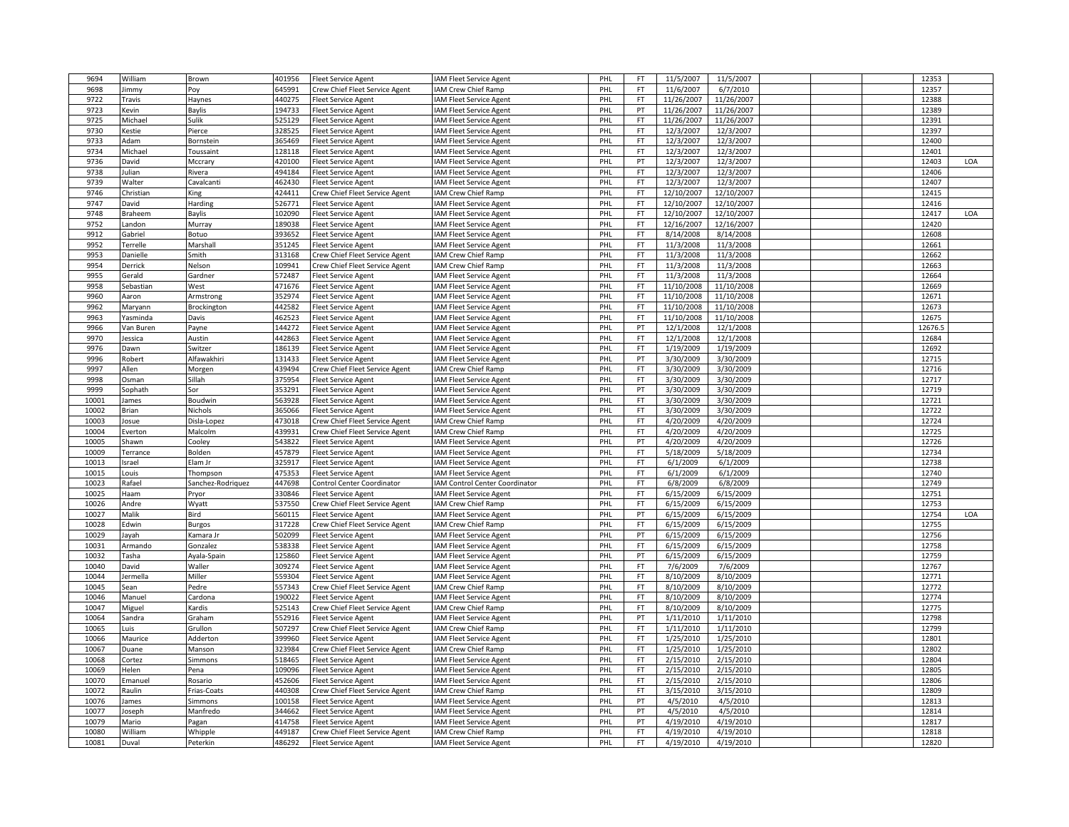| 9694 | William | Brown | 401956 | Fleet Service Agent | IAM Fleet Service Agent | PHL | FT | 11/5/2007 | 11/5/2007 | | | 12353 | |
|---|---|---|---|---|---|---|---|---|---|---|---|---|---|
| 9698 | Jimmy | Poy | 645991 | Crew Chief Fleet Service Agent | IAM Crew Chief Ramp | PHL | FT | 11/6/2007 | 6/7/2010 | | | 12357 | |
| 9722 | Travis | Haynes | 440275 | Fleet Service Agent | IAM Fleet Service Agent | PHL | FT | 11/26/2007 | 11/26/2007 | | | 12388 | |
| 9723 | Kevin | Baylis | 194733 | Fleet Service Agent | IAM Fleet Service Agent | PHL | PT | 11/26/2007 | 11/26/2007 | | | 12389 | |
| 9725 | Michael | Sulik | 525129 | Fleet Service Agent | IAM Fleet Service Agent | PHL | FT | 11/26/2007 | 11/26/2007 | | | 12391 | |
| 9730 | Kestie | Pierce | 328525 | Fleet Service Agent | IAM Fleet Service Agent | PHL | FT | 12/3/2007 | 12/3/2007 | | | 12397 | |
| 9733 | Adam | Bornstein | 365469 | Fleet Service Agent | IAM Fleet Service Agent | PHL | FT | 12/3/2007 | 12/3/2007 | | | 12400 | |
| 9734 | Michael | Toussaint | 128118 | Fleet Service Agent | IAM Fleet Service Agent | PHL | FT | 12/3/2007 | 12/3/2007 | | | 12401 | |
| 9736 | David | Mccrary | 420100 | Fleet Service Agent | IAM Fleet Service Agent | PHL | PT | 12/3/2007 | 12/3/2007 | | | 12403 | LOA |
| 9738 | Julian | Rivera | 494184 | Fleet Service Agent | IAM Fleet Service Agent | PHL | FT | 12/3/2007 | 12/3/2007 | | | 12406 | |
| 9739 | Walter | Cavalcanti | 462430 | Fleet Service Agent | IAM Fleet Service Agent | PHL | FT | 12/3/2007 | 12/3/2007 | | | 12407 | |
| 9746 | Christian | King | 424411 | Crew Chief Fleet Service Agent | IAM Crew Chief Ramp | PHL | FT | 12/10/2007 | 12/10/2007 | | | 12415 | |
| 9747 | David | Harding | 526771 | Fleet Service Agent | IAM Fleet Service Agent | PHL | FT | 12/10/2007 | 12/10/2007 | | | 12416 | |
| 9748 | Braheem | Baylis | 102090 | Fleet Service Agent | IAM Fleet Service Agent | PHL | FT | 12/10/2007 | 12/10/2007 | | | 12417 | LOA |
| 9752 | Landon | Murray | 189038 | Fleet Service Agent | IAM Fleet Service Agent | PHL | FT | 12/16/2007 | 12/16/2007 | | | 12420 | |
| 9912 | Gabriel | Botuo | 393652 | Fleet Service Agent | IAM Fleet Service Agent | PHL | FT | 8/14/2008 | 8/14/2008 | | | 12608 | |
| 9952 | Terrelle | Marshall | 351245 | Fleet Service Agent | IAM Fleet Service Agent | PHL | FT | 11/3/2008 | 11/3/2008 | | | 12661 | |
| 9953 | Danielle | Smith | 313168 | Crew Chief Fleet Service Agent | IAM Crew Chief Ramp | PHL | FT | 11/3/2008 | 11/3/2008 | | | 12662 | |
| 9954 | Derrick | Nelson | 109941 | Crew Chief Fleet Service Agent | IAM Crew Chief Ramp | PHL | FT | 11/3/2008 | 11/3/2008 | | | 12663 | |
| 9955 | Gerald | Gardner | 572487 | Fleet Service Agent | IAM Fleet Service Agent | PHL | FT | 11/3/2008 | 11/3/2008 | | | 12664 | |
| 9958 | Sebastian | West | 471676 | Fleet Service Agent | IAM Fleet Service Agent | PHL | FT | 11/10/2008 | 11/10/2008 | | | 12669 | |
| 9960 | Aaron | Armstrong | 352974 | Fleet Service Agent | IAM Fleet Service Agent | PHL | FT | 11/10/2008 | 11/10/2008 | | | 12671 | |
| 9962 | Maryann | Brockington | 442582 | Fleet Service Agent | IAM Fleet Service Agent | PHL | FT | 11/10/2008 | 11/10/2008 | | | 12673 | |
| 9963 | Yasminda | Davis | 462523 | Fleet Service Agent | IAM Fleet Service Agent | PHL | FT | 11/10/2008 | 11/10/2008 | | | 12675 | |
| 9966 | Van Buren | Payne | 144272 | Fleet Service Agent | IAM Fleet Service Agent | PHL | PT | 12/1/2008 | 12/1/2008 | | | 12676.5 | |
| 9970 | Jessica | Austin | 442863 | Fleet Service Agent | IAM Fleet Service Agent | PHL | FT | 12/1/2008 | 12/1/2008 | | | 12684 | |
| 9976 | Dawn | Switzer | 186139 | Fleet Service Agent | IAM Fleet Service Agent | PHL | FT | 1/19/2009 | 1/19/2009 | | | 12692 | |
| 9996 | Robert | Alfawakhiri | 131433 | Fleet Service Agent | IAM Fleet Service Agent | PHL | PT | 3/30/2009 | 3/30/2009 | | | 12715 | |
| 9997 | Allen | Morgen | 439494 | Crew Chief Fleet Service Agent | IAM Crew Chief Ramp | PHL | FT | 3/30/2009 | 3/30/2009 | | | 12716 | |
| 9998 | Osman | Sillah | 375954 | Fleet Service Agent | IAM Fleet Service Agent | PHL | FT | 3/30/2009 | 3/30/2009 | | | 12717 | |
| 9999 | Sophath | Sor | 353291 | Fleet Service Agent | IAM Fleet Service Agent | PHL | PT | 3/30/2009 | 3/30/2009 | | | 12719 | |
| 10001 | James | Boudwin | 563928 | Fleet Service Agent | IAM Fleet Service Agent | PHL | FT | 3/30/2009 | 3/30/2009 | | | 12721 | |
| 10002 | Brian | Nichols | 365066 | Fleet Service Agent | IAM Fleet Service Agent | PHL | FT | 3/30/2009 | 3/30/2009 | | | 12722 | |
| 10003 | Josue | Disla-Lopez | 473018 | Crew Chief Fleet Service Agent | IAM Crew Chief Ramp | PHL | FT | 4/20/2009 | 4/20/2009 | | | 12724 | |
| 10004 | Everton | Malcolm | 439931 | Crew Chief Fleet Service Agent | IAM Crew Chief Ramp | PHL | FT | 4/20/2009 | 4/20/2009 | | | 12725 | |
| 10005 | Shawn | Cooley | 543822 | Fleet Service Agent | IAM Fleet Service Agent | PHL | PT | 4/20/2009 | 4/20/2009 | | | 12726 | |
| 10009 | Terrance | Bolden | 457879 | Fleet Service Agent | IAM Fleet Service Agent | PHL | FT | 5/18/2009 | 5/18/2009 | | | 12734 | |
| 10013 | Israel | Elam Jr | 325917 | Fleet Service Agent | IAM Fleet Service Agent | PHL | FT | 6/1/2009 | 6/1/2009 | | | 12738 | |
| 10015 | Louis | Thompson | 475353 | Fleet Service Agent | IAM Fleet Service Agent | PHL | FT | 6/1/2009 | 6/1/2009 | | | 12740 | |
| 10023 | Rafael | Sanchez-Rodriquez | 447698 | Control Center Coordinator | IAM Control Center Coordinator | PHL | FT | 6/8/2009 | 6/8/2009 | | | 12749 | |
| 10025 | Haam | Pryor | 330846 | Fleet Service Agent | IAM Fleet Service Agent | PHL | FT | 6/15/2009 | 6/15/2009 | | | 12751 | |
| 10026 | Andre | Wyatt | 537550 | Crew Chief Fleet Service Agent | IAM Crew Chief Ramp | PHL | FT | 6/15/2009 | 6/15/2009 | | | 12753 | |
| 10027 | Malik | Bird | 560115 | Fleet Service Agent | IAM Fleet Service Agent | PHL | PT | 6/15/2009 | 6/15/2009 | | | 12754 | LOA |
| 10028 | Edwin | Burgos | 317228 | Crew Chief Fleet Service Agent | IAM Crew Chief Ramp | PHL | FT | 6/15/2009 | 6/15/2009 | | | 12755 | |
| 10029 | Jayah | Kamara Jr | 502099 | Fleet Service Agent | IAM Fleet Service Agent | PHL | PT | 6/15/2009 | 6/15/2009 | | | 12756 | |
| 10031 | Armando | Gonzalez | 538338 | Fleet Service Agent | IAM Fleet Service Agent | PHL | FT | 6/15/2009 | 6/15/2009 | | | 12758 | |
| 10032 | Tasha | Ayala-Spain | 125860 | Fleet Service Agent | IAM Fleet Service Agent | PHL | PT | 6/15/2009 | 6/15/2009 | | | 12759 | |
| 10040 | David | Waller | 309274 | Fleet Service Agent | IAM Fleet Service Agent | PHL | FT | 7/6/2009 | 7/6/2009 | | | 12767 | |
| 10044 | Jermella | Miller | 559304 | Fleet Service Agent | IAM Fleet Service Agent | PHL | FT | 8/10/2009 | 8/10/2009 | | | 12771 | |
| 10045 | Sean | Pedre | 557343 | Crew Chief Fleet Service Agent | IAM Crew Chief Ramp | PHL | FT | 8/10/2009 | 8/10/2009 | | | 12772 | |
| 10046 | Manuel | Cardona | 190022 | Fleet Service Agent | IAM Fleet Service Agent | PHL | FT | 8/10/2009 | 8/10/2009 | | | 12774 | |
| 10047 | Miguel | Kardis | 525143 | Crew Chief Fleet Service Agent | IAM Crew Chief Ramp | PHL | FT | 8/10/2009 | 8/10/2009 | | | 12775 | |
| 10064 | Sandra | Graham | 552916 | Fleet Service Agent | IAM Fleet Service Agent | PHL | PT | 1/11/2010 | 1/11/2010 | | | 12798 | |
| 10065 | Luis | Grullon | 507297 | Crew Chief Fleet Service Agent | IAM Crew Chief Ramp | PHL | FT | 1/11/2010 | 1/11/2010 | | | 12799 | |
| 10066 | Maurice | Adderton | 399960 | Fleet Service Agent | IAM Fleet Service Agent | PHL | FT | 1/25/2010 | 1/25/2010 | | | 12801 | |
| 10067 | Duane | Manson | 323984 | Crew Chief Fleet Service Agent | IAM Crew Chief Ramp | PHL | FT | 1/25/2010 | 1/25/2010 | | | 12802 | |
| 10068 | Cortez | Simmons | 518465 | Fleet Service Agent | IAM Fleet Service Agent | PHL | FT | 2/15/2010 | 2/15/2010 | | | 12804 | |
| 10069 | Helen | Pena | 109096 | Fleet Service Agent | IAM Fleet Service Agent | PHL | FT | 2/15/2010 | 2/15/2010 | | | 12805 | |
| 10070 | Emanuel | Rosario | 452606 | Fleet Service Agent | IAM Fleet Service Agent | PHL | FT | 2/15/2010 | 2/15/2010 | | | 12806 | |
| 10072 | Raulin | Frias-Coats | 440308 | Crew Chief Fleet Service Agent | IAM Crew Chief Ramp | PHL | FT | 3/15/2010 | 3/15/2010 | | | 12809 | |
| 10076 | James | Simmons | 100158 | Fleet Service Agent | IAM Fleet Service Agent | PHL | PT | 4/5/2010 | 4/5/2010 | | | 12813 | |
| 10077 | Joseph | Manfredo | 344662 | Fleet Service Agent | IAM Fleet Service Agent | PHL | PT | 4/5/2010 | 4/5/2010 | | | 12814 | |
| 10079 | Mario | Pagan | 414758 | Fleet Service Agent | IAM Fleet Service Agent | PHL | PT | 4/19/2010 | 4/19/2010 | | | 12817 | |
| 10080 | William | Whipple | 449187 | Crew Chief Fleet Service Agent | IAM Crew Chief Ramp | PHL | FT | 4/19/2010 | 4/19/2010 | | | 12818 | |
| 10081 | Duval | Peterkin | 486292 | Fleet Service Agent | IAM Fleet Service Agent | PHL | FT | 4/19/2010 | 4/19/2010 | | | 12820 | |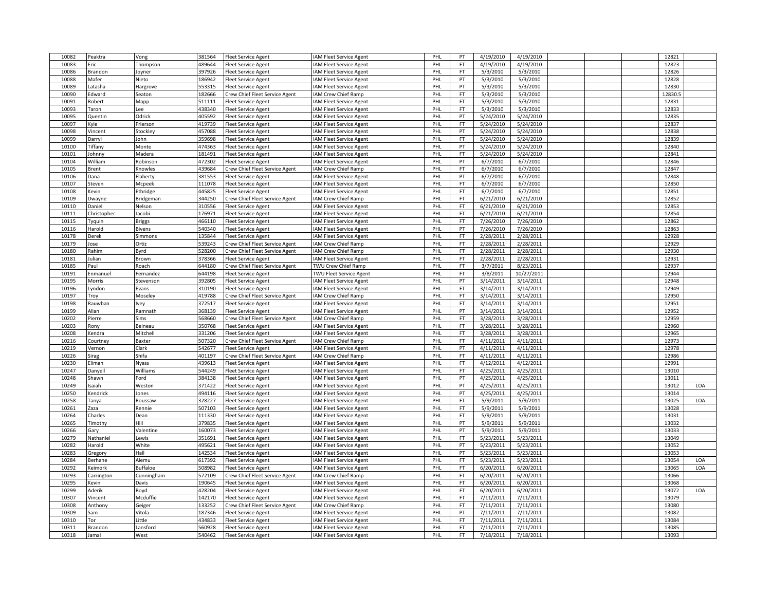| | | | | | | | | | | | | | |
|---|---|---|---|---|---|---|---|---|---|---|---|---|---|
| 10082 | Peaktra | Vong | 381564 | Fleet Service Agent | IAM Fleet Service Agent | PHL | PT | 4/19/2010 | 4/19/2010 | | | 12821 | |
| 10083 | Eric | Thompson | 489644 | Fleet Service Agent | IAM Fleet Service Agent | PHL | FT | 4/19/2010 | 4/19/2010 | | | 12823 | |
| 10086 | Brandon | Joyner | 397926 | Fleet Service Agent | IAM Fleet Service Agent | PHL | FT | 5/3/2010 | 5/3/2010 | | | 12826 | |
| 10088 | Mafer | Nieto | 186942 | Fleet Service Agent | IAM Fleet Service Agent | PHL | PT | 5/3/2010 | 5/3/2010 | | | 12828 | |
| 10089 | Latasha | Hargrove | 553315 | Fleet Service Agent | IAM Fleet Service Agent | PHL | PT | 5/3/2010 | 5/3/2010 | | | 12830 | |
| 10090 | Edward | Seaton | 182666 | Crew Chief Fleet Service Agent | IAM Crew Chief Ramp | PHL | FT | 5/3/2010 | 5/3/2010 | | | 12830.5 | |
| 10091 | Robert | Mapp | 511111 | Fleet Service Agent | IAM Fleet Service Agent | PHL | FT | 5/3/2010 | 5/3/2010 | | | 12831 | |
| 10093 | Taron | Lee | 438340 | Fleet Service Agent | IAM Fleet Service Agent | PHL | FT | 5/3/2010 | 5/3/2010 | | | 12833 | |
| 10095 | Quentin | Odrick | 405592 | Fleet Service Agent | IAM Fleet Service Agent | PHL | PT | 5/24/2010 | 5/24/2010 | | | 12835 | |
| 10097 | Kyle | Frierson | 419739 | Fleet Service Agent | IAM Fleet Service Agent | PHL | FT | 5/24/2010 | 5/24/2010 | | | 12837 | |
| 10098 | Vincent | Stockley | 457088 | Fleet Service Agent | IAM Fleet Service Agent | PHL | PT | 5/24/2010 | 5/24/2010 | | | 12838 | |
| 10099 | Darryl | John | 359698 | Fleet Service Agent | IAM Fleet Service Agent | PHL | FT | 5/24/2010 | 5/24/2010 | | | 12839 | |
| 10100 | Tiffany | Monte | 474363 | Fleet Service Agent | IAM Fleet Service Agent | PHL | PT | 5/24/2010 | 5/24/2010 | | | 12840 | |
| 10101 | Johnny | Madera | 181491 | Fleet Service Agent | IAM Fleet Service Agent | PHL | FT | 5/24/2010 | 5/24/2010 | | | 12841 | |
| 10104 | William | Robinson | 472302 | Fleet Service Agent | IAM Fleet Service Agent | PHL | PT | 6/7/2010 | 6/7/2010 | | | 12846 | |
| 10105 | Brent | Knowles | 439684 | Crew Chief Fleet Service Agent | IAM Crew Chief Ramp | PHL | FT | 6/7/2010 | 6/7/2010 | | | 12847 | |
| 10106 | Dana | Flaherty | 381553 | Fleet Service Agent | IAM Fleet Service Agent | PHL | PT | 6/7/2010 | 6/7/2010 | | | 12848 | |
| 10107 | Steven | Mcpeek | 111078 | Fleet Service Agent | IAM Fleet Service Agent | PHL | FT | 6/7/2010 | 6/7/2010 | | | 12850 | |
| 10108 | Kevin | Ethridge | 445825 | Fleet Service Agent | IAM Fleet Service Agent | PHL | FT | 6/7/2010 | 6/7/2010 | | | 12851 | |
| 10109 | Dwayne | Bridgeman | 344250 | Crew Chief Fleet Service Agent | IAM Crew Chief Ramp | PHL | FT | 6/21/2010 | 6/21/2010 | | | 12852 | |
| 10110 | Daniel | Nelson | 310556 | Fleet Service Agent | IAM Fleet Service Agent | PHL | FT | 6/21/2010 | 6/21/2010 | | | 12853 | |
| 10111 | Christopher | Jacobi | 176971 | Fleet Service Agent | IAM Fleet Service Agent | PHL | FT | 6/21/2010 | 6/21/2010 | | | 12854 | |
| 10115 | Tyquin | Briggs | 466110 | Fleet Service Agent | IAM Fleet Service Agent | PHL | FT | 7/26/2010 | 7/26/2010 | | | 12862 | |
| 10116 | Harold | Bivens | 540340 | Fleet Service Agent | IAM Fleet Service Agent | PHL | PT | 7/26/2010 | 7/26/2010 | | | 12863 | |
| 10178 | Derek | Simmons | 135844 | Fleet Service Agent | IAM Fleet Service Agent | PHL | FT | 2/28/2011 | 2/28/2011 | | | 12928 | |
| 10179 | Jose | Ortiz | 539243 | Crew Chief Fleet Service Agent | IAM Crew Chief Ramp | PHL | FT | 2/28/2011 | 2/28/2011 | | | 12929 | |
| 10180 | Rahim | Byrd | 528200 | Crew Chief Fleet Service Agent | IAM Crew Chief Ramp | PHL | FT | 2/28/2011 | 2/28/2011 | | | 12930 | |
| 10181 | Julian | Brown | 378366 | Fleet Service Agent | IAM Fleet Service Agent | PHL | FT | 2/28/2011 | 2/28/2011 | | | 12931 | |
| 10185 | Paul | Roach | 644180 | Crew Chief Fleet Service Agent | TWU Crew Chief Ramp | PHL | FT | 3/7/2011 | 8/23/2011 | | | 12937 | |
| 10191 | Enmanuel | Fernandez | 644198 | Fleet Service Agent | TWU Fleet Service Agent | PHL | FT | 3/8/2011 | 10/27/2011 | | | 12944 | |
| 10195 | Morris | Stevenson | 392805 | Fleet Service Agent | IAM Fleet Service Agent | PHL | PT | 3/14/2011 | 3/14/2011 | | | 12948 | |
| 10196 | Lyndon | Evans | 310190 | Fleet Service Agent | IAM Fleet Service Agent | PHL | FT | 3/14/2011 | 3/14/2011 | | | 12949 | |
| 10197 | Troy | Moseley | 419788 | Crew Chief Fleet Service Agent | IAM Crew Chief Ramp | PHL | FT | 3/14/2011 | 3/14/2011 | | | 12950 | |
| 10198 | Rauwban | Ivey | 372517 | Fleet Service Agent | IAM Fleet Service Agent | PHL | FT | 3/14/2011 | 3/14/2011 | | | 12951 | |
| 10199 | Allan | Ramnath | 368139 | Fleet Service Agent | IAM Fleet Service Agent | PHL | PT | 3/14/2011 | 3/14/2011 | | | 12952 | |
| 10202 | Pierre | Sims | 568660 | Crew Chief Fleet Service Agent | IAM Crew Chief Ramp | PHL | FT | 3/28/2011 | 3/28/2011 | | | 12959 | |
| 10203 | Rony | Belneau | 350768 | Fleet Service Agent | IAM Fleet Service Agent | PHL | FT | 3/28/2011 | 3/28/2011 | | | 12960 | |
| 10208 | Kendra | Mitchell | 331206 | Fleet Service Agent | IAM Fleet Service Agent | PHL | FT | 3/28/2011 | 3/28/2011 | | | 12965 | |
| 10216 | Courtney | Baxter | 507320 | Crew Chief Fleet Service Agent | IAM Crew Chief Ramp | PHL | FT | 4/11/2011 | 4/11/2011 | | | 12973 | |
| 10219 | Vernon | Clark | 542677 | Fleet Service Agent | IAM Fleet Service Agent | PHL | PT | 4/11/2011 | 4/11/2011 | | | 12978 | |
| 10226 | Sirag | Shifa | 401197 | Crew Chief Fleet Service Agent | IAM Crew Chief Ramp | PHL | FT | 4/11/2011 | 4/11/2011 | | | 12986 | |
| 10230 | Eliman | Nyass | 439613 | Fleet Service Agent | IAM Fleet Service Agent | PHL | FT | 4/12/2011 | 4/12/2011 | | | 12991 | |
| 10247 | Danyell | Williams | 544249 | Fleet Service Agent | IAM Fleet Service Agent | PHL | FT | 4/25/2011 | 4/25/2011 | | | 13010 | |
| 10248 | Shawn | Ford | 384138 | Fleet Service Agent | IAM Fleet Service Agent | PHL | PT | 4/25/2011 | 4/25/2011 | | | 13011 | |
| 10249 | Isaiah | Weston | 371422 | Fleet Service Agent | IAM Fleet Service Agent | PHL | PT | 4/25/2011 | 4/25/2011 | | | 13012 | LOA |
| 10250 | Kendrick | Jones | 494116 | Fleet Service Agent | IAM Fleet Service Agent | PHL | PT | 4/25/2011 | 4/25/2011 | | | 13014 | |
| 10258 | Tanya | Roussaw | 328227 | Fleet Service Agent | IAM Fleet Service Agent | PHL | FT | 5/9/2011 | 5/9/2011 | | | 13025 | LOA |
| 10261 | Zaza | Rennie | 507103 | Fleet Service Agent | IAM Fleet Service Agent | PHL | FT | 5/9/2011 | 5/9/2011 | | | 13028 | |
| 10264 | Charles | Dean | 111330 | Fleet Service Agent | IAM Fleet Service Agent | PHL | FT | 5/9/2011 | 5/9/2011 | | | 13031 | |
| 10265 | Timothy | Hill | 379835 | Fleet Service Agent | IAM Fleet Service Agent | PHL | PT | 5/9/2011 | 5/9/2011 | | | 13032 | |
| 10266 | Gary | Valentine | 160073 | Fleet Service Agent | IAM Fleet Service Agent | PHL | PT | 5/9/2011 | 5/9/2011 | | | 13033 | |
| 10279 | Nathaniel | Lewis | 351691 | Fleet Service Agent | IAM Fleet Service Agent | PHL | FT | 5/23/2011 | 5/23/2011 | | | 13049 | |
| 10282 | Harold | White | 495621 | Fleet Service Agent | IAM Fleet Service Agent | PHL | PT | 5/23/2011 | 5/23/2011 | | | 13052 | |
| 10283 | Gregory | Hall | 142534 | Fleet Service Agent | IAM Fleet Service Agent | PHL | PT | 5/23/2011 | 5/23/2011 | | | 13053 | |
| 10284 | Berhane | Alemu | 617392 | Fleet Service Agent | IAM Fleet Service Agent | PHL | FT | 5/23/2011 | 5/23/2011 | | | 13054 | LOA |
| 10292 | Keimork | Buffaloe | 508982 | Fleet Service Agent | IAM Fleet Service Agent | PHL | FT | 6/20/2011 | 6/20/2011 | | | 13065 | LOA |
| 10293 | Carrington | Cunningham | 572109 | Crew Chief Fleet Service Agent | IAM Crew Chief Ramp | PHL | FT | 6/20/2011 | 6/20/2011 | | | 13066 | |
| 10295 | Kevin | Davis | 190645 | Fleet Service Agent | IAM Fleet Service Agent | PHL | FT | 6/20/2011 | 6/20/2011 | | | 13068 | |
| 10299 | Aderik | Boyd | 428204 | Fleet Service Agent | IAM Fleet Service Agent | PHL | FT | 6/20/2011 | 6/20/2011 | | | 13072 | LOA |
| 10307 | Vincent | Mcduffie | 142170 | Fleet Service Agent | IAM Fleet Service Agent | PHL | FT | 7/11/2011 | 7/11/2011 | | | 13079 | |
| 10308 | Anthony | Geiger | 133252 | Crew Chief Fleet Service Agent | IAM Crew Chief Ramp | PHL | FT | 7/11/2011 | 7/11/2011 | | | 13080 | |
| 10309 | Sam | Vitola | 187346 | Fleet Service Agent | IAM Fleet Service Agent | PHL | PT | 7/11/2011 | 7/11/2011 | | | 13082 | |
| 10310 | Tor | Little | 434833 | Fleet Service Agent | IAM Fleet Service Agent | PHL | FT | 7/11/2011 | 7/11/2011 | | | 13084 | |
| 10311 | Brandon | Lansford | 560928 | Fleet Service Agent | IAM Fleet Service Agent | PHL | FT | 7/11/2011 | 7/11/2011 | | | 13085 | |
| 10318 | Jamal | West | 540462 | Fleet Service Agent | IAM Fleet Service Agent | PHL | FT | 7/18/2011 | 7/18/2011 | | | 13093 | |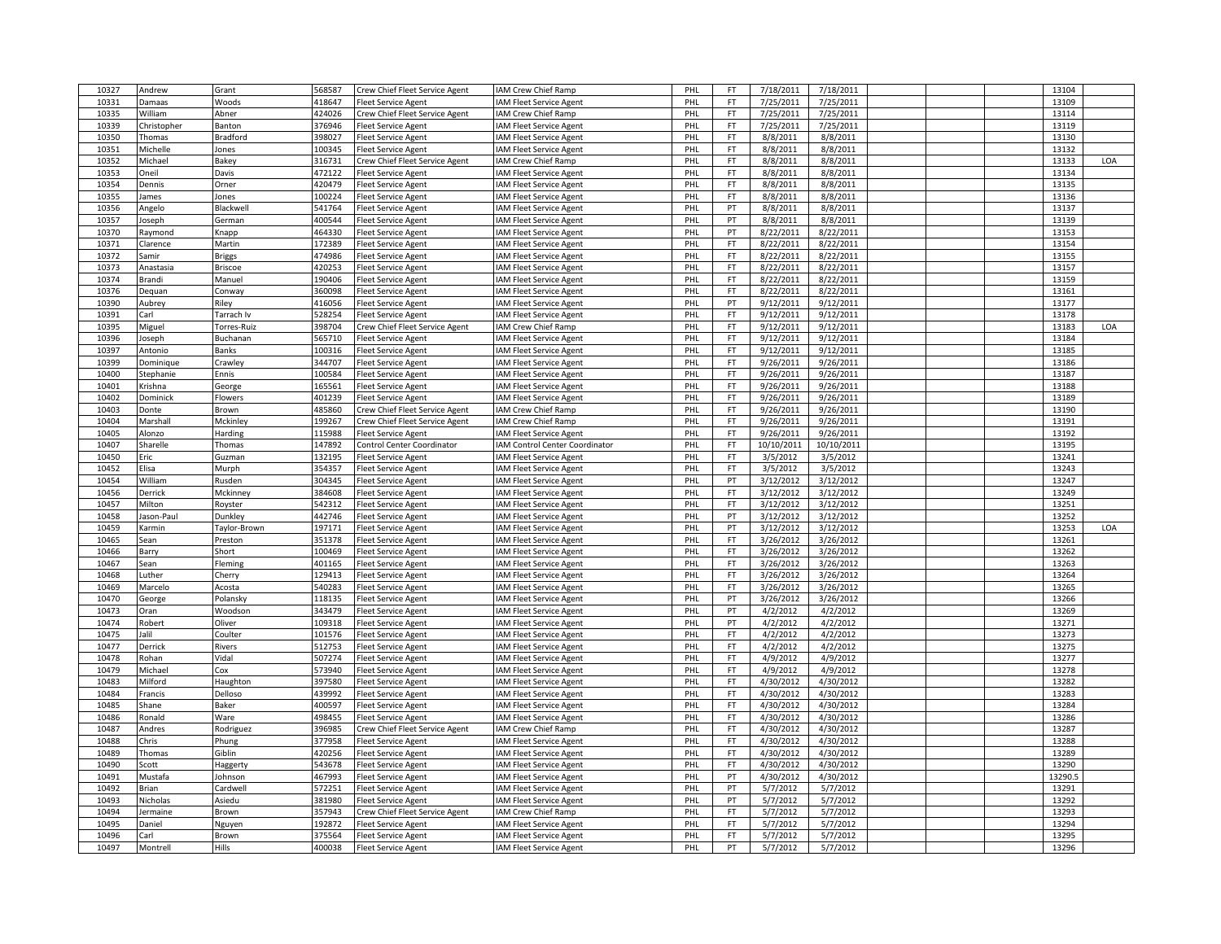| | | | | | | | | | | | | | |
|---|---|---|---|---|---|---|---|---|---|---|---|---|---|
| 10327 | Andrew | Grant | 568587 | Crew Chief Fleet Service Agent | IAM Crew Chief Ramp | PHL | FT | 7/18/2011 | 7/18/2011 | | | 13104 | |
| 10331 | Damaas | Woods | 418647 | Fleet Service Agent | IAM Fleet Service Agent | PHL | FT | 7/25/2011 | 7/25/2011 | | | 13109 | |
| 10335 | William | Abner | 424026 | Crew Chief Fleet Service Agent | IAM Crew Chief Ramp | PHL | FT | 7/25/2011 | 7/25/2011 | | | 13114 | |
| 10339 | Christopher | Banton | 376946 | Fleet Service Agent | IAM Fleet Service Agent | PHL | FT | 7/25/2011 | 7/25/2011 | | | 13119 | |
| 10350 | Thomas | Bradford | 398027 | Fleet Service Agent | IAM Fleet Service Agent | PHL | FT | 8/8/2011 | 8/8/2011 | | | 13130 | |
| 10351 | Michelle | Jones | 100345 | Fleet Service Agent | IAM Fleet Service Agent | PHL | FT | 8/8/2011 | 8/8/2011 | | | 13132 | |
| 10352 | Michael | Bakey | 316731 | Crew Chief Fleet Service Agent | IAM Crew Chief Ramp | PHL | FT | 8/8/2011 | 8/8/2011 | | | 13133 | LOA |
| 10353 | Oneil | Davis | 472122 | Fleet Service Agent | IAM Fleet Service Agent | PHL | FT | 8/8/2011 | 8/8/2011 | | | 13134 | |
| 10354 | Dennis | Orner | 420479 | Fleet Service Agent | IAM Fleet Service Agent | PHL | FT | 8/8/2011 | 8/8/2011 | | | 13135 | |
| 10355 | James | Jones | 100224 | Fleet Service Agent | IAM Fleet Service Agent | PHL | FT | 8/8/2011 | 8/8/2011 | | | 13136 | |
| 10356 | Angelo | Blackwell | 541764 | Fleet Service Agent | IAM Fleet Service Agent | PHL | PT | 8/8/2011 | 8/8/2011 | | | 13137 | |
| 10357 | Joseph | German | 400544 | Fleet Service Agent | IAM Fleet Service Agent | PHL | PT | 8/8/2011 | 8/8/2011 | | | 13139 | |
| 10370 | Raymond | Knapp | 464330 | Fleet Service Agent | IAM Fleet Service Agent | PHL | PT | 8/22/2011 | 8/22/2011 | | | 13153 | |
| 10371 | Clarence | Martin | 172389 | Fleet Service Agent | IAM Fleet Service Agent | PHL | FT | 8/22/2011 | 8/22/2011 | | | 13154 | |
| 10372 | Samir | Briggs | 474986 | Fleet Service Agent | IAM Fleet Service Agent | PHL | FT | 8/22/2011 | 8/22/2011 | | | 13155 | |
| 10373 | Anastasia | Briscoe | 420253 | Fleet Service Agent | IAM Fleet Service Agent | PHL | FT | 8/22/2011 | 8/22/2011 | | | 13157 | |
| 10374 | Brandi | Manuel | 190406 | Fleet Service Agent | IAM Fleet Service Agent | PHL | FT | 8/22/2011 | 8/22/2011 | | | 13159 | |
| 10376 | Dequan | Conway | 360098 | Fleet Service Agent | IAM Fleet Service Agent | PHL | FT | 8/22/2011 | 8/22/2011 | | | 13161 | |
| 10390 | Aubrey | Riley | 416056 | Fleet Service Agent | IAM Fleet Service Agent | PHL | PT | 9/12/2011 | 9/12/2011 | | | 13177 | |
| 10391 | Carl | Tarrach Iv | 528254 | Fleet Service Agent | IAM Fleet Service Agent | PHL | FT | 9/12/2011 | 9/12/2011 | | | 13178 | |
| 10395 | Miguel | Torres-Ruiz | 398704 | Crew Chief Fleet Service Agent | IAM Crew Chief Ramp | PHL | FT | 9/12/2011 | 9/12/2011 | | | 13183 | LOA |
| 10396 | Joseph | Buchanan | 565710 | Fleet Service Agent | IAM Fleet Service Agent | PHL | FT | 9/12/2011 | 9/12/2011 | | | 13184 | |
| 10397 | Antonio | Banks | 100316 | Fleet Service Agent | IAM Fleet Service Agent | PHL | FT | 9/12/2011 | 9/12/2011 | | | 13185 | |
| 10399 | Dominique | Crawley | 344707 | Fleet Service Agent | IAM Fleet Service Agent | PHL | FT | 9/26/2011 | 9/26/2011 | | | 13186 | |
| 10400 | Stephanie | Ennis | 100584 | Fleet Service Agent | IAM Fleet Service Agent | PHL | FT | 9/26/2011 | 9/26/2011 | | | 13187 | |
| 10401 | Krishna | George | 165561 | Fleet Service Agent | IAM Fleet Service Agent | PHL | FT | 9/26/2011 | 9/26/2011 | | | 13188 | |
| 10402 | Dominick | Flowers | 401239 | Fleet Service Agent | IAM Fleet Service Agent | PHL | FT | 9/26/2011 | 9/26/2011 | | | 13189 | |
| 10403 | Donte | Brown | 485860 | Crew Chief Fleet Service Agent | IAM Crew Chief Ramp | PHL | FT | 9/26/2011 | 9/26/2011 | | | 13190 | |
| 10404 | Marshall | Mckinley | 199267 | Crew Chief Fleet Service Agent | IAM Crew Chief Ramp | PHL | FT | 9/26/2011 | 9/26/2011 | | | 13191 | |
| 10405 | Alonzo | Harding | 115988 | Fleet Service Agent | IAM Fleet Service Agent | PHL | FT | 9/26/2011 | 9/26/2011 | | | 13192 | |
| 10407 | Sharelle | Thomas | 147892 | Control Center Coordinator | IAM Control Center Coordinator | PHL | FT | 10/10/2011 | 10/10/2011 | | | 13195 | |
| 10450 | Eric | Guzman | 132195 | Fleet Service Agent | IAM Fleet Service Agent | PHL | FT | 3/5/2012 | 3/5/2012 | | | 13241 | |
| 10452 | Elisa | Murph | 354357 | Fleet Service Agent | IAM Fleet Service Agent | PHL | FT | 3/5/2012 | 3/5/2012 | | | 13243 | |
| 10454 | William | Rusden | 304345 | Fleet Service Agent | IAM Fleet Service Agent | PHL | PT | 3/12/2012 | 3/12/2012 | | | 13247 | |
| 10456 | Derrick | Mckinney | 384608 | Fleet Service Agent | IAM Fleet Service Agent | PHL | FT | 3/12/2012 | 3/12/2012 | | | 13249 | |
| 10457 | Milton | Royster | 542312 | Fleet Service Agent | IAM Fleet Service Agent | PHL | FT | 3/12/2012 | 3/12/2012 | | | 13251 | |
| 10458 | Jason-Paul | Dunkley | 442746 | Fleet Service Agent | IAM Fleet Service Agent | PHL | PT | 3/12/2012 | 3/12/2012 | | | 13252 | |
| 10459 | Karmin | Taylor-Brown | 197171 | Fleet Service Agent | IAM Fleet Service Agent | PHL | PT | 3/12/2012 | 3/12/2012 | | | 13253 | LOA |
| 10465 | Sean | Preston | 351378 | Fleet Service Agent | IAM Fleet Service Agent | PHL | FT | 3/26/2012 | 3/26/2012 | | | 13261 | |
| 10466 | Barry | Short | 100469 | Fleet Service Agent | IAM Fleet Service Agent | PHL | FT | 3/26/2012 | 3/26/2012 | | | 13262 | |
| 10467 | Sean | Fleming | 401165 | Fleet Service Agent | IAM Fleet Service Agent | PHL | FT | 3/26/2012 | 3/26/2012 | | | 13263 | |
| 10468 | Luther | Cherry | 129413 | Fleet Service Agent | IAM Fleet Service Agent | PHL | FT | 3/26/2012 | 3/26/2012 | | | 13264 | |
| 10469 | Marcelo | Acosta | 540283 | Fleet Service Agent | IAM Fleet Service Agent | PHL | FT | 3/26/2012 | 3/26/2012 | | | 13265 | |
| 10470 | George | Polansky | 118135 | Fleet Service Agent | IAM Fleet Service Agent | PHL | PT | 3/26/2012 | 3/26/2012 | | | 13266 | |
| 10473 | Oran | Woodson | 343479 | Fleet Service Agent | IAM Fleet Service Agent | PHL | PT | 4/2/2012 | 4/2/2012 | | | 13269 | |
| 10474 | Robert | Oliver | 109318 | Fleet Service Agent | IAM Fleet Service Agent | PHL | PT | 4/2/2012 | 4/2/2012 | | | 13271 | |
| 10475 | Jalil | Coulter | 101576 | Fleet Service Agent | IAM Fleet Service Agent | PHL | FT | 4/2/2012 | 4/2/2012 | | | 13273 | |
| 10477 | Derrick | Rivers | 512753 | Fleet Service Agent | IAM Fleet Service Agent | PHL | FT | 4/2/2012 | 4/2/2012 | | | 13275 | |
| 10478 | Rohan | Vidal | 507274 | Fleet Service Agent | IAM Fleet Service Agent | PHL | FT | 4/9/2012 | 4/9/2012 | | | 13277 | |
| 10479 | Michael | Cox | 573940 | Fleet Service Agent | IAM Fleet Service Agent | PHL | FT | 4/9/2012 | 4/9/2012 | | | 13278 | |
| 10483 | Milford | Haughton | 397580 | Fleet Service Agent | IAM Fleet Service Agent | PHL | FT | 4/30/2012 | 4/30/2012 | | | 13282 | |
| 10484 | Francis | Delloso | 439992 | Fleet Service Agent | IAM Fleet Service Agent | PHL | FT | 4/30/2012 | 4/30/2012 | | | 13283 | |
| 10485 | Shane | Baker | 400597 | Fleet Service Agent | IAM Fleet Service Agent | PHL | FT | 4/30/2012 | 4/30/2012 | | | 13284 | |
| 10486 | Ronald | Ware | 498455 | Fleet Service Agent | IAM Fleet Service Agent | PHL | FT | 4/30/2012 | 4/30/2012 | | | 13286 | |
| 10487 | Andres | Rodriguez | 396985 | Crew Chief Fleet Service Agent | IAM Crew Chief Ramp | PHL | FT | 4/30/2012 | 4/30/2012 | | | 13287 | |
| 10488 | Chris | Phung | 377958 | Fleet Service Agent | IAM Fleet Service Agent | PHL | FT | 4/30/2012 | 4/30/2012 | | | 13288 | |
| 10489 | Thomas | Giblin | 420256 | Fleet Service Agent | IAM Fleet Service Agent | PHL | FT | 4/30/2012 | 4/30/2012 | | | 13289 | |
| 10490 | Scott | Haggerty | 543678 | Fleet Service Agent | IAM Fleet Service Agent | PHL | FT | 4/30/2012 | 4/30/2012 | | | 13290 | |
| 10491 | Mustafa | Johnson | 467993 | Fleet Service Agent | IAM Fleet Service Agent | PHL | PT | 4/30/2012 | 4/30/2012 | | | 13290.5 | |
| 10492 | Brian | Cardwell | 572251 | Fleet Service Agent | IAM Fleet Service Agent | PHL | PT | 5/7/2012 | 5/7/2012 | | | 13291 | |
| 10493 | Nicholas | Asiedu | 381980 | Fleet Service Agent | IAM Fleet Service Agent | PHL | PT | 5/7/2012 | 5/7/2012 | | | 13292 | |
| 10494 | Jermaine | Brown | 357943 | Crew Chief Fleet Service Agent | IAM Crew Chief Ramp | PHL | FT | 5/7/2012 | 5/7/2012 | | | 13293 | |
| 10495 | Daniel | Nguyen | 192872 | Fleet Service Agent | IAM Fleet Service Agent | PHL | FT | 5/7/2012 | 5/7/2012 | | | 13294 | |
| 10496 | Carl | Brown | 375564 | Fleet Service Agent | IAM Fleet Service Agent | PHL | FT | 5/7/2012 | 5/7/2012 | | | 13295 | |
| 10497 | Montrell | Hills | 400038 | Fleet Service Agent | IAM Fleet Service Agent | PHL | PT | 5/7/2012 | 5/7/2012 | | | 13296 | |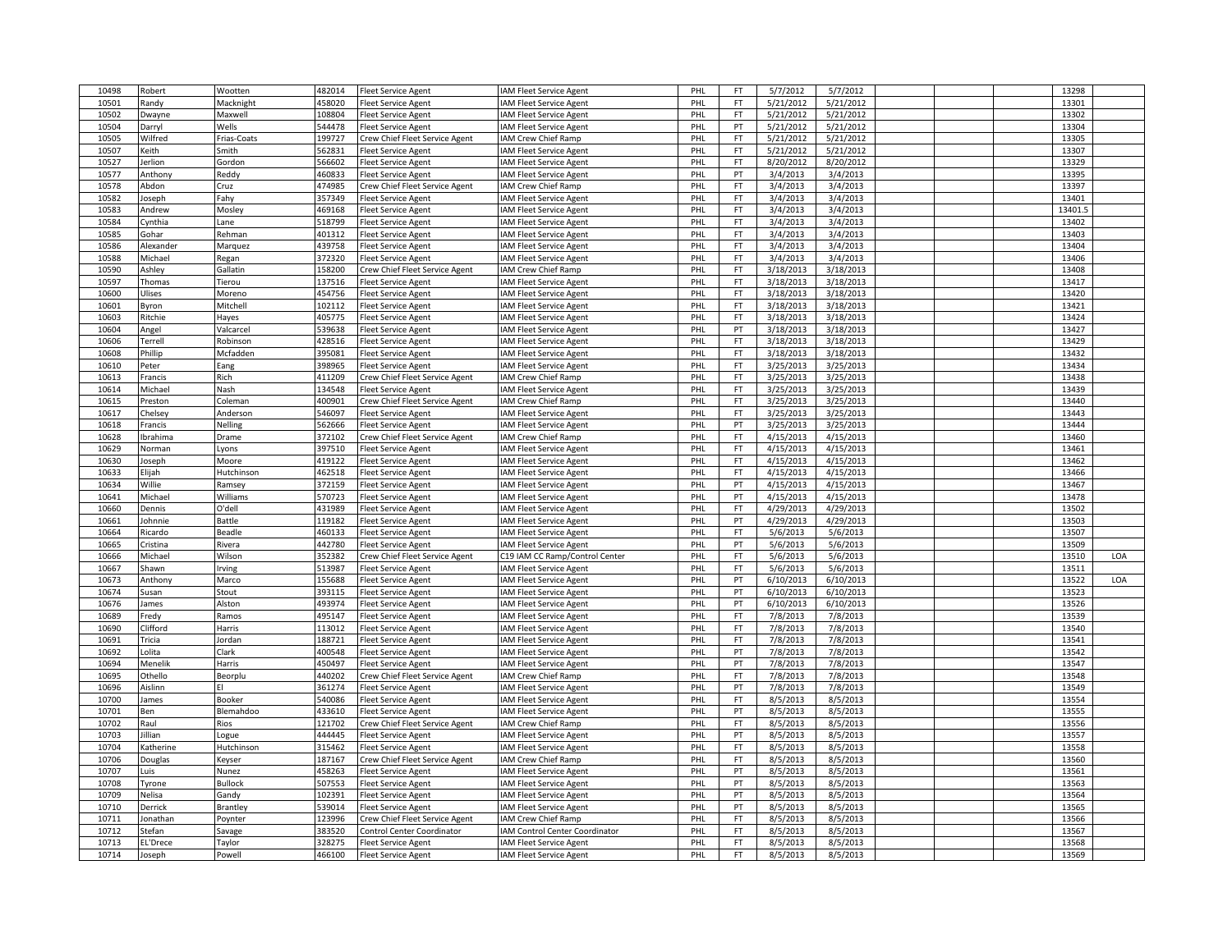| 10498 | Robert | Wootten | 482014 | Fleet Service Agent | IAM Fleet Service Agent | PHL | FT | 5/7/2012 | 5/7/2012 | | | | 13298 | |
|---|---|---|---|---|---|---|---|---|---|---|---|---|---|---|
| 10501 | Randy | Macknight | 458020 | Fleet Service Agent | IAM Fleet Service Agent | PHL | FT | 5/21/2012 | 5/21/2012 | | | | 13301 | |
| 10502 | Dwayne | Maxwell | 108804 | Fleet Service Agent | IAM Fleet Service Agent | PHL | FT | 5/21/2012 | 5/21/2012 | | | | 13302 | |
| 10504 | Darryl | Wells | 544478 | Fleet Service Agent | IAM Fleet Service Agent | PHL | PT | 5/21/2012 | 5/21/2012 | | | | 13304 | |
| 10505 | Wilfred | Frias-Coats | 199727 | Crew Chief Fleet Service Agent | IAM Crew Chief Ramp | PHL | FT | 5/21/2012 | 5/21/2012 | | | | 13305 | |
| 10507 | Keith | Smith | 562831 | Fleet Service Agent | IAM Fleet Service Agent | PHL | FT | 5/21/2012 | 5/21/2012 | | | | 13307 | |
| 10527 | Jerlion | Gordon | 566602 | Fleet Service Agent | IAM Fleet Service Agent | PHL | FT | 8/20/2012 | 8/20/2012 | | | | 13329 | |
| 10577 | Anthony | Reddy | 460833 | Fleet Service Agent | IAM Fleet Service Agent | PHL | PT | 3/4/2013 | 3/4/2013 | | | | 13395 | |
| 10578 | Abdon | Cruz | 474985 | Crew Chief Fleet Service Agent | IAM Crew Chief Ramp | PHL | FT | 3/4/2013 | 3/4/2013 | | | | 13397 | |
| 10582 | Joseph | Fahy | 357349 | Fleet Service Agent | IAM Fleet Service Agent | PHL | FT | 3/4/2013 | 3/4/2013 | | | | 13401 | |
| 10583 | Andrew | Mosley | 469168 | Fleet Service Agent | IAM Fleet Service Agent | PHL | FT | 3/4/2013 | 3/4/2013 | | | | 13401.5 | |
| 10584 | Cynthia | Lane | 518799 | Fleet Service Agent | IAM Fleet Service Agent | PHL | FT | 3/4/2013 | 3/4/2013 | | | | 13402 | |
| 10585 | Gohar | Rehman | 401312 | Fleet Service Agent | IAM Fleet Service Agent | PHL | FT | 3/4/2013 | 3/4/2013 | | | | 13403 | |
| 10586 | Alexander | Marquez | 439758 | Fleet Service Agent | IAM Fleet Service Agent | PHL | FT | 3/4/2013 | 3/4/2013 | | | | 13404 | |
| 10588 | Michael | Regan | 372320 | Fleet Service Agent | IAM Fleet Service Agent | PHL | FT | 3/4/2013 | 3/4/2013 | | | | 13406 | |
| 10590 | Ashley | Gallatin | 158200 | Crew Chief Fleet Service Agent | IAM Crew Chief Ramp | PHL | FT | 3/18/2013 | 3/18/2013 | | | | 13408 | |
| 10597 | Thomas | Tierou | 137516 | Fleet Service Agent | IAM Fleet Service Agent | PHL | FT | 3/18/2013 | 3/18/2013 | | | | 13417 | |
| 10600 | Ulises | Moreno | 454756 | Fleet Service Agent | IAM Fleet Service Agent | PHL | FT | 3/18/2013 | 3/18/2013 | | | | 13420 | |
| 10601 | Byron | Mitchell | 102112 | Fleet Service Agent | IAM Fleet Service Agent | PHL | FT | 3/18/2013 | 3/18/2013 | | | | 13421 | |
| 10603 | Ritchie | Hayes | 405775 | Fleet Service Agent | IAM Fleet Service Agent | PHL | FT | 3/18/2013 | 3/18/2013 | | | | 13424 | |
| 10604 | Angel | Valcarcel | 539638 | Fleet Service Agent | IAM Fleet Service Agent | PHL | PT | 3/18/2013 | 3/18/2013 | | | | 13427 | |
| 10606 | Terrell | Robinson | 428516 | Fleet Service Agent | IAM Fleet Service Agent | PHL | FT | 3/18/2013 | 3/18/2013 | | | | 13429 | |
| 10608 | Phillip | Mcfadden | 395081 | Fleet Service Agent | IAM Fleet Service Agent | PHL | FT | 3/18/2013 | 3/18/2013 | | | | 13432 | |
| 10610 | Peter | Eang | 398965 | Fleet Service Agent | IAM Fleet Service Agent | PHL | FT | 3/25/2013 | 3/25/2013 | | | | 13434 | |
| 10613 | Francis | Rich | 411209 | Crew Chief Fleet Service Agent | IAM Crew Chief Ramp | PHL | FT | 3/25/2013 | 3/25/2013 | | | | 13438 | |
| 10614 | Michael | Nash | 134548 | Fleet Service Agent | IAM Fleet Service Agent | PHL | FT | 3/25/2013 | 3/25/2013 | | | | 13439 | |
| 10615 | Preston | Coleman | 400901 | Crew Chief Fleet Service Agent | IAM Crew Chief Ramp | PHL | FT | 3/25/2013 | 3/25/2013 | | | | 13440 | |
| 10617 | Chelsey | Anderson | 546097 | Fleet Service Agent | IAM Fleet Service Agent | PHL | FT | 3/25/2013 | 3/25/2013 | | | | 13443 | |
| 10618 | Francis | Nelling | 562666 | Fleet Service Agent | IAM Fleet Service Agent | PHL | PT | 3/25/2013 | 3/25/2013 | | | | 13444 | |
| 10628 | Ibrahima | Drame | 372102 | Crew Chief Fleet Service Agent | IAM Crew Chief Ramp | PHL | FT | 4/15/2013 | 4/15/2013 | | | | 13460 | |
| 10629 | Norman | Lyons | 397510 | Fleet Service Agent | IAM Fleet Service Agent | PHL | FT | 4/15/2013 | 4/15/2013 | | | | 13461 | |
| 10630 | Joseph | Moore | 419122 | Fleet Service Agent | IAM Fleet Service Agent | PHL | FT | 4/15/2013 | 4/15/2013 | | | | 13462 | |
| 10633 | Elijah | Hutchinson | 462518 | Fleet Service Agent | IAM Fleet Service Agent | PHL | FT | 4/15/2013 | 4/15/2013 | | | | 13466 | |
| 10634 | Willie | Ramsey | 372159 | Fleet Service Agent | IAM Fleet Service Agent | PHL | PT | 4/15/2013 | 4/15/2013 | | | | 13467 | |
| 10641 | Michael | Williams | 570723 | Fleet Service Agent | IAM Fleet Service Agent | PHL | PT | 4/15/2013 | 4/15/2013 | | | | 13478 | |
| 10660 | Dennis | O'dell | 431989 | Fleet Service Agent | IAM Fleet Service Agent | PHL | FT | 4/29/2013 | 4/29/2013 | | | | 13502 | |
| 10661 | Johnnie | Battle | 119182 | Fleet Service Agent | IAM Fleet Service Agent | PHL | PT | 4/29/2013 | 4/29/2013 | | | | 13503 | |
| 10664 | Ricardo | Beadle | 460133 | Fleet Service Agent | IAM Fleet Service Agent | PHL | FT | 5/6/2013 | 5/6/2013 | | | | 13507 | |
| 10665 | Cristina | Rivera | 442780 | Fleet Service Agent | IAM Fleet Service Agent | PHL | PT | 5/6/2013 | 5/6/2013 | | | | 13509 | |
| 10666 | Michael | Wilson | 352382 | Crew Chief Fleet Service Agent | C19 IAM CC Ramp/Control Center | PHL | FT | 5/6/2013 | 5/6/2013 | | | | 13510 | LOA |
| 10667 | Shawn | Irving | 513987 | Fleet Service Agent | IAM Fleet Service Agent | PHL | FT | 5/6/2013 | 5/6/2013 | | | | 13511 | |
| 10673 | Anthony | Marco | 155688 | Fleet Service Agent | IAM Fleet Service Agent | PHL | PT | 6/10/2013 | 6/10/2013 | | | | 13522 | LOA |
| 10674 | Susan | Stout | 393115 | Fleet Service Agent | IAM Fleet Service Agent | PHL | PT | 6/10/2013 | 6/10/2013 | | | | 13523 | |
| 10676 | James | Alston | 493974 | Fleet Service Agent | IAM Fleet Service Agent | PHL | PT | 6/10/2013 | 6/10/2013 | | | | 13526 | |
| 10689 | Fredy | Ramos | 495147 | Fleet Service Agent | IAM Fleet Service Agent | PHL | FT | 7/8/2013 | 7/8/2013 | | | | 13539 | |
| 10690 | Clifford | Harris | 113012 | Fleet Service Agent | IAM Fleet Service Agent | PHL | FT | 7/8/2013 | 7/8/2013 | | | | 13540 | |
| 10691 | Tricia | Jordan | 188721 | Fleet Service Agent | IAM Fleet Service Agent | PHL | FT | 7/8/2013 | 7/8/2013 | | | | 13541 | |
| 10692 | Lolita | Clark | 400548 | Fleet Service Agent | IAM Fleet Service Agent | PHL | PT | 7/8/2013 | 7/8/2013 | | | | 13542 | |
| 10694 | Menelik | Harris | 450497 | Fleet Service Agent | IAM Fleet Service Agent | PHL | PT | 7/8/2013 | 7/8/2013 | | | | 13547 | |
| 10695 | Othello | Beorplu | 440202 | Crew Chief Fleet Service Agent | IAM Crew Chief Ramp | PHL | FT | 7/8/2013 | 7/8/2013 | | | | 13548 | |
| 10696 | Aislinn | El | 361274 | Fleet Service Agent | IAM Fleet Service Agent | PHL | PT | 7/8/2013 | 7/8/2013 | | | | 13549 | |
| 10700 | James | Booker | 540086 | Fleet Service Agent | IAM Fleet Service Agent | PHL | FT | 8/5/2013 | 8/5/2013 | | | | 13554 | |
| 10701 | Ben | Blemahdoo | 433610 | Fleet Service Agent | IAM Fleet Service Agent | PHL | PT | 8/5/2013 | 8/5/2013 | | | | 13555 | |
| 10702 | Raul | Rios | 121702 | Crew Chief Fleet Service Agent | IAM Crew Chief Ramp | PHL | FT | 8/5/2013 | 8/5/2013 | | | | 13556 | |
| 10703 | Jillian | Logue | 444445 | Fleet Service Agent | IAM Fleet Service Agent | PHL | PT | 8/5/2013 | 8/5/2013 | | | | 13557 | |
| 10704 | Katherine | Hutchinson | 315462 | Fleet Service Agent | IAM Fleet Service Agent | PHL | FT | 8/5/2013 | 8/5/2013 | | | | 13558 | |
| 10706 | Douglas | Keyser | 187167 | Crew Chief Fleet Service Agent | IAM Crew Chief Ramp | PHL | FT | 8/5/2013 | 8/5/2013 | | | | 13560 | |
| 10707 | Luis | Nunez | 458263 | Fleet Service Agent | IAM Fleet Service Agent | PHL | PT | 8/5/2013 | 8/5/2013 | | | | 13561 | |
| 10708 | Tyrone | Bullock | 507553 | Fleet Service Agent | IAM Fleet Service Agent | PHL | PT | 8/5/2013 | 8/5/2013 | | | | 13563 | |
| 10709 | Nelisa | Gandy | 102391 | Fleet Service Agent | IAM Fleet Service Agent | PHL | PT | 8/5/2013 | 8/5/2013 | | | | 13564 | |
| 10710 | Derrick | Brantley | 539014 | Fleet Service Agent | IAM Fleet Service Agent | PHL | PT | 8/5/2013 | 8/5/2013 | | | | 13565 | |
| 10711 | Jonathan | Poynter | 123996 | Crew Chief Fleet Service Agent | IAM Crew Chief Ramp | PHL | FT | 8/5/2013 | 8/5/2013 | | | | 13566 | |
| 10712 | Stefan | Savage | 383520 | Control Center Coordinator | IAM Control Center Coordinator | PHL | FT | 8/5/2013 | 8/5/2013 | | | | 13567 | |
| 10713 | EL'Drece | Taylor | 328275 | Fleet Service Agent | IAM Fleet Service Agent | PHL | FT | 8/5/2013 | 8/5/2013 | | | | 13568 | |
| 10714 | Joseph | Powell | 466100 | Fleet Service Agent | IAM Fleet Service Agent | PHL | FT | 8/5/2013 | 8/5/2013 | | | | 13569 | |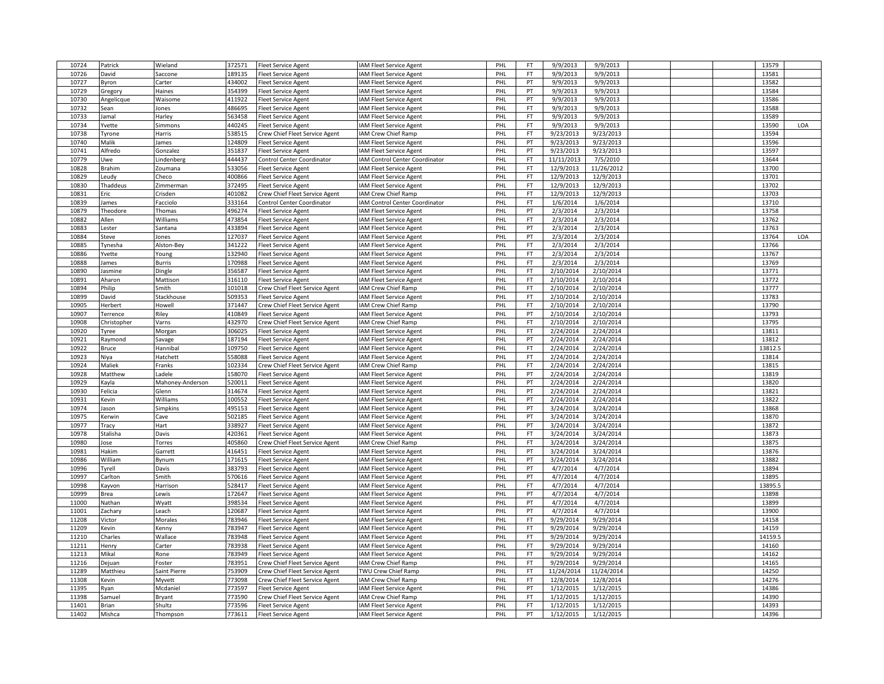| 10724 | Patrick | Wieland | 372571 | Fleet Service Agent | IAM Fleet Service Agent | PHL | FT | 9/9/2013 | 9/9/2013 | | | | 13579 | |
|---|---|---|---|---|---|---|---|---|---|---|---|---|---|---|
| 10726 | David | Saccone | 189135 | Fleet Service Agent | IAM Fleet Service Agent | PHL | FT | 9/9/2013 | 9/9/2013 | | | | 13581 | |
| 10727 | Byron | Carter | 434002 | Fleet Service Agent | IAM Fleet Service Agent | PHL | PT | 9/9/2013 | 9/9/2013 | | | | 13582 | |
| 10729 | Gregory | Haines | 354399 | Fleet Service Agent | IAM Fleet Service Agent | PHL | PT | 9/9/2013 | 9/9/2013 | | | | 13584 | |
| 10730 | Angelicque | Waisome | 411922 | Fleet Service Agent | IAM Fleet Service Agent | PHL | PT | 9/9/2013 | 9/9/2013 | | | | 13586 | |
| 10732 | Sean | Jones | 486695 | Fleet Service Agent | IAM Fleet Service Agent | PHL | FT | 9/9/2013 | 9/9/2013 | | | | 13588 | |
| 10733 | Jamal | Harley | 563458 | Fleet Service Agent | IAM Fleet Service Agent | PHL | FT | 9/9/2013 | 9/9/2013 | | | | 13589 | |
| 10734 | Yvette | Simmons | 440245 | Fleet Service Agent | IAM Fleet Service Agent | PHL | FT | 9/9/2013 | 9/9/2013 | | | | 13590 | LOA |
| 10738 | Tyrone | Harris | 538515 | Crew Chief Fleet Service Agent | IAM Crew Chief Ramp | PHL | FT | 9/23/2013 | 9/23/2013 | | | | 13594 | |
| 10740 | Malik | James | 124809 | Fleet Service Agent | IAM Fleet Service Agent | PHL | PT | 9/23/2013 | 9/23/2013 | | | | 13596 | |
| 10741 | Alfredo | Gonzalez | 351837 | Fleet Service Agent | IAM Fleet Service Agent | PHL | PT | 9/23/2013 | 9/23/2013 | | | | 13597 | |
| 10779 | Uwe | Lindenberg | 444437 | Control Center Coordinator | IAM Control Center Coordinator | PHL | FT | 11/11/2013 | 7/5/2010 | | | | 13644 | |
| 10828 | Brahim | Zoumana | 533056 | Fleet Service Agent | IAM Fleet Service Agent | PHL | FT | 12/9/2013 | 11/26/2012 | | | | 13700 | |
| 10829 | Leudy | Checo | 400866 | Fleet Service Agent | IAM Fleet Service Agent | PHL | FT | 12/9/2013 | 12/9/2013 | | | | 13701 | |
| 10830 | Thaddeus | Zimmerman | 372495 | Fleet Service Agent | IAM Fleet Service Agent | PHL | FT | 12/9/2013 | 12/9/2013 | | | | 13702 | |
| 10831 | Eric | Crisden | 401082 | Crew Chief Fleet Service Agent | IAM Crew Chief Ramp | PHL | FT | 12/9/2013 | 12/9/2013 | | | | 13703 | |
| 10839 | James | Facciolo | 333164 | Control Center Coordinator | IAM Control Center Coordinator | PHL | FT | 1/6/2014 | 1/6/2014 | | | | 13710 | |
| 10879 | Theodore | Thomas | 496274 | Fleet Service Agent | IAM Fleet Service Agent | PHL | PT | 2/3/2014 | 2/3/2014 | | | | 13758 | |
| 10882 | Allen | Williams | 473854 | Fleet Service Agent | IAM Fleet Service Agent | PHL | FT | 2/3/2014 | 2/3/2014 | | | | 13762 | |
| 10883 | Lester | Santana | 433894 | Fleet Service Agent | IAM Fleet Service Agent | PHL | PT | 2/3/2014 | 2/3/2014 | | | | 13763 | |
| 10884 | Steve | Jones | 127037 | Fleet Service Agent | IAM Fleet Service Agent | PHL | PT | 2/3/2014 | 2/3/2014 | | | | 13764 | LOA |
| 10885 | Tynesha | Alston-Bey | 341222 | Fleet Service Agent | IAM Fleet Service Agent | PHL | FT | 2/3/2014 | 2/3/2014 | | | | 13766 | |
| 10886 | Yvette | Young | 132940 | Fleet Service Agent | IAM Fleet Service Agent | PHL | FT | 2/3/2014 | 2/3/2014 | | | | 13767 | |
| 10888 | James | Burris | 170988 | Fleet Service Agent | IAM Fleet Service Agent | PHL | FT | 2/3/2014 | 2/3/2014 | | | | 13769 | |
| 10890 | Jasmine | Dingle | 356587 | Fleet Service Agent | IAM Fleet Service Agent | PHL | FT | 2/10/2014 | 2/10/2014 | | | | 13771 | |
| 10891 | Aharon | Mattison | 316110 | Fleet Service Agent | IAM Fleet Service Agent | PHL | FT | 2/10/2014 | 2/10/2014 | | | | 13772 | |
| 10894 | Philip | Smith | 101018 | Crew Chief Fleet Service Agent | IAM Crew Chief Ramp | PHL | FT | 2/10/2014 | 2/10/2014 | | | | 13777 | |
| 10899 | David | Stackhouse | 509353 | Fleet Service Agent | IAM Fleet Service Agent | PHL | FT | 2/10/2014 | 2/10/2014 | | | | 13783 | |
| 10905 | Herbert | Howell | 371447 | Crew Chief Fleet Service Agent | IAM Crew Chief Ramp | PHL | FT | 2/10/2014 | 2/10/2014 | | | | 13790 | |
| 10907 | Terrence | Riley | 410849 | Fleet Service Agent | IAM Fleet Service Agent | PHL | PT | 2/10/2014 | 2/10/2014 | | | | 13793 | |
| 10908 | Christopher | Varns | 432970 | Crew Chief Fleet Service Agent | IAM Crew Chief Ramp | PHL | FT | 2/10/2014 | 2/10/2014 | | | | 13795 | |
| 10920 | Tyree | Morgan | 306025 | Fleet Service Agent | IAM Fleet Service Agent | PHL | FT | 2/24/2014 | 2/24/2014 | | | | 13811 | |
| 10921 | Raymond | Savage | 187194 | Fleet Service Agent | IAM Fleet Service Agent | PHL | PT | 2/24/2014 | 2/24/2014 | | | | 13812 | |
| 10922 | Bruce | Hannibal | 109750 | Fleet Service Agent | IAM Fleet Service Agent | PHL | FT | 2/24/2014 | 2/24/2014 | | | | 13812.5 | |
| 10923 | Niya | Hatchett | 558088 | Fleet Service Agent | IAM Fleet Service Agent | PHL | FT | 2/24/2014 | 2/24/2014 | | | | 13814 | |
| 10924 | Maliek | Franks | 102334 | Crew Chief Fleet Service Agent | IAM Crew Chief Ramp | PHL | FT | 2/24/2014 | 2/24/2014 | | | | 13815 | |
| 10928 | Matthew | Ladele | 158070 | Fleet Service Agent | IAM Fleet Service Agent | PHL | PT | 2/24/2014 | 2/24/2014 | | | | 13819 | |
| 10929 | Kayla | Mahoney-Anderson | 520011 | Fleet Service Agent | IAM Fleet Service Agent | PHL | PT | 2/24/2014 | 2/24/2014 | | | | 13820 | |
| 10930 | Felicia | Glenn | 314674 | Fleet Service Agent | IAM Fleet Service Agent | PHL | PT | 2/24/2014 | 2/24/2014 | | | | 13821 | |
| 10931 | Kevin | Williams | 100552 | Fleet Service Agent | IAM Fleet Service Agent | PHL | PT | 2/24/2014 | 2/24/2014 | | | | 13822 | |
| 10974 | Jason | Simpkins | 495153 | Fleet Service Agent | IAM Fleet Service Agent | PHL | PT | 3/24/2014 | 3/24/2014 | | | | 13868 | |
| 10975 | Kerwin | Cave | 502185 | Fleet Service Agent | IAM Fleet Service Agent | PHL | PT | 3/24/2014 | 3/24/2014 | | | | 13870 | |
| 10977 | Tracy | Hart | 338927 | Fleet Service Agent | IAM Fleet Service Agent | PHL | PT | 3/24/2014 | 3/24/2014 | | | | 13872 | |
| 10978 | Stalisha | Davis | 420361 | Fleet Service Agent | IAM Fleet Service Agent | PHL | FT | 3/24/2014 | 3/24/2014 | | | | 13873 | |
| 10980 | Jose | Torres | 405860 | Crew Chief Fleet Service Agent | IAM Crew Chief Ramp | PHL | FT | 3/24/2014 | 3/24/2014 | | | | 13875 | |
| 10981 | Hakim | Garrett | 416451 | Fleet Service Agent | IAM Fleet Service Agent | PHL | PT | 3/24/2014 | 3/24/2014 | | | | 13876 | |
| 10986 | William | Bynum | 171615 | Fleet Service Agent | IAM Fleet Service Agent | PHL | PT | 3/24/2014 | 3/24/2014 | | | | 13882 | |
| 10996 | Tyrell | Davis | 383793 | Fleet Service Agent | IAM Fleet Service Agent | PHL | PT | 4/7/2014 | 4/7/2014 | | | | 13894 | |
| 10997 | Carlton | Smith | 570616 | Fleet Service Agent | IAM Fleet Service Agent | PHL | PT | 4/7/2014 | 4/7/2014 | | | | 13895 | |
| 10998 | Kayvon | Harrison | 528417 | Fleet Service Agent | IAM Fleet Service Agent | PHL | FT | 4/7/2014 | 4/7/2014 | | | | 13895.5 | |
| 10999 | Brea | Lewis | 172647 | Fleet Service Agent | IAM Fleet Service Agent | PHL | PT | 4/7/2014 | 4/7/2014 | | | | 13898 | |
| 11000 | Nathan | Wyatt | 398534 | Fleet Service Agent | IAM Fleet Service Agent | PHL | PT | 4/7/2014 | 4/7/2014 | | | | 13899 | |
| 11001 | Zachary | Leach | 120687 | Fleet Service Agent | IAM Fleet Service Agent | PHL | PT | 4/7/2014 | 4/7/2014 | | | | 13900 | |
| 11208 | Victor | Morales | 783946 | Fleet Service Agent | IAM Fleet Service Agent | PHL | FT | 9/29/2014 | 9/29/2014 | | | | 14158 | |
| 11209 | Kevin | Kenny | 783947 | Fleet Service Agent | IAM Fleet Service Agent | PHL | FT | 9/29/2014 | 9/29/2014 | | | | 14159 | |
| 11210 | Charles | Wallace | 783948 | Fleet Service Agent | IAM Fleet Service Agent | PHL | FT | 9/29/2014 | 9/29/2014 | | | | 14159.5 | |
| 11211 | Henry | Carter | 783938 | Fleet Service Agent | IAM Fleet Service Agent | PHL | FT | 9/29/2014 | 9/29/2014 | | | | 14160 | |
| 11213 | Mikal | Rone | 783949 | Fleet Service Agent | IAM Fleet Service Agent | PHL | FT | 9/29/2014 | 9/29/2014 | | | | 14162 | |
| 11216 | Dejuan | Foster | 783951 | Crew Chief Fleet Service Agent | IAM Crew Chief Ramp | PHL | FT | 9/29/2014 | 9/29/2014 | | | | 14165 | |
| 11289 | Matthieu | Saint Pierre | 753909 | Crew Chief Fleet Service Agent | TWU Crew Chief Ramp | PHL | FT | 11/24/2014 | 11/24/2014 | | | | 14250 | |
| 11308 | Kevin | Myvett | 773098 | Crew Chief Fleet Service Agent | IAM Crew Chief Ramp | PHL | FT | 12/8/2014 | 12/8/2014 | | | | 14276 | |
| 11395 | Ryan | Mcdaniel | 773597 | Fleet Service Agent | IAM Fleet Service Agent | PHL | PT | 1/12/2015 | 1/12/2015 | | | | 14386 | |
| 11398 | Samuel | Bryant | 773590 | Crew Chief Fleet Service Agent | IAM Crew Chief Ramp | PHL | FT | 1/12/2015 | 1/12/2015 | | | | 14390 | |
| 11401 | Brian | Shultz | 773596 | Fleet Service Agent | IAM Fleet Service Agent | PHL | FT | 1/12/2015 | 1/12/2015 | | | | 14393 | |
| 11402 | Mishca | Thompson | 773611 | Fleet Service Agent | IAM Fleet Service Agent | PHL | PT | 1/12/2015 | 1/12/2015 | | | | 14396 | |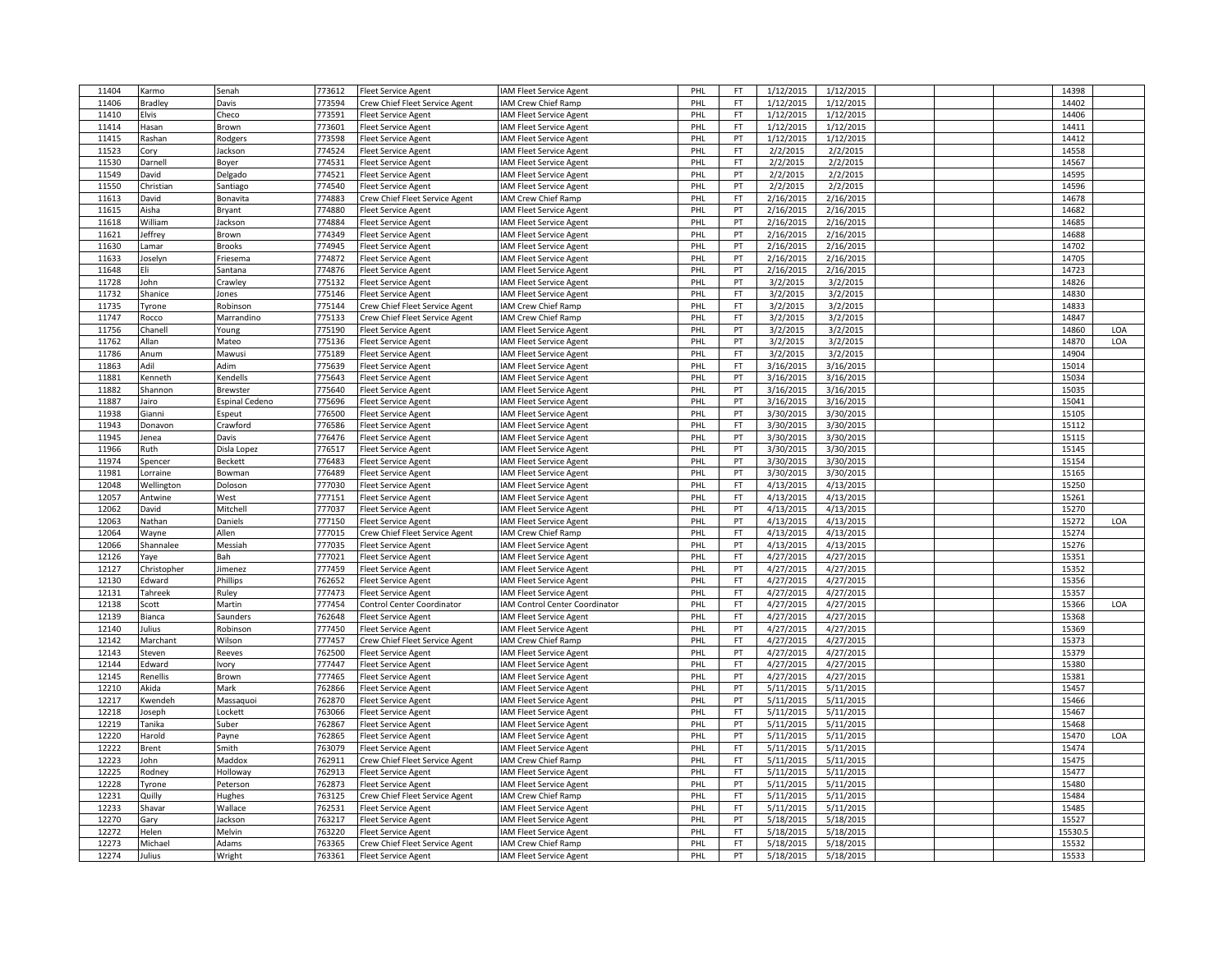| 11404 | Karmo | Senah | 773612 | Fleet Service Agent | IAM Fleet Service Agent | PHL | FT | 1/12/2015 | 1/12/2015 | | | | 14398 | |
|---|---|---|---|---|---|---|---|---|---|---|---|---|---|---|
| 11406 | Bradley | Davis | 773594 | Crew Chief Fleet Service Agent | IAM Crew Chief Ramp | PHL | FT | 1/12/2015 | 1/12/2015 | | | | 14402 | |
| 11410 | Elvis | Checo | 773591 | Fleet Service Agent | IAM Fleet Service Agent | PHL | FT | 1/12/2015 | 1/12/2015 | | | | 14406 | |
| 11414 | Hasan | Brown | 773601 | Fleet Service Agent | IAM Fleet Service Agent | PHL | FT | 1/12/2015 | 1/12/2015 | | | | 14411 | |
| 11415 | Rashan | Rodgers | 773598 | Fleet Service Agent | IAM Fleet Service Agent | PHL | PT | 1/12/2015 | 1/12/2015 | | | | 14412 | |
| 11523 | Cory | Jackson | 774524 | Fleet Service Agent | IAM Fleet Service Agent | PHL | FT | 2/2/2015 | 2/2/2015 | | | | 14558 | |
| 11530 | Darnell | Boyer | 774531 | Fleet Service Agent | IAM Fleet Service Agent | PHL | FT | 2/2/2015 | 2/2/2015 | | | | 14567 | |
| 11549 | David | Delgado | 774521 | Fleet Service Agent | IAM Fleet Service Agent | PHL | PT | 2/2/2015 | 2/2/2015 | | | | 14595 | |
| 11550 | Christian | Santiago | 774540 | Fleet Service Agent | IAM Fleet Service Agent | PHL | PT | 2/2/2015 | 2/2/2015 | | | | 14596 | |
| 11613 | David | Bonavita | 774883 | Crew Chief Fleet Service Agent | IAM Crew Chief Ramp | PHL | FT | 2/16/2015 | 2/16/2015 | | | | 14678 | |
| 11615 | Aisha | Bryant | 774880 | Fleet Service Agent | IAM Fleet Service Agent | PHL | PT | 2/16/2015 | 2/16/2015 | | | | 14682 | |
| 11618 | William | Jackson | 774884 | Fleet Service Agent | IAM Fleet Service Agent | PHL | PT | 2/16/2015 | 2/16/2015 | | | | 14685 | |
| 11621 | Jeffrey | Brown | 774349 | Fleet Service Agent | IAM Fleet Service Agent | PHL | PT | 2/16/2015 | 2/16/2015 | | | | 14688 | |
| 11630 | Lamar | Brooks | 774945 | Fleet Service Agent | IAM Fleet Service Agent | PHL | PT | 2/16/2015 | 2/16/2015 | | | | 14702 | |
| 11633 | Joselyn | Friesema | 774872 | Fleet Service Agent | IAM Fleet Service Agent | PHL | PT | 2/16/2015 | 2/16/2015 | | | | 14705 | |
| 11648 | Eli | Santana | 774876 | Fleet Service Agent | IAM Fleet Service Agent | PHL | PT | 2/16/2015 | 2/16/2015 | | | | 14723 | |
| 11728 | John | Crawley | 775132 | Fleet Service Agent | IAM Fleet Service Agent | PHL | PT | 3/2/2015 | 3/2/2015 | | | | 14826 | |
| 11732 | Shanice | Jones | 775146 | Fleet Service Agent | IAM Fleet Service Agent | PHL | FT | 3/2/2015 | 3/2/2015 | | | | 14830 | |
| 11735 | Tyrone | Robinson | 775144 | Crew Chief Fleet Service Agent | IAM Crew Chief Ramp | PHL | FT | 3/2/2015 | 3/2/2015 | | | | 14833 | |
| 11747 | Rocco | Marrandino | 775133 | Crew Chief Fleet Service Agent | IAM Crew Chief Ramp | PHL | FT | 3/2/2015 | 3/2/2015 | | | | 14847 | |
| 11756 | Chanell | Young | 775190 | Fleet Service Agent | IAM Fleet Service Agent | PHL | PT | 3/2/2015 | 3/2/2015 | | | | 14860 | LOA |
| 11762 | Allan | Mateo | 775136 | Fleet Service Agent | IAM Fleet Service Agent | PHL | PT | 3/2/2015 | 3/2/2015 | | | | 14870 | LOA |
| 11786 | Anum | Mawusi | 775189 | Fleet Service Agent | IAM Fleet Service Agent | PHL | FT | 3/2/2015 | 3/2/2015 | | | | 14904 | |
| 11863 | Adil | Adim | 775639 | Fleet Service Agent | IAM Fleet Service Agent | PHL | FT | 3/16/2015 | 3/16/2015 | | | | 15014 | |
| 11881 | Kenneth | Kendells | 775643 | Fleet Service Agent | IAM Fleet Service Agent | PHL | PT | 3/16/2015 | 3/16/2015 | | | | 15034 | |
| 11882 | Shannon | Brewster | 775640 | Fleet Service Agent | IAM Fleet Service Agent | PHL | PT | 3/16/2015 | 3/16/2015 | | | | 15035 | |
| 11887 | Jairo | Espinal Cedeno | 775696 | Fleet Service Agent | IAM Fleet Service Agent | PHL | PT | 3/16/2015 | 3/16/2015 | | | | 15041 | |
| 11938 | Gianni | Espeut | 776500 | Fleet Service Agent | IAM Fleet Service Agent | PHL | PT | 3/30/2015 | 3/30/2015 | | | | 15105 | |
| 11943 | Donavon | Crawford | 776586 | Fleet Service Agent | IAM Fleet Service Agent | PHL | FT | 3/30/2015 | 3/30/2015 | | | | 15112 | |
| 11945 | Jenea | Davis | 776476 | Fleet Service Agent | IAM Fleet Service Agent | PHL | PT | 3/30/2015 | 3/30/2015 | | | | 15115 | |
| 11966 | Ruth | Disla Lopez | 776517 | Fleet Service Agent | IAM Fleet Service Agent | PHL | PT | 3/30/2015 | 3/30/2015 | | | | 15145 | |
| 11974 | Spencer | Beckett | 776483 | Fleet Service Agent | IAM Fleet Service Agent | PHL | PT | 3/30/2015 | 3/30/2015 | | | | 15154 | |
| 11981 | Lorraine | Bowman | 776489 | Fleet Service Agent | IAM Fleet Service Agent | PHL | PT | 3/30/2015 | 3/30/2015 | | | | 15165 | |
| 12048 | Wellington | Doloson | 777030 | Fleet Service Agent | IAM Fleet Service Agent | PHL | FT | 4/13/2015 | 4/13/2015 | | | | 15250 | |
| 12057 | Antwine | West | 777151 | Fleet Service Agent | IAM Fleet Service Agent | PHL | FT | 4/13/2015 | 4/13/2015 | | | | 15261 | |
| 12062 | David | Mitchell | 777037 | Fleet Service Agent | IAM Fleet Service Agent | PHL | PT | 4/13/2015 | 4/13/2015 | | | | 15270 | |
| 12063 | Nathan | Daniels | 777150 | Fleet Service Agent | IAM Fleet Service Agent | PHL | PT | 4/13/2015 | 4/13/2015 | | | | 15272 | LOA |
| 12064 | Wayne | Allen | 777015 | Crew Chief Fleet Service Agent | IAM Crew Chief Ramp | PHL | FT | 4/13/2015 | 4/13/2015 | | | | 15274 | |
| 12066 | Shannalee | Messiah | 777035 | Fleet Service Agent | IAM Fleet Service Agent | PHL | PT | 4/13/2015 | 4/13/2015 | | | | 15276 | |
| 12126 | Yaye | Bah | 777021 | Fleet Service Agent | IAM Fleet Service Agent | PHL | FT | 4/27/2015 | 4/27/2015 | | | | 15351 | |
| 12127 | Christopher | Jimenez | 777459 | Fleet Service Agent | IAM Fleet Service Agent | PHL | PT | 4/27/2015 | 4/27/2015 | | | | 15352 | |
| 12130 | Edward | Phillips | 762652 | Fleet Service Agent | IAM Fleet Service Agent | PHL | FT | 4/27/2015 | 4/27/2015 | | | | 15356 | |
| 12131 | Tahreek | Ruley | 777473 | Fleet Service Agent | IAM Fleet Service Agent | PHL | FT | 4/27/2015 | 4/27/2015 | | | | 15357 | |
| 12138 | Scott | Martin | 777454 | Control Center Coordinator | IAM Control Center Coordinator | PHL | FT | 4/27/2015 | 4/27/2015 | | | | 15366 | LOA |
| 12139 | Bianca | Saunders | 762648 | Fleet Service Agent | IAM Fleet Service Agent | PHL | FT | 4/27/2015 | 4/27/2015 | | | | 15368 | |
| 12140 | Julius | Robinson | 777450 | Fleet Service Agent | IAM Fleet Service Agent | PHL | PT | 4/27/2015 | 4/27/2015 | | | | 15369 | |
| 12142 | Marchant | Wilson | 777457 | Crew Chief Fleet Service Agent | IAM Crew Chief Ramp | PHL | FT | 4/27/2015 | 4/27/2015 | | | | 15373 | |
| 12143 | Steven | Reeves | 762500 | Fleet Service Agent | IAM Fleet Service Agent | PHL | PT | 4/27/2015 | 4/27/2015 | | | | 15379 | |
| 12144 | Edward | Ivory | 777447 | Fleet Service Agent | IAM Fleet Service Agent | PHL | FT | 4/27/2015 | 4/27/2015 | | | | 15380 | |
| 12145 | Renellis | Brown | 777465 | Fleet Service Agent | IAM Fleet Service Agent | PHL | PT | 4/27/2015 | 4/27/2015 | | | | 15381 | |
| 12210 | Akida | Mark | 762866 | Fleet Service Agent | IAM Fleet Service Agent | PHL | PT | 5/11/2015 | 5/11/2015 | | | | 15457 | |
| 12217 | Kwendeh | Massaquoi | 762870 | Fleet Service Agent | IAM Fleet Service Agent | PHL | PT | 5/11/2015 | 5/11/2015 | | | | 15466 | |
| 12218 | Joseph | Lockett | 763066 | Fleet Service Agent | IAM Fleet Service Agent | PHL | FT | 5/11/2015 | 5/11/2015 | | | | 15467 | |
| 12219 | Tanika | Suber | 762867 | Fleet Service Agent | IAM Fleet Service Agent | PHL | PT | 5/11/2015 | 5/11/2015 | | | | 15468 | |
| 12220 | Harold | Payne | 762865 | Fleet Service Agent | IAM Fleet Service Agent | PHL | PT | 5/11/2015 | 5/11/2015 | | | | 15470 | LOA |
| 12222 | Brent | Smith | 763079 | Fleet Service Agent | IAM Fleet Service Agent | PHL | FT | 5/11/2015 | 5/11/2015 | | | | 15474 | |
| 12223 | John | Maddox | 762911 | Crew Chief Fleet Service Agent | IAM Crew Chief Ramp | PHL | FT | 5/11/2015 | 5/11/2015 | | | | 15475 | |
| 12225 | Rodney | Holloway | 762913 | Fleet Service Agent | IAM Fleet Service Agent | PHL | FT | 5/11/2015 | 5/11/2015 | | | | 15477 | |
| 12228 | Tyrone | Peterson | 762873 | Fleet Service Agent | IAM Fleet Service Agent | PHL | PT | 5/11/2015 | 5/11/2015 | | | | 15480 | |
| 12231 | Quilly | Hughes | 763125 | Crew Chief Fleet Service Agent | IAM Crew Chief Ramp | PHL | FT | 5/11/2015 | 5/11/2015 | | | | 15484 | |
| 12233 | Shavar | Wallace | 762531 | Fleet Service Agent | IAM Fleet Service Agent | PHL | FT | 5/11/2015 | 5/11/2015 | | | | 15485 | |
| 12270 | Gary | Jackson | 763217 | Fleet Service Agent | IAM Fleet Service Agent | PHL | PT | 5/18/2015 | 5/18/2015 | | | | 15527 | |
| 12272 | Helen | Melvin | 763220 | Fleet Service Agent | IAM Fleet Service Agent | PHL | FT | 5/18/2015 | 5/18/2015 | | | | 15530.5 | |
| 12273 | Michael | Adams | 763365 | Crew Chief Fleet Service Agent | IAM Crew Chief Ramp | PHL | FT | 5/18/2015 | 5/18/2015 | | | | 15532 | |
| 12274 | Julius | Wright | 763361 | Fleet Service Agent | IAM Fleet Service Agent | PHL | PT | 5/18/2015 | 5/18/2015 | | | | 15533 | |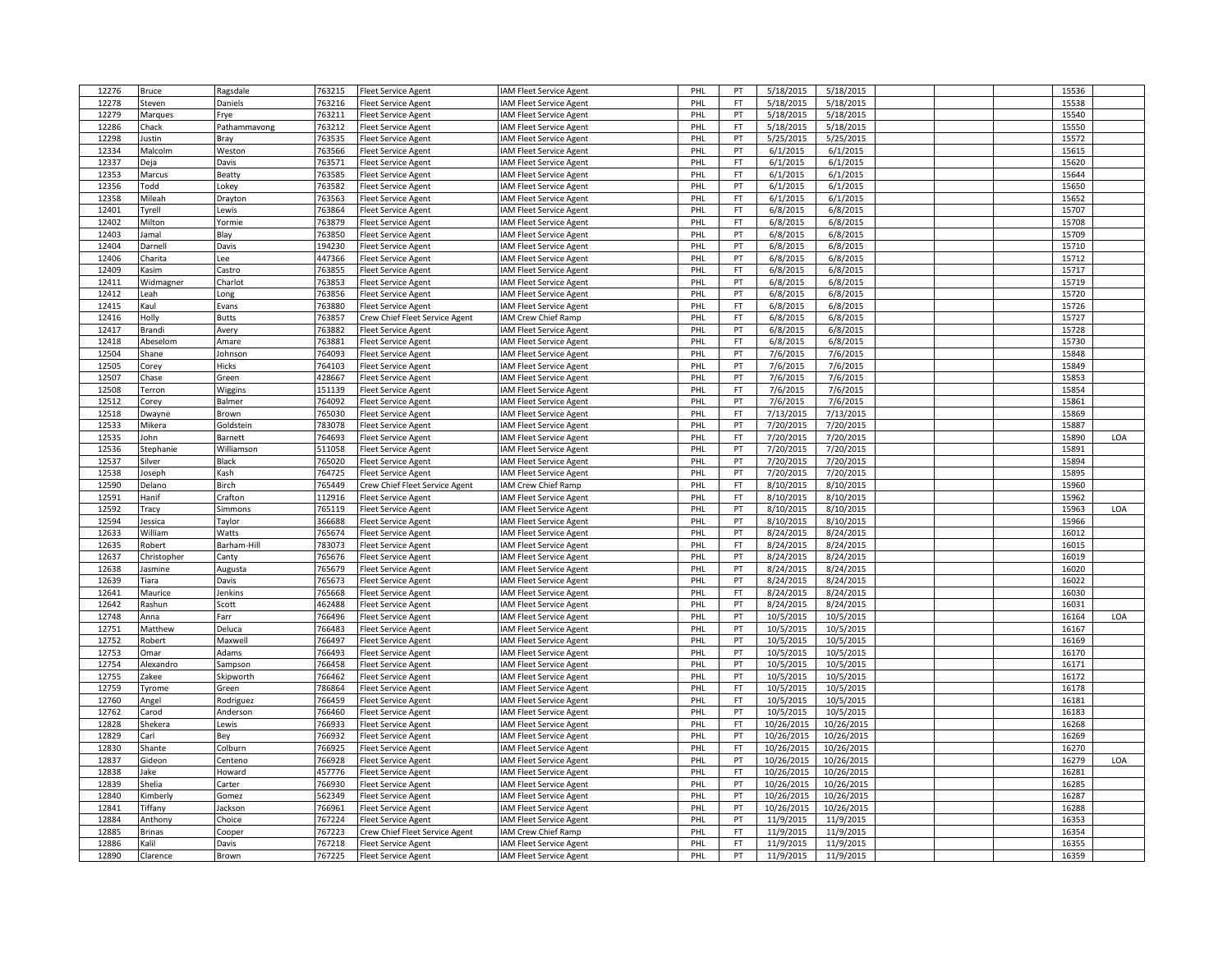| 12276 | Bruce | Ragsdale | 763215 | Fleet Service Agent | IAM Fleet Service Agent | PHL | PT | 5/18/2015 | 5/18/2015 | | | | 15536 | |
|---|---|---|---|---|---|---|---|---|---|---|---|---|---|---|
| 12278 | Steven | Daniels | 763216 | Fleet Service Agent | IAM Fleet Service Agent | PHL | FT | 5/18/2015 | 5/18/2015 | | | | 15538 | |
| 12279 | Marques | Frye | 763211 | Fleet Service Agent | IAM Fleet Service Agent | PHL | PT | 5/18/2015 | 5/18/2015 | | | | 15540 | |
| 12286 | Chack | Pathammavong | 763212 | Fleet Service Agent | IAM Fleet Service Agent | PHL | FT | 5/18/2015 | 5/18/2015 | | | | 15550 | |
| 12298 | Justin | Bray | 763535 | Fleet Service Agent | IAM Fleet Service Agent | PHL | PT | 5/25/2015 | 5/25/2015 | | | | 15572 | |
| 12334 | Malcolm | Weston | 763566 | Fleet Service Agent | IAM Fleet Service Agent | PHL | PT | 6/1/2015 | 6/1/2015 | | | | 15615 | |
| 12337 | Deja | Davis | 763571 | Fleet Service Agent | IAM Fleet Service Agent | PHL | FT | 6/1/2015 | 6/1/2015 | | | | 15620 | |
| 12353 | Marcus | Beatty | 763585 | Fleet Service Agent | IAM Fleet Service Agent | PHL | FT | 6/1/2015 | 6/1/2015 | | | | 15644 | |
| 12356 | Todd | Lokey | 763582 | Fleet Service Agent | IAM Fleet Service Agent | PHL | PT | 6/1/2015 | 6/1/2015 | | | | 15650 | |
| 12358 | Mileah | Drayton | 763563 | Fleet Service Agent | IAM Fleet Service Agent | PHL | FT | 6/1/2015 | 6/1/2015 | | | | 15652 | |
| 12401 | Tyrell | Lewis | 763864 | Fleet Service Agent | IAM Fleet Service Agent | PHL | FT | 6/8/2015 | 6/8/2015 | | | | 15707 | |
| 12402 | Milton | Yormie | 763879 | Fleet Service Agent | IAM Fleet Service Agent | PHL | FT | 6/8/2015 | 6/8/2015 | | | | 15708 | |
| 12403 | Jamal | Blay | 763850 | Fleet Service Agent | IAM Fleet Service Agent | PHL | PT | 6/8/2015 | 6/8/2015 | | | | 15709 | |
| 12404 | Darnell | Davis | 194230 | Fleet Service Agent | IAM Fleet Service Agent | PHL | PT | 6/8/2015 | 6/8/2015 | | | | 15710 | |
| 12406 | Charita | Lee | 447366 | Fleet Service Agent | IAM Fleet Service Agent | PHL | PT | 6/8/2015 | 6/8/2015 | | | | 15712 | |
| 12409 | Kasim | Castro | 763855 | Fleet Service Agent | IAM Fleet Service Agent | PHL | FT | 6/8/2015 | 6/8/2015 | | | | 15717 | |
| 12411 | Widmagner | Charlot | 763853 | Fleet Service Agent | IAM Fleet Service Agent | PHL | PT | 6/8/2015 | 6/8/2015 | | | | 15719 | |
| 12412 | Leah | Long | 763856 | Fleet Service Agent | IAM Fleet Service Agent | PHL | PT | 6/8/2015 | 6/8/2015 | | | | 15720 | |
| 12415 | Kaul | Evans | 763880 | Fleet Service Agent | IAM Fleet Service Agent | PHL | FT | 6/8/2015 | 6/8/2015 | | | | 15726 | |
| 12416 | Holly | Butts | 763857 | Crew Chief Fleet Service Agent | IAM Crew Chief Ramp | PHL | FT | 6/8/2015 | 6/8/2015 | | | | 15727 | |
| 12417 | Brandi | Avery | 763882 | Fleet Service Agent | IAM Fleet Service Agent | PHL | PT | 6/8/2015 | 6/8/2015 | | | | 15728 | |
| 12418 | Abeselom | Amare | 763881 | Fleet Service Agent | IAM Fleet Service Agent | PHL | FT | 6/8/2015 | 6/8/2015 | | | | 15730 | |
| 12504 | Shane | Johnson | 764093 | Fleet Service Agent | IAM Fleet Service Agent | PHL | PT | 7/6/2015 | 7/6/2015 | | | | 15848 | |
| 12505 | Corey | Hicks | 764103 | Fleet Service Agent | IAM Fleet Service Agent | PHL | PT | 7/6/2015 | 7/6/2015 | | | | 15849 | |
| 12507 | Chase | Green | 428667 | Fleet Service Agent | IAM Fleet Service Agent | PHL | PT | 7/6/2015 | 7/6/2015 | | | | 15853 | |
| 12508 | Terron | Wiggins | 151139 | Fleet Service Agent | IAM Fleet Service Agent | PHL | FT | 7/6/2015 | 7/6/2015 | | | | 15854 | |
| 12512 | Corey | Balmer | 764092 | Fleet Service Agent | IAM Fleet Service Agent | PHL | PT | 7/6/2015 | 7/6/2015 | | | | 15861 | |
| 12518 | Dwayne | Brown | 765030 | Fleet Service Agent | IAM Fleet Service Agent | PHL | FT | 7/13/2015 | 7/13/2015 | | | | 15869 | |
| 12533 | Mikera | Goldstein | 783078 | Fleet Service Agent | IAM Fleet Service Agent | PHL | PT | 7/20/2015 | 7/20/2015 | | | | 15887 | |
| 12535 | John | Barnett | 764693 | Fleet Service Agent | IAM Fleet Service Agent | PHL | FT | 7/20/2015 | 7/20/2015 | | | | 15890 | LOA |
| 12536 | Stephanie | Williamson | 511058 | Fleet Service Agent | IAM Fleet Service Agent | PHL | PT | 7/20/2015 | 7/20/2015 | | | | 15891 | |
| 12537 | Silver | Black | 765020 | Fleet Service Agent | IAM Fleet Service Agent | PHL | PT | 7/20/2015 | 7/20/2015 | | | | 15894 | |
| 12538 | Joseph | Kash | 764725 | Fleet Service Agent | IAM Fleet Service Agent | PHL | PT | 7/20/2015 | 7/20/2015 | | | | 15895 | |
| 12590 | Delano | Birch | 765449 | Crew Chief Fleet Service Agent | IAM Crew Chief Ramp | PHL | FT | 8/10/2015 | 8/10/2015 | | | | 15960 | |
| 12591 | Hanif | Crafton | 112916 | Fleet Service Agent | IAM Fleet Service Agent | PHL | FT | 8/10/2015 | 8/10/2015 | | | | 15962 | |
| 12592 | Tracy | Simmons | 765119 | Fleet Service Agent | IAM Fleet Service Agent | PHL | PT | 8/10/2015 | 8/10/2015 | | | | 15963 | LOA |
| 12594 | Jessica | Taylor | 366688 | Fleet Service Agent | IAM Fleet Service Agent | PHL | PT | 8/10/2015 | 8/10/2015 | | | | 15966 | |
| 12633 | William | Watts | 765674 | Fleet Service Agent | IAM Fleet Service Agent | PHL | PT | 8/24/2015 | 8/24/2015 | | | | 16012 | |
| 12635 | Robert | Barham-Hill | 783073 | Fleet Service Agent | IAM Fleet Service Agent | PHL | FT | 8/24/2015 | 8/24/2015 | | | | 16015 | |
| 12637 | Christopher | Canty | 765676 | Fleet Service Agent | IAM Fleet Service Agent | PHL | PT | 8/24/2015 | 8/24/2015 | | | | 16019 | |
| 12638 | Jasmine | Augusta | 765679 | Fleet Service Agent | IAM Fleet Service Agent | PHL | PT | 8/24/2015 | 8/24/2015 | | | | 16020 | |
| 12639 | Tiara | Davis | 765673 | Fleet Service Agent | IAM Fleet Service Agent | PHL | PT | 8/24/2015 | 8/24/2015 | | | | 16022 | |
| 12641 | Maurice | Jenkins | 765668 | Fleet Service Agent | IAM Fleet Service Agent | PHL | FT | 8/24/2015 | 8/24/2015 | | | | 16030 | |
| 12642 | Rashun | Scott | 462488 | Fleet Service Agent | IAM Fleet Service Agent | PHL | PT | 8/24/2015 | 8/24/2015 | | | | 16031 | |
| 12748 | Anna | Farr | 766496 | Fleet Service Agent | IAM Fleet Service Agent | PHL | PT | 10/5/2015 | 10/5/2015 | | | | 16164 | LOA |
| 12751 | Matthew | Deluca | 766483 | Fleet Service Agent | IAM Fleet Service Agent | PHL | PT | 10/5/2015 | 10/5/2015 | | | | 16167 | |
| 12752 | Robert | Maxwell | 766497 | Fleet Service Agent | IAM Fleet Service Agent | PHL | PT | 10/5/2015 | 10/5/2015 | | | | 16169 | |
| 12753 | Omar | Adams | 766493 | Fleet Service Agent | IAM Fleet Service Agent | PHL | PT | 10/5/2015 | 10/5/2015 | | | | 16170 | |
| 12754 | Alexandro | Sampson | 766458 | Fleet Service Agent | IAM Fleet Service Agent | PHL | PT | 10/5/2015 | 10/5/2015 | | | | 16171 | |
| 12755 | Zakee | Skipworth | 766462 | Fleet Service Agent | IAM Fleet Service Agent | PHL | PT | 10/5/2015 | 10/5/2015 | | | | 16172 | |
| 12759 | Tyrome | Green | 786864 | Fleet Service Agent | IAM Fleet Service Agent | PHL | FT | 10/5/2015 | 10/5/2015 | | | | 16178 | |
| 12760 | Angel | Rodriguez | 766459 | Fleet Service Agent | IAM Fleet Service Agent | PHL | FT | 10/5/2015 | 10/5/2015 | | | | 16181 | |
| 12762 | Carod | Anderson | 766460 | Fleet Service Agent | IAM Fleet Service Agent | PHL | PT | 10/5/2015 | 10/5/2015 | | | | 16183 | |
| 12828 | Shekera | Lewis | 766933 | Fleet Service Agent | IAM Fleet Service Agent | PHL | FT | 10/26/2015 | 10/26/2015 | | | | 16268 | |
| 12829 | Carl | Bey | 766932 | Fleet Service Agent | IAM Fleet Service Agent | PHL | PT | 10/26/2015 | 10/26/2015 | | | | 16269 | |
| 12830 | Shante | Colburn | 766925 | Fleet Service Agent | IAM Fleet Service Agent | PHL | FT | 10/26/2015 | 10/26/2015 | | | | 16270 | |
| 12837 | Gideon | Centeno | 766928 | Fleet Service Agent | IAM Fleet Service Agent | PHL | PT | 10/26/2015 | 10/26/2015 | | | | 16279 | LOA |
| 12838 | Jake | Howard | 457776 | Fleet Service Agent | IAM Fleet Service Agent | PHL | FT | 10/26/2015 | 10/26/2015 | | | | 16281 | |
| 12839 | Shelia | Carter | 766930 | Fleet Service Agent | IAM Fleet Service Agent | PHL | PT | 10/26/2015 | 10/26/2015 | | | | 16285 | |
| 12840 | Kimberly | Gomez | 562349 | Fleet Service Agent | IAM Fleet Service Agent | PHL | PT | 10/26/2015 | 10/26/2015 | | | | 16287 | |
| 12841 | Tiffany | Jackson | 766961 | Fleet Service Agent | IAM Fleet Service Agent | PHL | PT | 10/26/2015 | 10/26/2015 | | | | 16288 | |
| 12884 | Anthony | Choice | 767224 | Fleet Service Agent | IAM Fleet Service Agent | PHL | PT | 11/9/2015 | 11/9/2015 | | | | 16353 | |
| 12885 | Brinas | Cooper | 767223 | Crew Chief Fleet Service Agent | IAM Crew Chief Ramp | PHL | FT | 11/9/2015 | 11/9/2015 | | | | 16354 | |
| 12886 | Kalil | Davis | 767218 | Fleet Service Agent | IAM Fleet Service Agent | PHL | FT | 11/9/2015 | 11/9/2015 | | | | 16355 | |
| 12890 | Clarence | Brown | 767225 | Fleet Service Agent | IAM Fleet Service Agent | PHL | PT | 11/9/2015 | 11/9/2015 | | | | 16359 | |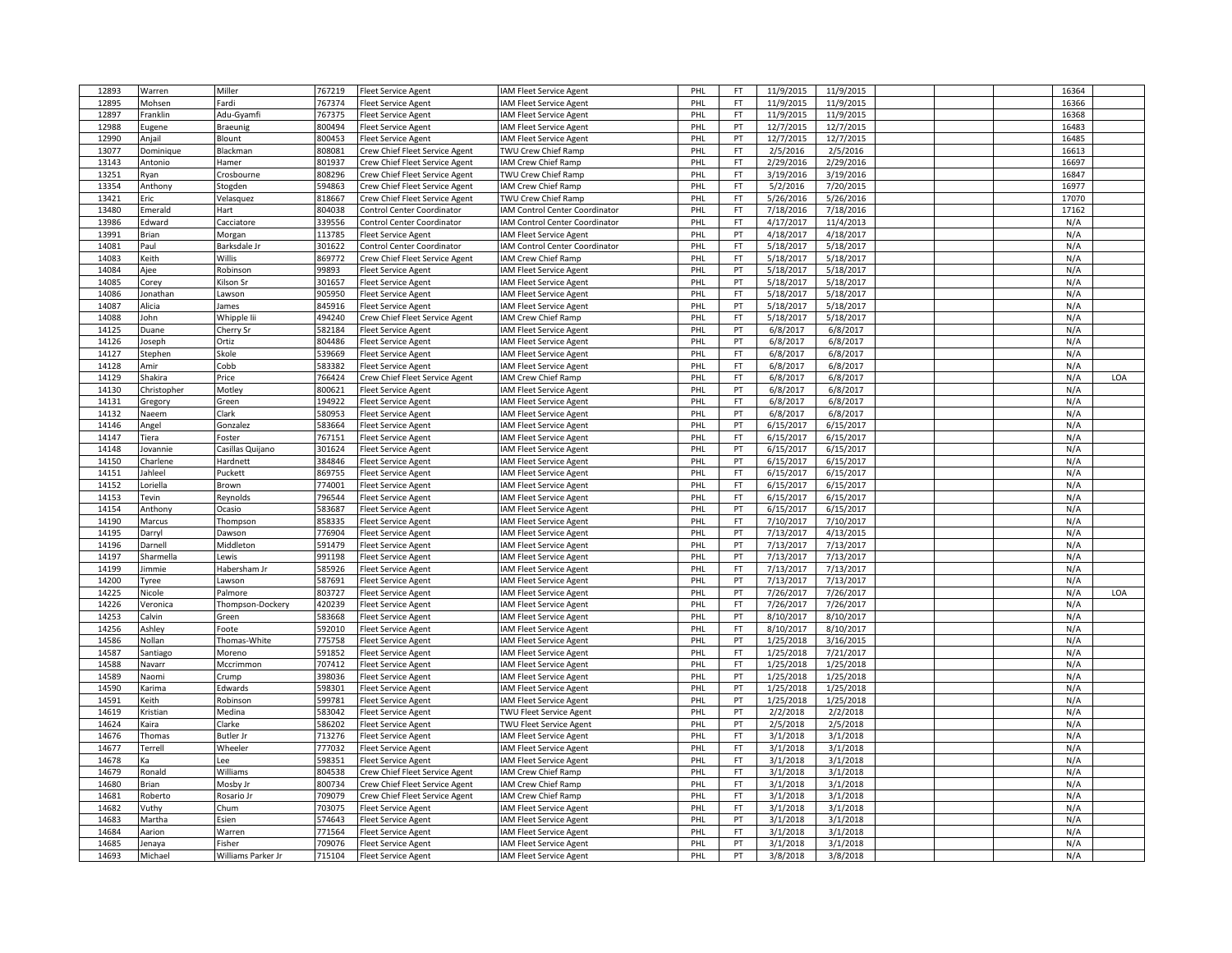| | | | | | | | | | | | | | | |
|---|---|---|---|---|---|---|---|---|---|---|---|---|---|---|
| 12893 | Warren | Miller | 767219 | Fleet Service Agent | IAM Fleet Service Agent | PHL | FT | 11/9/2015 | 11/9/2015 | | | | 16364 | |
| 12895 | Mohsen | Fardi | 767374 | Fleet Service Agent | IAM Fleet Service Agent | PHL | FT | 11/9/2015 | 11/9/2015 | | | | 16366 | |
| 12897 | Franklin | Adu-Gyamfi | 767375 | Fleet Service Agent | IAM Fleet Service Agent | PHL | FT | 11/9/2015 | 11/9/2015 | | | | 16368 | |
| 12988 | Eugene | Braeunig | 800494 | Fleet Service Agent | IAM Fleet Service Agent | PHL | PT | 12/7/2015 | 12/7/2015 | | | | 16483 | |
| 12990 | Anjail | Blount | 800453 | Fleet Service Agent | IAM Fleet Service Agent | PHL | PT | 12/7/2015 | 12/7/2015 | | | | 16485 | |
| 13077 | Dominique | Blackman | 808081 | Crew Chief Fleet Service Agent | TWU Crew Chief Ramp | PHL | FT | 2/5/2016 | 2/5/2016 | | | | 16613 | |
| 13143 | Antonio | Hamer | 801937 | Crew Chief Fleet Service Agent | IAM Crew Chief Ramp | PHL | FT | 2/29/2016 | 2/29/2016 | | | | 16697 | |
| 13251 | Ryan | Crosbourne | 808296 | Crew Chief Fleet Service Agent | TWU Crew Chief Ramp | PHL | FT | 3/19/2016 | 3/19/2016 | | | | 16847 | |
| 13354 | Anthony | Stogden | 594863 | Crew Chief Fleet Service Agent | IAM Crew Chief Ramp | PHL | FT | 5/2/2016 | 7/20/2015 | | | | 16977 | |
| 13421 | Eric | Velasquez | 818667 | Crew Chief Fleet Service Agent | TWU Crew Chief Ramp | PHL | FT | 5/26/2016 | 5/26/2016 | | | | 17070 | |
| 13480 | Emerald | Hart | 804038 | Control Center Coordinator | IAM Control Center Coordinator | PHL | FT | 7/18/2016 | 7/18/2016 | | | | 17162 | |
| 13986 | Edward | Cacciatore | 339556 | Control Center Coordinator | IAM Control Center Coordinator | PHL | FT | 4/17/2017 | 11/4/2013 | | | | N/A | |
| 13991 | Brian | Morgan | 113785 | Fleet Service Agent | IAM Fleet Service Agent | PHL | PT | 4/18/2017 | 4/18/2017 | | | | N/A | |
| 14081 | Paul | Barksdale Jr | 301622 | Control Center Coordinator | IAM Control Center Coordinator | PHL | FT | 5/18/2017 | 5/18/2017 | | | | N/A | |
| 14083 | Keith | Willis | 869772 | Crew Chief Fleet Service Agent | IAM Crew Chief Ramp | PHL | FT | 5/18/2017 | 5/18/2017 | | | | N/A | |
| 14084 | Ajee | Robinson | 99893 | Fleet Service Agent | IAM Fleet Service Agent | PHL | PT | 5/18/2017 | 5/18/2017 | | | | N/A | |
| 14085 | Corey | Kilson Sr | 301657 | Fleet Service Agent | IAM Fleet Service Agent | PHL | PT | 5/18/2017 | 5/18/2017 | | | | N/A | |
| 14086 | Jonathan | Lawson | 905950 | Fleet Service Agent | IAM Fleet Service Agent | PHL | FT | 5/18/2017 | 5/18/2017 | | | | N/A | |
| 14087 | Alicia | James | 845916 | Fleet Service Agent | IAM Fleet Service Agent | PHL | PT | 5/18/2017 | 5/18/2017 | | | | N/A | |
| 14088 | John | Whipple Iii | 494240 | Crew Chief Fleet Service Agent | IAM Crew Chief Ramp | PHL | FT | 5/18/2017 | 5/18/2017 | | | | N/A | |
| 14125 | Duane | Cherry Sr | 582184 | Fleet Service Agent | IAM Fleet Service Agent | PHL | PT | 6/8/2017 | 6/8/2017 | | | | N/A | |
| 14126 | Joseph | Ortiz | 804486 | Fleet Service Agent | IAM Fleet Service Agent | PHL | PT | 6/8/2017 | 6/8/2017 | | | | N/A | |
| 14127 | Stephen | Skole | 539669 | Fleet Service Agent | IAM Fleet Service Agent | PHL | FT | 6/8/2017 | 6/8/2017 | | | | N/A | |
| 14128 | Amir | Cobb | 583382 | Fleet Service Agent | IAM Fleet Service Agent | PHL | FT | 6/8/2017 | 6/8/2017 | | | | N/A | |
| 14129 | Shakira | Price | 766424 | Crew Chief Fleet Service Agent | IAM Crew Chief Ramp | PHL | FT | 6/8/2017 | 6/8/2017 | | | | N/A | LOA |
| 14130 | Christopher | Motley | 800621 | Fleet Service Agent | IAM Fleet Service Agent | PHL | PT | 6/8/2017 | 6/8/2017 | | | | N/A | |
| 14131 | Gregory | Green | 194922 | Fleet Service Agent | IAM Fleet Service Agent | PHL | FT | 6/8/2017 | 6/8/2017 | | | | N/A | |
| 14132 | Naeem | Clark | 580953 | Fleet Service Agent | IAM Fleet Service Agent | PHL | PT | 6/8/2017 | 6/8/2017 | | | | N/A | |
| 14146 | Angel | Gonzalez | 583664 | Fleet Service Agent | IAM Fleet Service Agent | PHL | PT | 6/15/2017 | 6/15/2017 | | | | N/A | |
| 14147 | Tiera | Foster | 767151 | Fleet Service Agent | IAM Fleet Service Agent | PHL | FT | 6/15/2017 | 6/15/2017 | | | | N/A | |
| 14148 | Jovannie | Casillas Quijano | 301624 | Fleet Service Agent | IAM Fleet Service Agent | PHL | PT | 6/15/2017 | 6/15/2017 | | | | N/A | |
| 14150 | Charlene | Hardnett | 384846 | Fleet Service Agent | IAM Fleet Service Agent | PHL | PT | 6/15/2017 | 6/15/2017 | | | | N/A | |
| 14151 | Jahleel | Puckett | 869755 | Fleet Service Agent | IAM Fleet Service Agent | PHL | FT | 6/15/2017 | 6/15/2017 | | | | N/A | |
| 14152 | Loriella | Brown | 774001 | Fleet Service Agent | IAM Fleet Service Agent | PHL | FT | 6/15/2017 | 6/15/2017 | | | | N/A | |
| 14153 | Tevin | Reynolds | 796544 | Fleet Service Agent | IAM Fleet Service Agent | PHL | FT | 6/15/2017 | 6/15/2017 | | | | N/A | |
| 14154 | Anthony | Ocasio | 583687 | Fleet Service Agent | IAM Fleet Service Agent | PHL | PT | 6/15/2017 | 6/15/2017 | | | | N/A | |
| 14190 | Marcus | Thompson | 858335 | Fleet Service Agent | IAM Fleet Service Agent | PHL | FT | 7/10/2017 | 7/10/2017 | | | | N/A | |
| 14195 | Darryl | Dawson | 776904 | Fleet Service Agent | IAM Fleet Service Agent | PHL | PT | 7/13/2017 | 4/13/2015 | | | | N/A | |
| 14196 | Darnell | Middleton | 591479 | Fleet Service Agent | IAM Fleet Service Agent | PHL | PT | 7/13/2017 | 7/13/2017 | | | | N/A | |
| 14197 | Sharmella | Lewis | 991198 | Fleet Service Agent | IAM Fleet Service Agent | PHL | PT | 7/13/2017 | 7/13/2017 | | | | N/A | |
| 14199 | Jimmie | Habersham Jr | 585926 | Fleet Service Agent | IAM Fleet Service Agent | PHL | FT | 7/13/2017 | 7/13/2017 | | | | N/A | |
| 14200 | Tyree | Lawson | 587691 | Fleet Service Agent | IAM Fleet Service Agent | PHL | PT | 7/13/2017 | 7/13/2017 | | | | N/A | |
| 14225 | Nicole | Palmore | 803727 | Fleet Service Agent | IAM Fleet Service Agent | PHL | PT | 7/26/2017 | 7/26/2017 | | | | N/A | LOA |
| 14226 | Veronica | Thompson-Dockery | 420239 | Fleet Service Agent | IAM Fleet Service Agent | PHL | FT | 7/26/2017 | 7/26/2017 | | | | N/A | |
| 14253 | Calvin | Green | 583668 | Fleet Service Agent | IAM Fleet Service Agent | PHL | PT | 8/10/2017 | 8/10/2017 | | | | N/A | |
| 14256 | Ashley | Foote | 592010 | Fleet Service Agent | IAM Fleet Service Agent | PHL | FT | 8/10/2017 | 8/10/2017 | | | | N/A | |
| 14586 | Nollan | Thomas-White | 775758 | Fleet Service Agent | IAM Fleet Service Agent | PHL | PT | 1/25/2018 | 3/16/2015 | | | | N/A | |
| 14587 | Santiago | Moreno | 591852 | Fleet Service Agent | IAM Fleet Service Agent | PHL | FT | 1/25/2018 | 7/21/2017 | | | | N/A | |
| 14588 | Navarr | Mccrimmon | 707412 | Fleet Service Agent | IAM Fleet Service Agent | PHL | FT | 1/25/2018 | 1/25/2018 | | | | N/A | |
| 14589 | Naomi | Crump | 398036 | Fleet Service Agent | IAM Fleet Service Agent | PHL | PT | 1/25/2018 | 1/25/2018 | | | | N/A | |
| 14590 | Karima | Edwards | 598301 | Fleet Service Agent | IAM Fleet Service Agent | PHL | PT | 1/25/2018 | 1/25/2018 | | | | N/A | |
| 14591 | Keith | Robinson | 599781 | Fleet Service Agent | IAM Fleet Service Agent | PHL | PT | 1/25/2018 | 1/25/2018 | | | | N/A | |
| 14619 | Kristian | Medina | 583042 | Fleet Service Agent | TWU Fleet Service Agent | PHL | PT | 2/2/2018 | 2/2/2018 | | | | N/A | |
| 14624 | Kaira | Clarke | 586202 | Fleet Service Agent | TWU Fleet Service Agent | PHL | PT | 2/5/2018 | 2/5/2018 | | | | N/A | |
| 14676 | Thomas | Butler Jr | 713276 | Fleet Service Agent | IAM Fleet Service Agent | PHL | FT | 3/1/2018 | 3/1/2018 | | | | N/A | |
| 14677 | Terrell | Wheeler | 777032 | Fleet Service Agent | IAM Fleet Service Agent | PHL | FT | 3/1/2018 | 3/1/2018 | | | | N/A | |
| 14678 | Ka | Lee | 598351 | Fleet Service Agent | IAM Fleet Service Agent | PHL | FT | 3/1/2018 | 3/1/2018 | | | | N/A | |
| 14679 | Ronald | Williams | 804538 | Crew Chief Fleet Service Agent | IAM Crew Chief Ramp | PHL | FT | 3/1/2018 | 3/1/2018 | | | | N/A | |
| 14680 | Brian | Mosby Jr | 800734 | Crew Chief Fleet Service Agent | IAM Crew Chief Ramp | PHL | FT | 3/1/2018 | 3/1/2018 | | | | N/A | |
| 14681 | Roberto | Rosario Jr | 709079 | Crew Chief Fleet Service Agent | IAM Crew Chief Ramp | PHL | FT | 3/1/2018 | 3/1/2018 | | | | N/A | |
| 14682 | Vuthy | Chum | 703075 | Fleet Service Agent | IAM Fleet Service Agent | PHL | FT | 3/1/2018 | 3/1/2018 | | | | N/A | |
| 14683 | Martha | Esien | 574643 | Fleet Service Agent | IAM Fleet Service Agent | PHL | PT | 3/1/2018 | 3/1/2018 | | | | N/A | |
| 14684 | Aarion | Warren | 771564 | Fleet Service Agent | IAM Fleet Service Agent | PHL | FT | 3/1/2018 | 3/1/2018 | | | | N/A | |
| 14685 | Jenaya | Fisher | 709076 | Fleet Service Agent | IAM Fleet Service Agent | PHL | PT | 3/1/2018 | 3/1/2018 | | | | N/A | |
| 14693 | Michael | Williams Parker Jr | 715104 | Fleet Service Agent | IAM Fleet Service Agent | PHL | PT | 3/8/2018 | 3/8/2018 | | | | N/A | |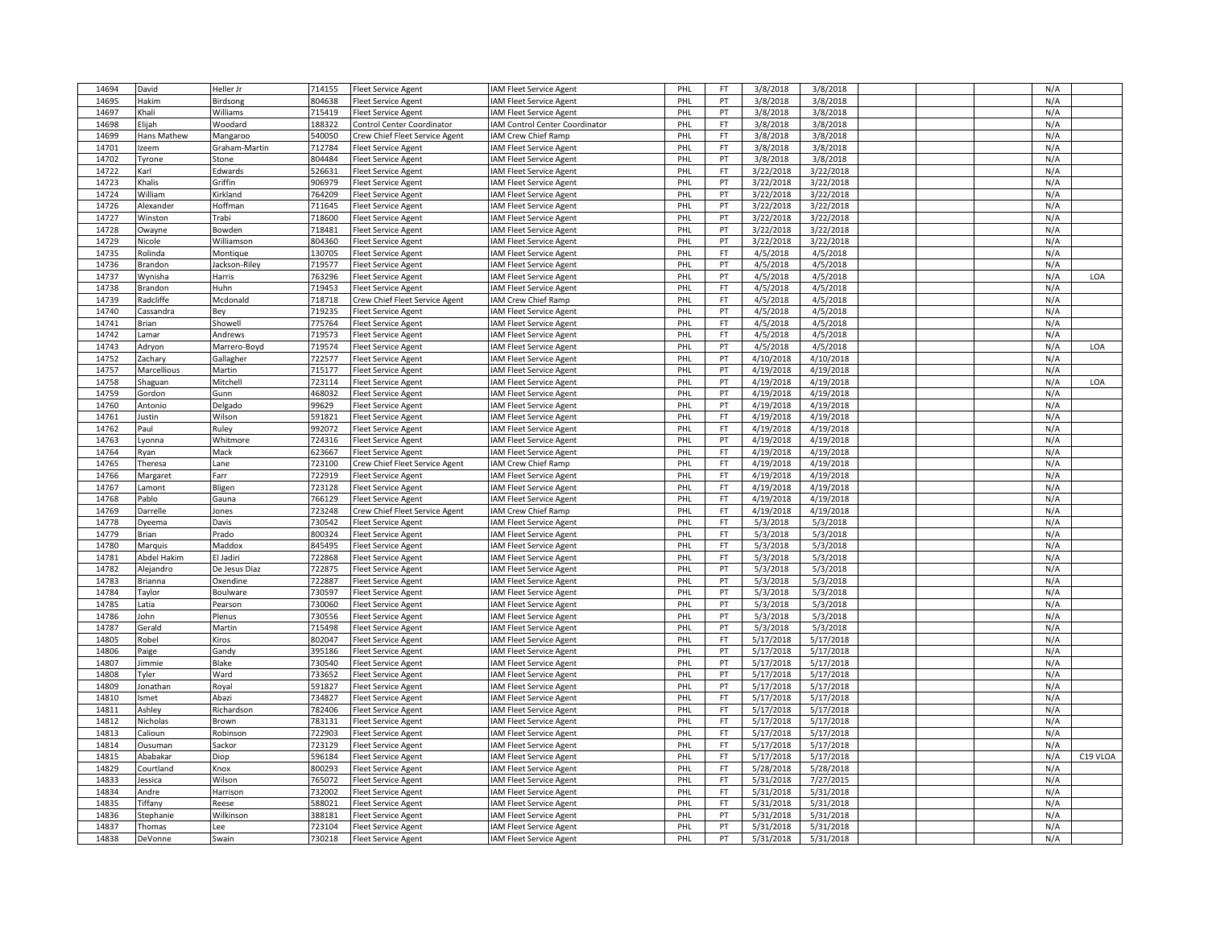| 14694 | David | Heller Jr | 714155 | Fleet Service Agent | IAM Fleet Service Agent | PHL | FT | 3/8/2018 | 3/8/2018 | | | | N/A | |
|---|---|---|---|---|---|---|---|---|---|---|---|---|---|---|
| 14695 | Hakim | Birdsong | 804638 | Fleet Service Agent | IAM Fleet Service Agent | PHL | PT | 3/8/2018 | 3/8/2018 | | | | N/A | |
| 14697 | Khali | Williams | 715419 | Fleet Service Agent | IAM Fleet Service Agent | PHL | FT | 3/8/2018 | 3/8/2018 | | | | N/A | |
| 14698 | Elijah | Woodard | 188322 | Control Center Coordinator | IAM Control Center Coordinator | PHL | FT | 3/8/2018 | 3/8/2018 | | | | N/A | |
| 14699 | Hans Mathew | Mangaroo | 540050 | Crew Chief Fleet Service Agent | IAM Crew Chief Ramp | PHL | FT | 3/8/2018 | 3/8/2018 | | | | N/A | |
| 14701 | Izeem | Graham-Martin | 712784 | Fleet Service Agent | IAM Fleet Service Agent | PHL | FT | 3/8/2018 | 3/8/2018 | | | | N/A | |
| 14702 | Tyrone | Stone | 804484 | Fleet Service Agent | IAM Fleet Service Agent | PHL | PT | 3/8/2018 | 3/8/2018 | | | | N/A | |
| 14722 | Karl | Edwards | 526631 | Fleet Service Agent | IAM Fleet Service Agent | PHL | FT | 3/22/2018 | 3/22/2018 | | | | N/A | |
| 14723 | Khalis | Griffin | 906979 | Fleet Service Agent | IAM Fleet Service Agent | PHL | PT | 3/22/2018 | 3/22/2018 | | | | N/A | |
| 14724 | William | Kirkland | 764209 | Fleet Service Agent | IAM Fleet Service Agent | PHL | PT | 3/22/2018 | 3/22/2018 | | | | N/A | |
| 14726 | Alexander | Hoffman | 711645 | Fleet Service Agent | IAM Fleet Service Agent | PHL | PT | 3/22/2018 | 3/22/2018 | | | | N/A | |
| 14727 | Winston | Trabi | 718600 | Fleet Service Agent | IAM Fleet Service Agent | PHL | PT | 3/22/2018 | 3/22/2018 | | | | N/A | |
| 14728 | Owayne | Bowden | 718481 | Fleet Service Agent | IAM Fleet Service Agent | PHL | PT | 3/22/2018 | 3/22/2018 | | | | N/A | |
| 14729 | Nicole | Williamson | 804360 | Fleet Service Agent | IAM Fleet Service Agent | PHL | PT | 3/22/2018 | 3/22/2018 | | | | N/A | |
| 14735 | Rolinda | Montique | 130705 | Fleet Service Agent | IAM Fleet Service Agent | PHL | FT | 4/5/2018 | 4/5/2018 | | | | N/A | |
| 14736 | Brandon | Jackson-Riley | 719577 | Fleet Service Agent | IAM Fleet Service Agent | PHL | PT | 4/5/2018 | 4/5/2018 | | | | N/A | |
| 14737 | Wynisha | Harris | 763296 | Fleet Service Agent | IAM Fleet Service Agent | PHL | PT | 4/5/2018 | 4/5/2018 | | | | N/A | LOA |
| 14738 | Brandon | Huhn | 719453 | Fleet Service Agent | IAM Fleet Service Agent | PHL | FT | 4/5/2018 | 4/5/2018 | | | | N/A | |
| 14739 | Radcliffe | Mcdonald | 718718 | Crew Chief Fleet Service Agent | IAM Crew Chief Ramp | PHL | FT | 4/5/2018 | 4/5/2018 | | | | N/A | |
| 14740 | Cassandra | Bey | 719235 | Fleet Service Agent | IAM Fleet Service Agent | PHL | PT | 4/5/2018 | 4/5/2018 | | | | N/A | |
| 14741 | Brian | Showell | 775764 | Fleet Service Agent | IAM Fleet Service Agent | PHL | FT | 4/5/2018 | 4/5/2018 | | | | N/A | |
| 14742 | Lamar | Andrews | 719573 | Fleet Service Agent | IAM Fleet Service Agent | PHL | FT | 4/5/2018 | 4/5/2018 | | | | N/A | |
| 14743 | Adryon | Marrero-Boyd | 719574 | Fleet Service Agent | IAM Fleet Service Agent | PHL | PT | 4/5/2018 | 4/5/2018 | | | | N/A | LOA |
| 14752 | Zachary | Gallagher | 722577 | Fleet Service Agent | IAM Fleet Service Agent | PHL | PT | 4/10/2018 | 4/10/2018 | | | | N/A | |
| 14757 | Marcellious | Martin | 715177 | Fleet Service Agent | IAM Fleet Service Agent | PHL | PT | 4/19/2018 | 4/19/2018 | | | | N/A | |
| 14758 | Shaguan | Mitchell | 723114 | Fleet Service Agent | IAM Fleet Service Agent | PHL | PT | 4/19/2018 | 4/19/2018 | | | | N/A | LOA |
| 14759 | Gordon | Gunn | 468032 | Fleet Service Agent | IAM Fleet Service Agent | PHL | FT | 4/19/2018 | 4/19/2018 | | | | N/A | |
| 14760 | Antonio | Delgado | 99629 | Fleet Service Agent | IAM Fleet Service Agent | PHL | PT | 4/19/2018 | 4/19/2018 | | | | N/A | |
| 14761 | Justin | Wilson | 591821 | Fleet Service Agent | IAM Fleet Service Agent | PHL | FT | 4/19/2018 | 4/19/2018 | | | | N/A | |
| 14762 | Paul | Ruley | 992072 | Fleet Service Agent | IAM Fleet Service Agent | PHL | FT | 4/19/2018 | 4/19/2018 | | | | N/A | |
| 14763 | Lyonna | Whitmore | 724316 | Fleet Service Agent | IAM Fleet Service Agent | PHL | PT | 4/19/2018 | 4/19/2018 | | | | N/A | |
| 14764 | Ryan | Mack | 623667 | Fleet Service Agent | IAM Fleet Service Agent | PHL | FT | 4/19/2018 | 4/19/2018 | | | | N/A | |
| 14765 | Theresa | Lane | 723100 | Crew Chief Fleet Service Agent | IAM Crew Chief Ramp | PHL | FT | 4/19/2018 | 4/19/2018 | | | | N/A | |
| 14766 | Margaret | Farr | 722919 | Fleet Service Agent | IAM Fleet Service Agent | PHL | FT | 4/19/2018 | 4/19/2018 | | | | N/A | |
| 14767 | Lamont | Bligen | 723128 | Fleet Service Agent | IAM Fleet Service Agent | PHL | FT | 4/19/2018 | 4/19/2018 | | | | N/A | |
| 14768 | Pablo | Gauna | 766129 | Fleet Service Agent | IAM Fleet Service Agent | PHL | FT | 4/19/2018 | 4/19/2018 | | | | N/A | |
| 14769 | Darrelle | Jones | 723248 | Crew Chief Fleet Service Agent | IAM Crew Chief Ramp | PHL | FT | 4/19/2018 | 4/19/2018 | | | | N/A | |
| 14778 | Dyeema | Davis | 730542 | Fleet Service Agent | IAM Fleet Service Agent | PHL | FT | 5/3/2018 | 5/3/2018 | | | | N/A | |
| 14779 | Brian | Prado | 800324 | Fleet Service Agent | IAM Fleet Service Agent | PHL | FT | 5/3/2018 | 5/3/2018 | | | | N/A | |
| 14780 | Marquis | Maddox | 845495 | Fleet Service Agent | IAM Fleet Service Agent | PHL | FT | 5/3/2018 | 5/3/2018 | | | | N/A | |
| 14781 | Abdel Hakim | El Jadiri | 722868 | Fleet Service Agent | IAM Fleet Service Agent | PHL | FT | 5/3/2018 | 5/3/2018 | | | | N/A | |
| 14782 | Alejandro | De Jesus Diaz | 722875 | Fleet Service Agent | IAM Fleet Service Agent | PHL | PT | 5/3/2018 | 5/3/2018 | | | | N/A | |
| 14783 | Brianna | Oxendine | 722887 | Fleet Service Agent | IAM Fleet Service Agent | PHL | PT | 5/3/2018 | 5/3/2018 | | | | N/A | |
| 14784 | Taylor | Boulware | 730597 | Fleet Service Agent | IAM Fleet Service Agent | PHL | PT | 5/3/2018 | 5/3/2018 | | | | N/A | |
| 14785 | Latia | Pearson | 730060 | Fleet Service Agent | IAM Fleet Service Agent | PHL | PT | 5/3/2018 | 5/3/2018 | | | | N/A | |
| 14786 | John | Plenus | 730556 | Fleet Service Agent | IAM Fleet Service Agent | PHL | PT | 5/3/2018 | 5/3/2018 | | | | N/A | |
| 14787 | Gerald | Martin | 715498 | Fleet Service Agent | IAM Fleet Service Agent | PHL | PT | 5/3/2018 | 5/3/2018 | | | | N/A | |
| 14805 | Robel | Kiros | 802047 | Fleet Service Agent | IAM Fleet Service Agent | PHL | FT | 5/17/2018 | 5/17/2018 | | | | N/A | |
| 14806 | Paige | Gandy | 395186 | Fleet Service Agent | IAM Fleet Service Agent | PHL | PT | 5/17/2018 | 5/17/2018 | | | | N/A | |
| 14807 | Jimmie | Blake | 730540 | Fleet Service Agent | IAM Fleet Service Agent | PHL | PT | 5/17/2018 | 5/17/2018 | | | | N/A | |
| 14808 | Tyler | Ward | 733652 | Fleet Service Agent | IAM Fleet Service Agent | PHL | PT | 5/17/2018 | 5/17/2018 | | | | N/A | |
| 14809 | Jonathan | Royal | 591827 | Fleet Service Agent | IAM Fleet Service Agent | PHL | PT | 5/17/2018 | 5/17/2018 | | | | N/A | |
| 14810 | Ismet | Abazi | 734827 | Fleet Service Agent | IAM Fleet Service Agent | PHL | FT | 5/17/2018 | 5/17/2018 | | | | N/A | |
| 14811 | Ashley | Richardson | 782406 | Fleet Service Agent | IAM Fleet Service Agent | PHL | FT | 5/17/2018 | 5/17/2018 | | | | N/A | |
| 14812 | Nicholas | Brown | 783131 | Fleet Service Agent | IAM Fleet Service Agent | PHL | FT | 5/17/2018 | 5/17/2018 | | | | N/A | |
| 14813 | Calioun | Robinson | 722903 | Fleet Service Agent | IAM Fleet Service Agent | PHL | FT | 5/17/2018 | 5/17/2018 | | | | N/A | |
| 14814 | Ousuman | Sackor | 723129 | Fleet Service Agent | IAM Fleet Service Agent | PHL | FT | 5/17/2018 | 5/17/2018 | | | | N/A | |
| 14815 | Ababakar | Diop | 596184 | Fleet Service Agent | IAM Fleet Service Agent | PHL | FT | 5/17/2018 | 5/17/2018 | | | | N/A | C19 VLOA |
| 14829 | Courtland | Knox | 800293 | Fleet Service Agent | IAM Fleet Service Agent | PHL | FT | 5/28/2018 | 5/28/2018 | | | | N/A | |
| 14833 | Jessica | Wilson | 765072 | Fleet Service Agent | IAM Fleet Service Agent | PHL | FT | 5/31/2018 | 7/27/2015 | | | | N/A | |
| 14834 | Andre | Harrison | 732002 | Fleet Service Agent | IAM Fleet Service Agent | PHL | FT | 5/31/2018 | 5/31/2018 | | | | N/A | |
| 14835 | Tiffany | Reese | 588021 | Fleet Service Agent | IAM Fleet Service Agent | PHL | FT | 5/31/2018 | 5/31/2018 | | | | N/A | |
| 14836 | Stephanie | Wilkinson | 388181 | Fleet Service Agent | IAM Fleet Service Agent | PHL | PT | 5/31/2018 | 5/31/2018 | | | | N/A | |
| 14837 | Thomas | Lee | 723104 | Fleet Service Agent | IAM Fleet Service Agent | PHL | PT | 5/31/2018 | 5/31/2018 | | | | N/A | |
| 14838 | DeVonne | Swain | 730218 | Fleet Service Agent | IAM Fleet Service Agent | PHL | PT | 5/31/2018 | 5/31/2018 | | | | N/A | |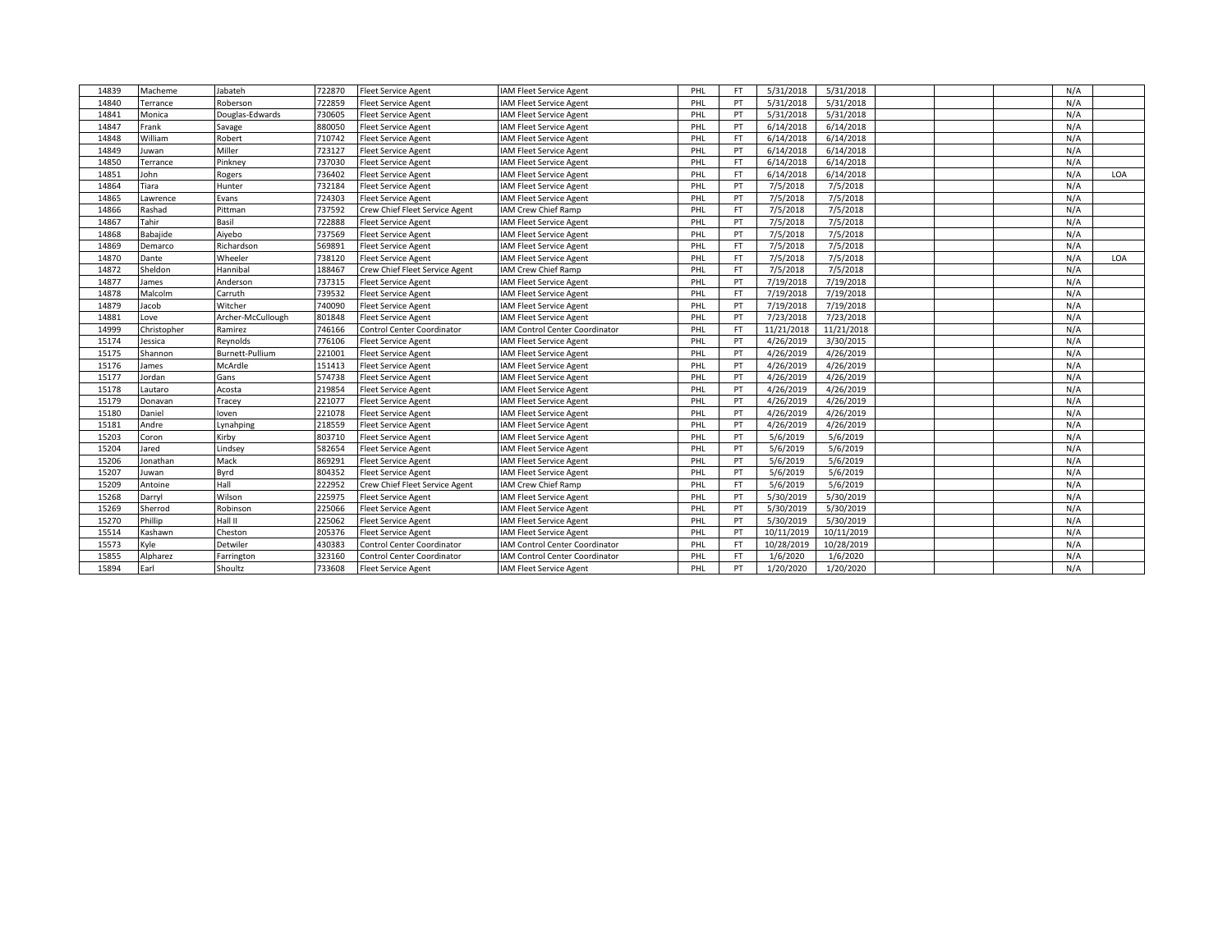| | | | | | | | | | | | | | | | |
|---|---|---|---|---|---|---|---|---|---|---|---|---|---|---|---|
| 14839 | Macheme | Jabateh | 722870 | Fleet Service Agent | IAM Fleet Service Agent | PHL | FT | 5/31/2018 | 5/31/2018 | | | | N/A | |
| 14840 | Terrance | Roberson | 722859 | Fleet Service Agent | IAM Fleet Service Agent | PHL | PT | 5/31/2018 | 5/31/2018 | | | | N/A | |
| 14841 | Monica | Douglas-Edwards | 730605 | Fleet Service Agent | IAM Fleet Service Agent | PHL | PT | 5/31/2018 | 5/31/2018 | | | | N/A | |
| 14847 | Frank | Savage | 880050 | Fleet Service Agent | IAM Fleet Service Agent | PHL | PT | 6/14/2018 | 6/14/2018 | | | | N/A | |
| 14848 | William | Robert | 710742 | Fleet Service Agent | IAM Fleet Service Agent | PHL | FT | 6/14/2018 | 6/14/2018 | | | | N/A | |
| 14849 | Juwan | Miller | 723127 | Fleet Service Agent | IAM Fleet Service Agent | PHL | PT | 6/14/2018 | 6/14/2018 | | | | N/A | |
| 14850 | Terrance | Pinkney | 737030 | Fleet Service Agent | IAM Fleet Service Agent | PHL | FT | 6/14/2018 | 6/14/2018 | | | | N/A | |
| 14851 | John | Rogers | 736402 | Fleet Service Agent | IAM Fleet Service Agent | PHL | FT | 6/14/2018 | 6/14/2018 | | | | N/A | LOA |
| 14864 | Tiara | Hunter | 732184 | Fleet Service Agent | IAM Fleet Service Agent | PHL | PT | 7/5/2018 | 7/5/2018 | | | | N/A | |
| 14865 | Lawrence | Evans | 724303 | Fleet Service Agent | IAM Fleet Service Agent | PHL | PT | 7/5/2018 | 7/5/2018 | | | | N/A | |
| 14866 | Rashad | Pittman | 737592 | Crew Chief Fleet Service Agent | IAM Crew Chief Ramp | PHL | FT | 7/5/2018 | 7/5/2018 | | | | N/A | |
| 14867 | Tahir | Basil | 722888 | Fleet Service Agent | IAM Fleet Service Agent | PHL | PT | 7/5/2018 | 7/5/2018 | | | | N/A | |
| 14868 | Babajide | Aiyebo | 737569 | Fleet Service Agent | IAM Fleet Service Agent | PHL | PT | 7/5/2018 | 7/5/2018 | | | | N/A | |
| 14869 | Demarco | Richardson | 569891 | Fleet Service Agent | IAM Fleet Service Agent | PHL | FT | 7/5/2018 | 7/5/2018 | | | | N/A | |
| 14870 | Dante | Wheeler | 738120 | Fleet Service Agent | IAM Fleet Service Agent | PHL | FT | 7/5/2018 | 7/5/2018 | | | | N/A | LOA |
| 14872 | Sheldon | Hannibal | 188467 | Crew Chief Fleet Service Agent | IAM Crew Chief Ramp | PHL | FT | 7/5/2018 | 7/5/2018 | | | | N/A | |
| 14877 | James | Anderson | 737315 | Fleet Service Agent | IAM Fleet Service Agent | PHL | PT | 7/19/2018 | 7/19/2018 | | | | N/A | |
| 14878 | Malcolm | Carruth | 739532 | Fleet Service Agent | IAM Fleet Service Agent | PHL | FT | 7/19/2018 | 7/19/2018 | | | | N/A | |
| 14879 | Jacob | Witcher | 740090 | Fleet Service Agent | IAM Fleet Service Agent | PHL | PT | 7/19/2018 | 7/19/2018 | | | | N/A | |
| 14881 | Love | Archer-McCullough | 801848 | Fleet Service Agent | IAM Fleet Service Agent | PHL | PT | 7/23/2018 | 7/23/2018 | | | | N/A | |
| 14999 | Christopher | Ramirez | 746166 | Control Center Coordinator | IAM Control Center Coordinator | PHL | FT | 11/21/2018 | 11/21/2018 | | | | N/A | |
| 15174 | Jessica | Reynolds | 776106 | Fleet Service Agent | IAM Fleet Service Agent | PHL | PT | 4/26/2019 | 3/30/2015 | | | | N/A | |
| 15175 | Shannon | Burnett-Pullium | 221001 | Fleet Service Agent | IAM Fleet Service Agent | PHL | PT | 4/26/2019 | 4/26/2019 | | | | N/A | |
| 15176 | James | McArdle | 151413 | Fleet Service Agent | IAM Fleet Service Agent | PHL | PT | 4/26/2019 | 4/26/2019 | | | | N/A | |
| 15177 | Jordan | Gans | 574738 | Fleet Service Agent | IAM Fleet Service Agent | PHL | PT | 4/26/2019 | 4/26/2019 | | | | N/A | |
| 15178 | Lautaro | Acosta | 219854 | Fleet Service Agent | IAM Fleet Service Agent | PHL | PT | 4/26/2019 | 4/26/2019 | | | | N/A | |
| 15179 | Donavan | Tracey | 221077 | Fleet Service Agent | IAM Fleet Service Agent | PHL | PT | 4/26/2019 | 4/26/2019 | | | | N/A | |
| 15180 | Daniel | Ioven | 221078 | Fleet Service Agent | IAM Fleet Service Agent | PHL | PT | 4/26/2019 | 4/26/2019 | | | | N/A | |
| 15181 | Andre | Lynahping | 218559 | Fleet Service Agent | IAM Fleet Service Agent | PHL | PT | 4/26/2019 | 4/26/2019 | | | | N/A | |
| 15203 | Coron | Kirby | 803710 | Fleet Service Agent | IAM Fleet Service Agent | PHL | PT | 5/6/2019 | 5/6/2019 | | | | N/A | |
| 15204 | Jared | Lindsey | 582654 | Fleet Service Agent | IAM Fleet Service Agent | PHL | PT | 5/6/2019 | 5/6/2019 | | | | N/A | |
| 15206 | Jonathan | Mack | 869291 | Fleet Service Agent | IAM Fleet Service Agent | PHL | PT | 5/6/2019 | 5/6/2019 | | | | N/A | |
| 15207 | Juwan | Byrd | 804352 | Fleet Service Agent | IAM Fleet Service Agent | PHL | PT | 5/6/2019 | 5/6/2019 | | | | N/A | |
| 15209 | Antoine | Hall | 222952 | Crew Chief Fleet Service Agent | IAM Crew Chief Ramp | PHL | FT | 5/6/2019 | 5/6/2019 | | | | N/A | |
| 15268 | Darryl | Wilson | 225975 | Fleet Service Agent | IAM Fleet Service Agent | PHL | PT | 5/30/2019 | 5/30/2019 | | | | N/A | |
| 15269 | Sherrod | Robinson | 225066 | Fleet Service Agent | IAM Fleet Service Agent | PHL | PT | 5/30/2019 | 5/30/2019 | | | | N/A | |
| 15270 | Phillip | Hall II | 225062 | Fleet Service Agent | IAM Fleet Service Agent | PHL | PT | 5/30/2019 | 5/30/2019 | | | | N/A | |
| 15514 | Kashawn | Cheston | 205376 | Fleet Service Agent | IAM Fleet Service Agent | PHL | PT | 10/11/2019 | 10/11/2019 | | | | N/A | |
| 15573 | Kyle | Detwiler | 430383 | Control Center Coordinator | IAM Control Center Coordinator | PHL | FT | 10/28/2019 | 10/28/2019 | | | | N/A | |
| 15855 | Alpharez | Farrington | 323160 | Control Center Coordinator | IAM Control Center Coordinator | PHL | FT | 1/6/2020 | 1/6/2020 | | | | N/A | |
| 15894 | Earl | Shoultz | 733608 | Fleet Service Agent | IAM Fleet Service Agent | PHL | PT | 1/20/2020 | 1/20/2020 | | | | N/A | |